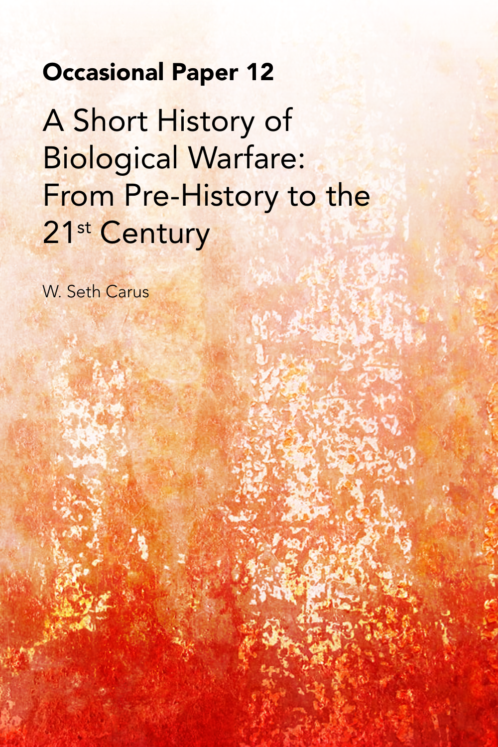**Occasional Paper 12**

# A Short History of Biological Warfare: From Pre-History to the 21st Century

W. Seth Carus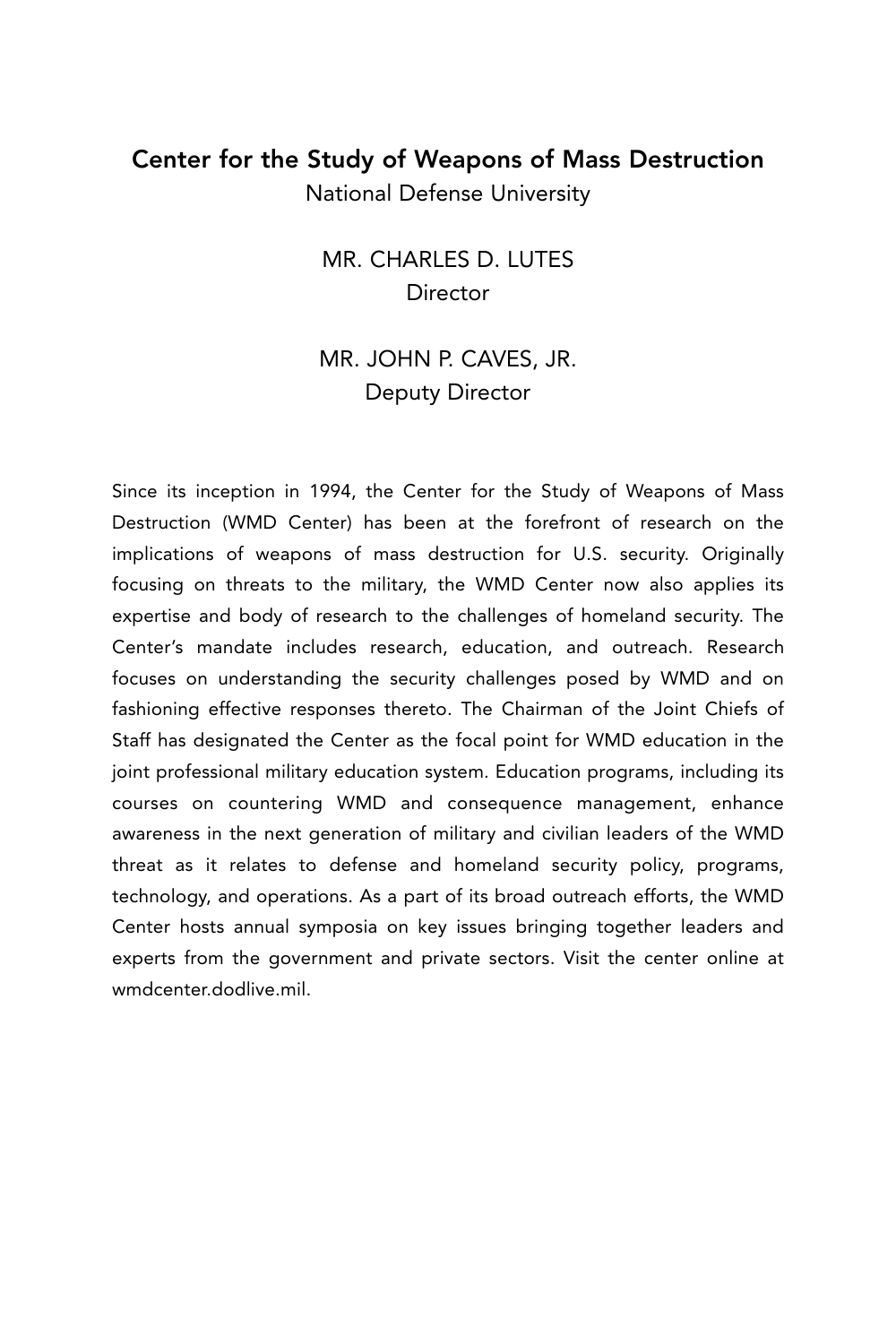## Center for the Study of Weapons of Mass Destruction

National Defense University

MR. CHARLES D. LUTES
Director

MR. JOHN P. CAVES, JR.
Deputy Director

Since its inception in 1994, the Center for the Study of Weapons of Mass Destruction (WMD Center) has been at the forefront of research on the implications of weapons of mass destruction for U.S. security. Originally focusing on threats to the military, the WMD Center now also applies its expertise and body of research to the challenges of homeland security. The Center's mandate includes research, education, and outreach. Research focuses on understanding the security challenges posed by WMD and on fashioning effective responses thereto. The Chairman of the Joint Chiefs of Staff has designated the Center as the focal point for WMD education in the joint professional military education system. Education programs, including its courses on countering WMD and consequence management, enhance awareness in the next generation of military and civilian leaders of the WMD threat as it relates to defense and homeland security policy, programs, technology, and operations. As a part of its broad outreach efforts, the WMD Center hosts annual symposia on key issues bringing together leaders and experts from the government and private sectors. Visit the center online at wmdcenter.dodlive.mil.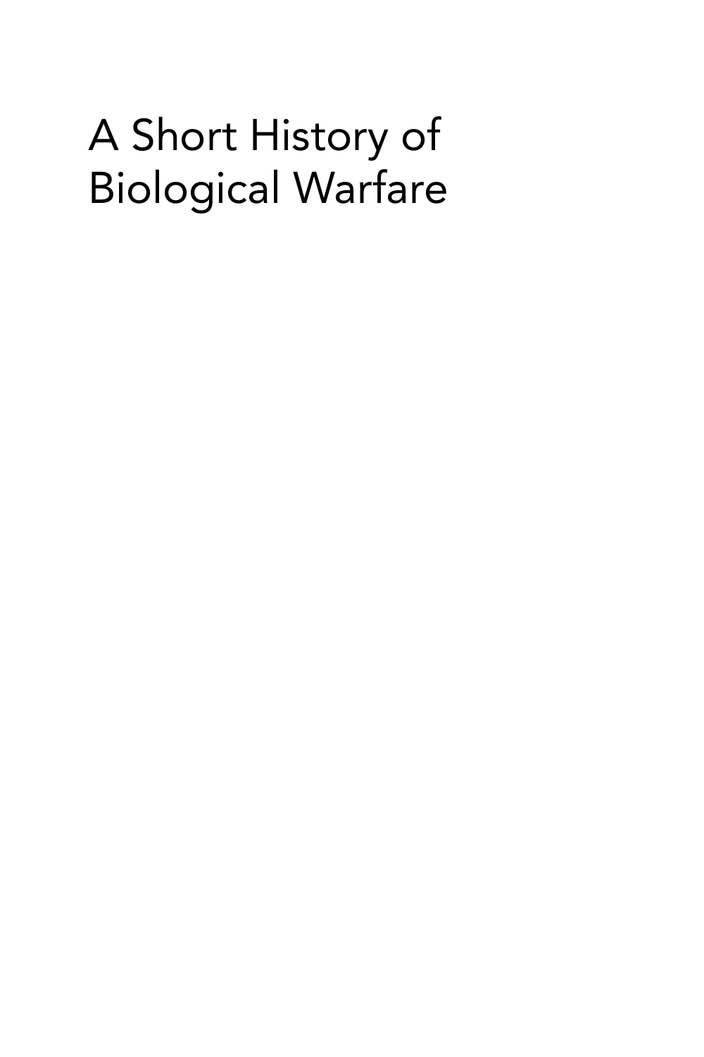# A Short History of Biological Warfare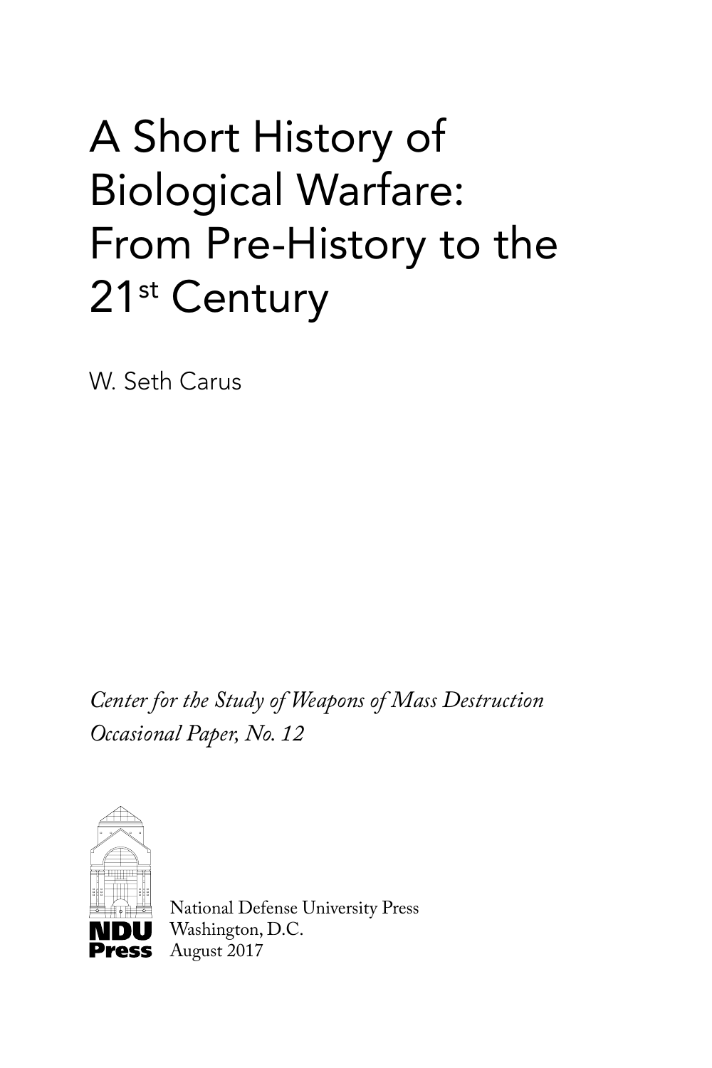# A Short History of Biological Warfare: From Pre-History to the 21st Century

W. Seth Carus

*Center for the Study of Weapons of Mass Destruction Occasional Paper, No. 12*

**NDU Press**

National Defense University Press
Washington, D.C.
August 2017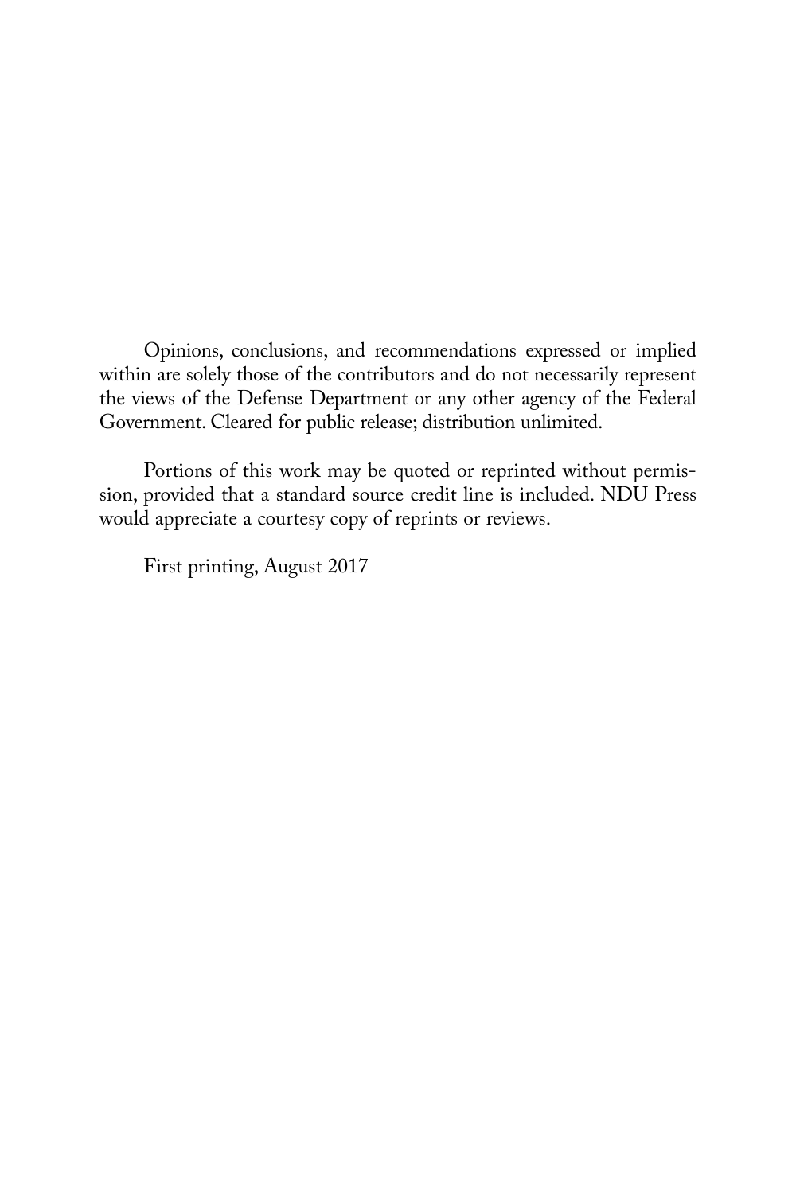Opinions, conclusions, and recommendations expressed or implied within are solely those of the contributors and do not necessarily represent the views of the Defense Department or any other agency of the Federal Government. Cleared for public release; distribution unlimited.

Portions of this work may be quoted or reprinted without permission, provided that a standard source credit line is included. NDU Press would appreciate a courtesy copy of reprints or reviews.

First printing, August 2017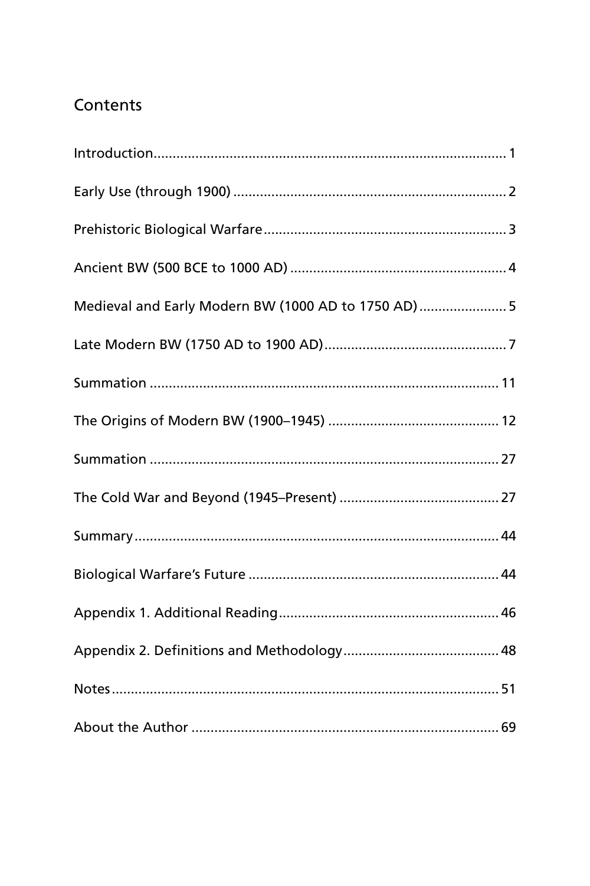## Contents

Introduction ... 1

Early Use (through 1900) ... 2

Prehistoric Biological Warfare ... 3

Ancient BW (500 BCE to 1000 AD) ... 4

Medieval and Early Modern BW (1000 AD to 1750 AD) ... 5

Late Modern BW (1750 AD to 1900 AD) ... 7

Summation ... 11

The Origins of Modern BW (1900–1945) ... 12

Summation ... 27

The Cold War and Beyond (1945–Present) ... 27

Summary ... 44

Biological Warfare's Future ... 44

Appendix 1. Additional Reading ... 46

Appendix 2. Definitions and Methodology ... 48

Notes ... 51

About the Author ... 69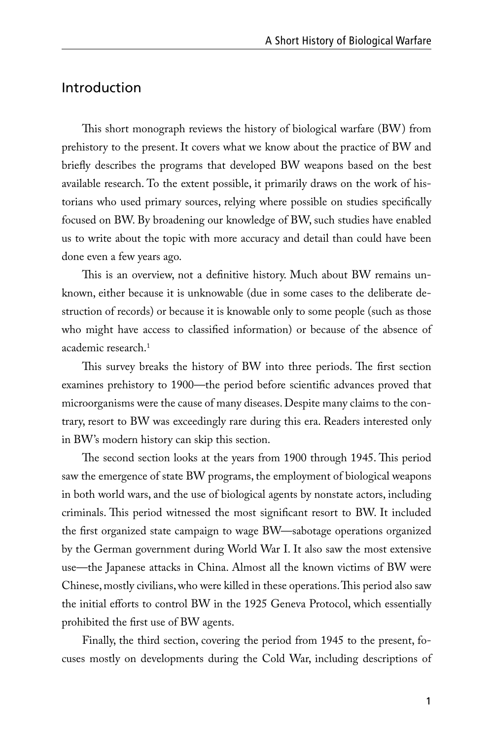## Introduction

This short monograph reviews the history of biological warfare (BW) from prehistory to the present. It covers what we know about the practice of BW and briefly describes the programs that developed BW weapons based on the best available research. To the extent possible, it primarily draws on the work of historians who used primary sources, relying where possible on studies specifically focused on BW. By broadening our knowledge of BW, such studies have enabled us to write about the topic with more accuracy and detail than could have been done even a few years ago.

This is an overview, not a definitive history. Much about BW remains unknown, either because it is unknowable (due in some cases to the deliberate destruction of records) or because it is knowable only to some people (such as those who might have access to classified information) or because of the absence of academic research.[1]

This survey breaks the history of BW into three periods. The first section examines prehistory to 1900—the period before scientific advances proved that microorganisms were the cause of many diseases. Despite many claims to the contrary, resort to BW was exceedingly rare during this era. Readers interested only in BW's modern history can skip this section.

The second section looks at the years from 1900 through 1945. This period saw the emergence of state BW programs, the employment of biological weapons in both world wars, and the use of biological agents by nonstate actors, including criminals. This period witnessed the most significant resort to BW. It included the first organized state campaign to wage BW—sabotage operations organized by the German government during World War I. It also saw the most extensive use—the Japanese attacks in China. Almost all the known victims of BW were Chinese, mostly civilians, who were killed in these operations. This period also saw the initial efforts to control BW in the 1925 Geneva Protocol, which essentially prohibited the first use of BW agents.

Finally, the third section, covering the period from 1945 to the present, focuses mostly on developments during the Cold War, including descriptions of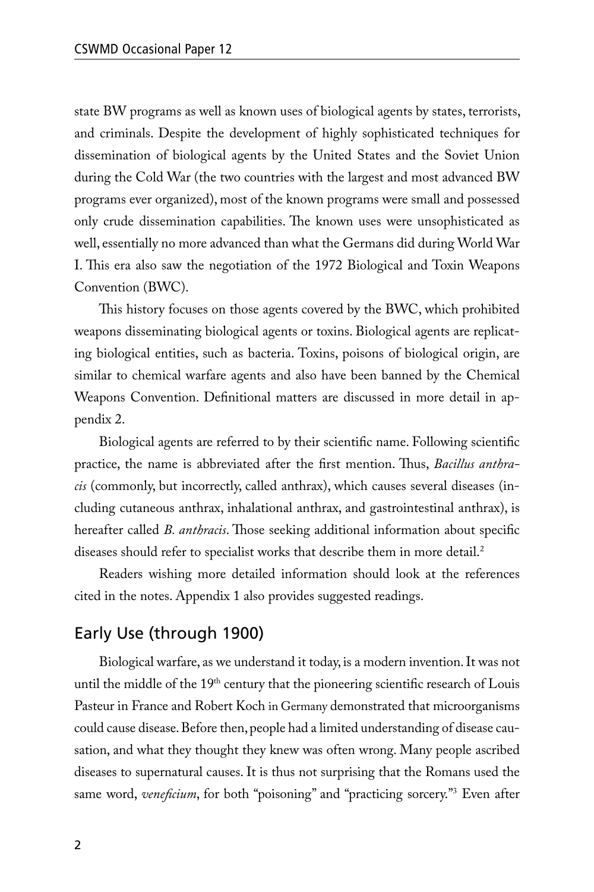state BW programs as well as known uses of biological agents by states, terrorists, and criminals. Despite the development of highly sophisticated techniques for dissemination of biological agents by the United States and the Soviet Union during the Cold War (the two countries with the largest and most advanced BW programs ever organized), most of the known programs were small and possessed only crude dissemination capabilities. The known uses were unsophisticated as well, essentially no more advanced than what the Germans did during World War I. This era also saw the negotiation of the 1972 Biological and Toxin Weapons Convention (BWC).

This history focuses on those agents covered by the BWC, which prohibited weapons disseminating biological agents or toxins. Biological agents are replicating biological entities, such as bacteria. Toxins, poisons of biological origin, are similar to chemical warfare agents and also have been banned by the Chemical Weapons Convention. Definitional matters are discussed in more detail in appendix 2.

Biological agents are referred to by their scientific name. Following scientific practice, the name is abbreviated after the first mention. Thus, *Bacillus anthracis* (commonly, but incorrectly, called anthrax), which causes several diseases (including cutaneous anthrax, inhalational anthrax, and gastrointestinal anthrax), is hereafter called *B. anthracis*. Those seeking additional information about specific diseases should refer to specialist works that describe them in more detail.[2]

Readers wishing more detailed information should look at the references cited in the notes. Appendix 1 also provides suggested readings.

## Early Use (through 1900)

Biological warfare, as we understand it today, is a modern invention. It was not until the middle of the 19th century that the pioneering scientific research of Louis Pasteur in France and Robert Koch in Germany demonstrated that microorganisms could cause disease. Before then, people had a limited understanding of disease causation, and what they thought they knew was often wrong. Many people ascribed diseases to supernatural causes. It is thus not surprising that the Romans used the same word, *veneficium*, for both "poisoning" and "practicing sorcery."[3] Even after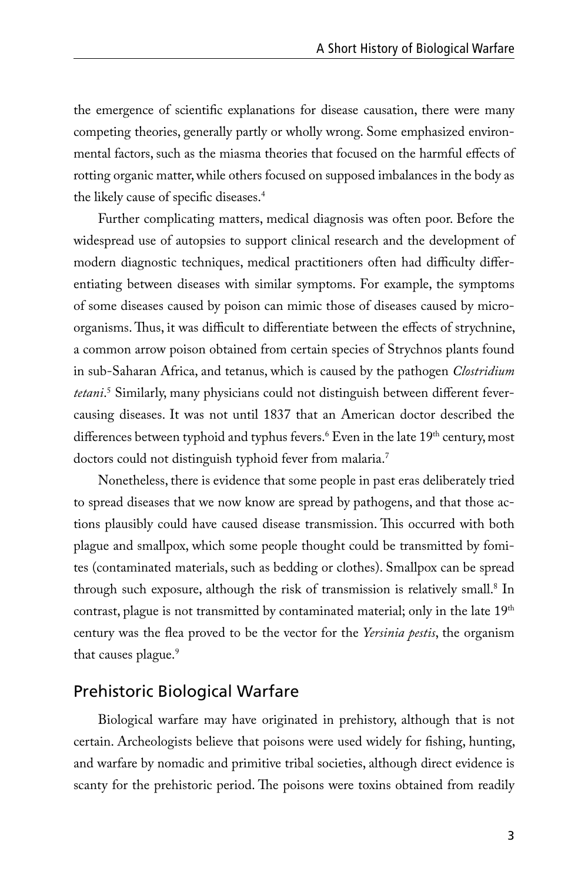the emergence of scientific explanations for disease causation, there were many competing theories, generally partly or wholly wrong. Some emphasized environmental factors, such as the miasma theories that focused on the harmful effects of rotting organic matter, while others focused on supposed imbalances in the body as the likely cause of specific diseases.[4]

Further complicating matters, medical diagnosis was often poor. Before the widespread use of autopsies to support clinical research and the development of modern diagnostic techniques, medical practitioners often had difficulty differentiating between diseases with similar symptoms. For example, the symptoms of some diseases caused by poison can mimic those of diseases caused by microorganisms. Thus, it was difficult to differentiate between the effects of strychnine, a common arrow poison obtained from certain species of Strychnos plants found in sub-Saharan Africa, and tetanus, which is caused by the pathogen *Clostridium tetani*.[5] Similarly, many physicians could not distinguish between different fever-causing diseases. It was not until 1837 that an American doctor described the differences between typhoid and typhus fevers.[6] Even in the late 19th century, most doctors could not distinguish typhoid fever from malaria.[7]

Nonetheless, there is evidence that some people in past eras deliberately tried to spread diseases that we now know are spread by pathogens, and that those actions plausibly could have caused disease transmission. This occurred with both plague and smallpox, which some people thought could be transmitted by fomites (contaminated materials, such as bedding or clothes). Smallpox can be spread through such exposure, although the risk of transmission is relatively small.[8] In contrast, plague is not transmitted by contaminated material; only in the late 19th century was the flea proved to be the vector for the *Yersinia pestis*, the organism that causes plague.[9]

## Prehistoric Biological Warfare

Biological warfare may have originated in prehistory, although that is not certain. Archeologists believe that poisons were used widely for fishing, hunting, and warfare by nomadic and primitive tribal societies, although direct evidence is scanty for the prehistoric period. The poisons were toxins obtained from readily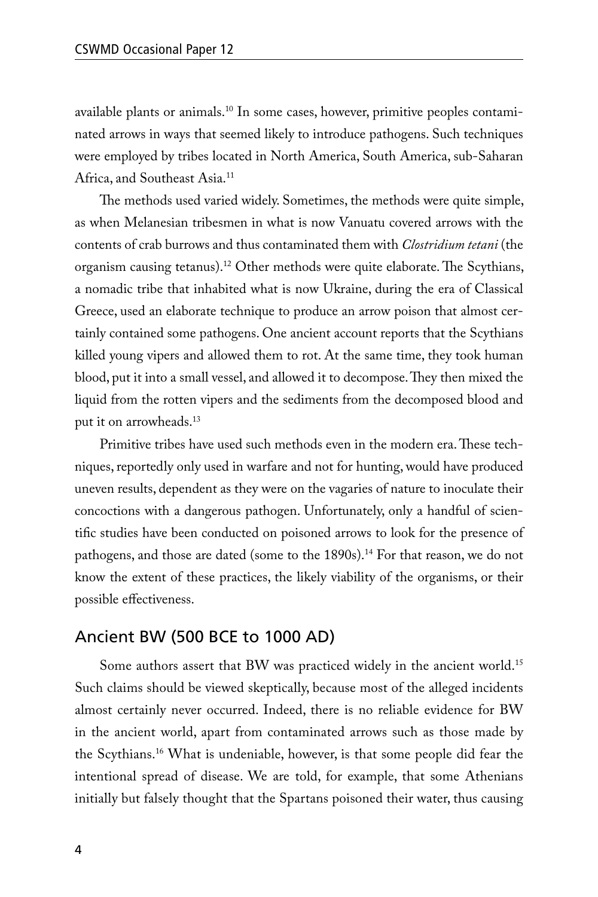available plants or animals.[10] In some cases, however, primitive peoples contaminated arrows in ways that seemed likely to introduce pathogens. Such techniques were employed by tribes located in North America, South America, sub-Saharan Africa, and Southeast Asia.[11]

The methods used varied widely. Sometimes, the methods were quite simple, as when Melanesian tribesmen in what is now Vanuatu covered arrows with the contents of crab burrows and thus contaminated them with *Clostridium tetani* (the organism causing tetanus).[12] Other methods were quite elaborate. The Scythians, a nomadic tribe that inhabited what is now Ukraine, during the era of Classical Greece, used an elaborate technique to produce an arrow poison that almost certainly contained some pathogens. One ancient account reports that the Scythians killed young vipers and allowed them to rot. At the same time, they took human blood, put it into a small vessel, and allowed it to decompose. They then mixed the liquid from the rotten vipers and the sediments from the decomposed blood and put it on arrowheads.[13]

Primitive tribes have used such methods even in the modern era. These techniques, reportedly only used in warfare and not for hunting, would have produced uneven results, dependent as they were on the vagaries of nature to inoculate their concoctions with a dangerous pathogen. Unfortunately, only a handful of scientific studies have been conducted on poisoned arrows to look for the presence of pathogens, and those are dated (some to the 1890s).[14] For that reason, we do not know the extent of these practices, the likely viability of the organisms, or their possible effectiveness.

## Ancient BW (500 BCE to 1000 AD)

Some authors assert that BW was practiced widely in the ancient world.[15] Such claims should be viewed skeptically, because most of the alleged incidents almost certainly never occurred. Indeed, there is no reliable evidence for BW in the ancient world, apart from contaminated arrows such as those made by the Scythians.[16] What is undeniable, however, is that some people did fear the intentional spread of disease. We are told, for example, that some Athenians initially but falsely thought that the Spartans poisoned their water, thus causing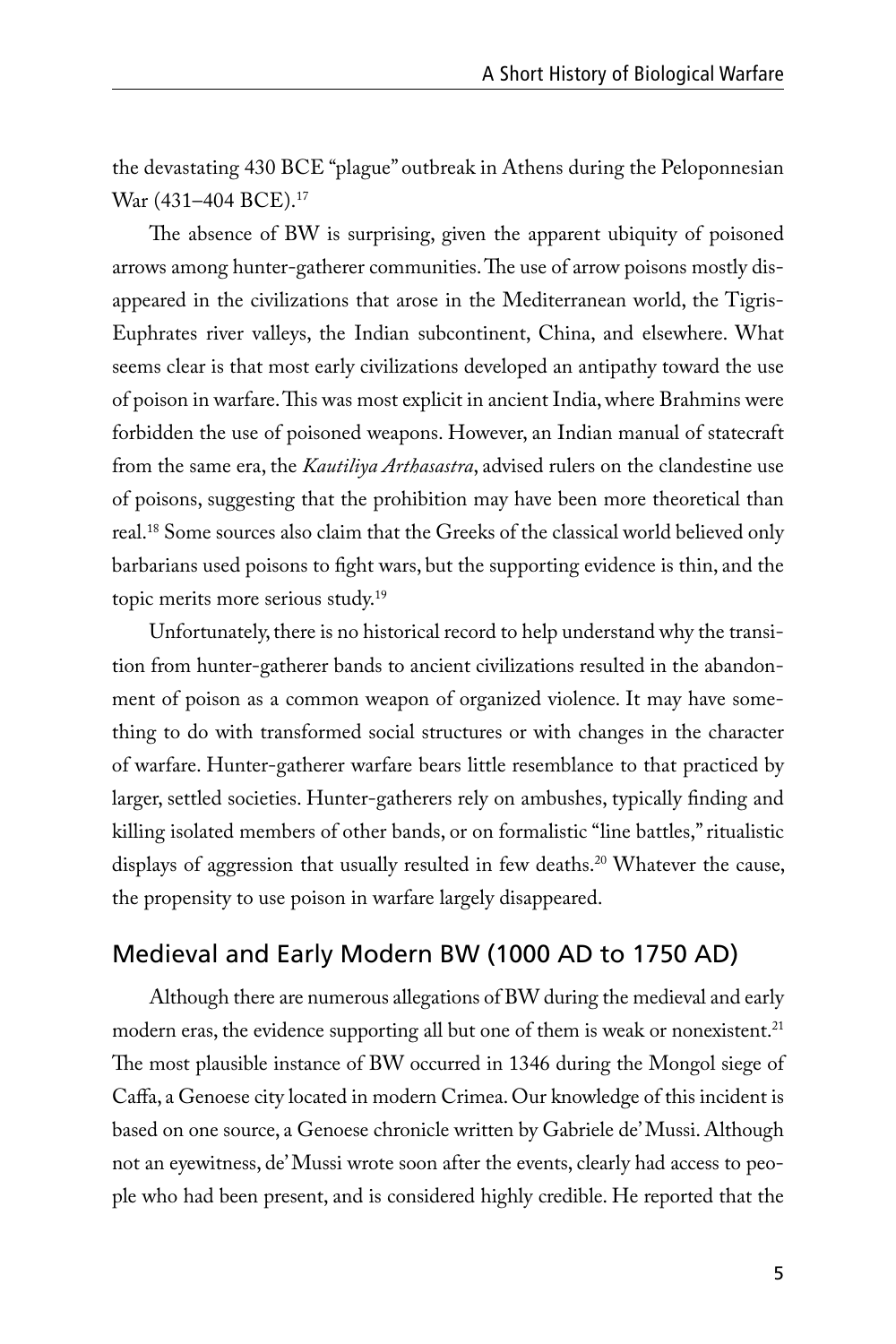the devastating 430 BCE "plague" outbreak in Athens during the Peloponnesian War (431–404 BCE).[17]

The absence of BW is surprising, given the apparent ubiquity of poisoned arrows among hunter-gatherer communities. The use of arrow poisons mostly disappeared in the civilizations that arose in the Mediterranean world, the Tigris-Euphrates river valleys, the Indian subcontinent, China, and elsewhere. What seems clear is that most early civilizations developed an antipathy toward the use of poison in warfare. This was most explicit in ancient India, where Brahmins were forbidden the use of poisoned weapons. However, an Indian manual of statecraft from the same era, the *Kautiliya Arthasastra*, advised rulers on the clandestine use of poisons, suggesting that the prohibition may have been more theoretical than real.[18] Some sources also claim that the Greeks of the classical world believed only barbarians used poisons to fight wars, but the supporting evidence is thin, and the topic merits more serious study.[19]

Unfortunately, there is no historical record to help understand why the transition from hunter-gatherer bands to ancient civilizations resulted in the abandonment of poison as a common weapon of organized violence. It may have something to do with transformed social structures or with changes in the character of warfare. Hunter-gatherer warfare bears little resemblance to that practiced by larger, settled societies. Hunter-gatherers rely on ambushes, typically finding and killing isolated members of other bands, or on formalistic "line battles," ritualistic displays of aggression that usually resulted in few deaths.[20] Whatever the cause, the propensity to use poison in warfare largely disappeared.

## Medieval and Early Modern BW (1000 AD to 1750 AD)

Although there are numerous allegations of BW during the medieval and early modern eras, the evidence supporting all but one of them is weak or nonexistent.[21] The most plausible instance of BW occurred in 1346 during the Mongol siege of Caffa, a Genoese city located in modern Crimea. Our knowledge of this incident is based on one source, a Genoese chronicle written by Gabriele de' Mussi. Although not an eyewitness, de' Mussi wrote soon after the events, clearly had access to people who had been present, and is considered highly credible. He reported that the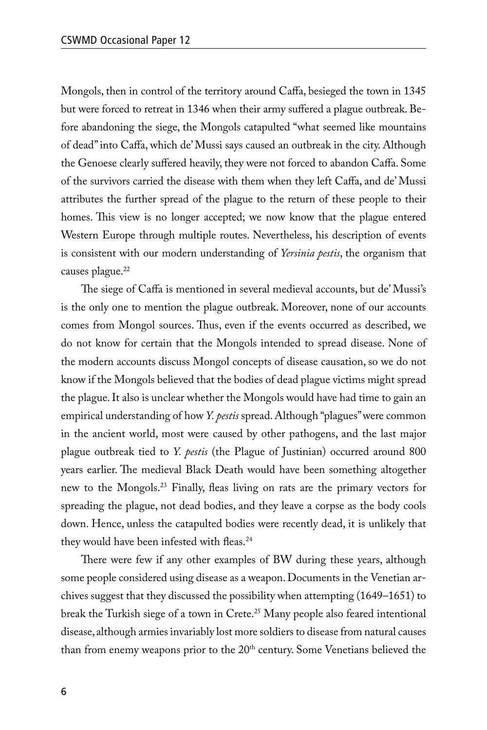Mongols, then in control of the territory around Caffa, besieged the town in 1345 but were forced to retreat in 1346 when their army suffered a plague outbreak. Before abandoning the siege, the Mongols catapulted "what seemed like mountains of dead" into Caffa, which de' Mussi says caused an outbreak in the city. Although the Genoese clearly suffered heavily, they were not forced to abandon Caffa. Some of the survivors carried the disease with them when they left Caffa, and de' Mussi attributes the further spread of the plague to the return of these people to their homes. This view is no longer accepted; we now know that the plague entered Western Europe through multiple routes. Nevertheless, his description of events is consistent with our modern understanding of *Yersinia pestis*, the organism that causes plague.[22]

The siege of Caffa is mentioned in several medieval accounts, but de' Mussi's is the only one to mention the plague outbreak. Moreover, none of our accounts comes from Mongol sources. Thus, even if the events occurred as described, we do not know for certain that the Mongols intended to spread disease. None of the modern accounts discuss Mongol concepts of disease causation, so we do not know if the Mongols believed that the bodies of dead plague victims might spread the plague. It also is unclear whether the Mongols would have had time to gain an empirical understanding of how *Y. pestis* spread. Although "plagues" were common in the ancient world, most were caused by other pathogens, and the last major plague outbreak tied to *Y. pestis* (the Plague of Justinian) occurred around 800 years earlier. The medieval Black Death would have been something altogether new to the Mongols.[23] Finally, fleas living on rats are the primary vectors for spreading the plague, not dead bodies, and they leave a corpse as the body cools down. Hence, unless the catapulted bodies were recently dead, it is unlikely that they would have been infested with fleas.[24]

There were few if any other examples of BW during these years, although some people considered using disease as a weapon. Documents in the Venetian archives suggest that they discussed the possibility when attempting (1649–1651) to break the Turkish siege of a town in Crete.[25] Many people also feared intentional disease, although armies invariably lost more soldiers to disease from natural causes than from enemy weapons prior to the 20th century. Some Venetians believed the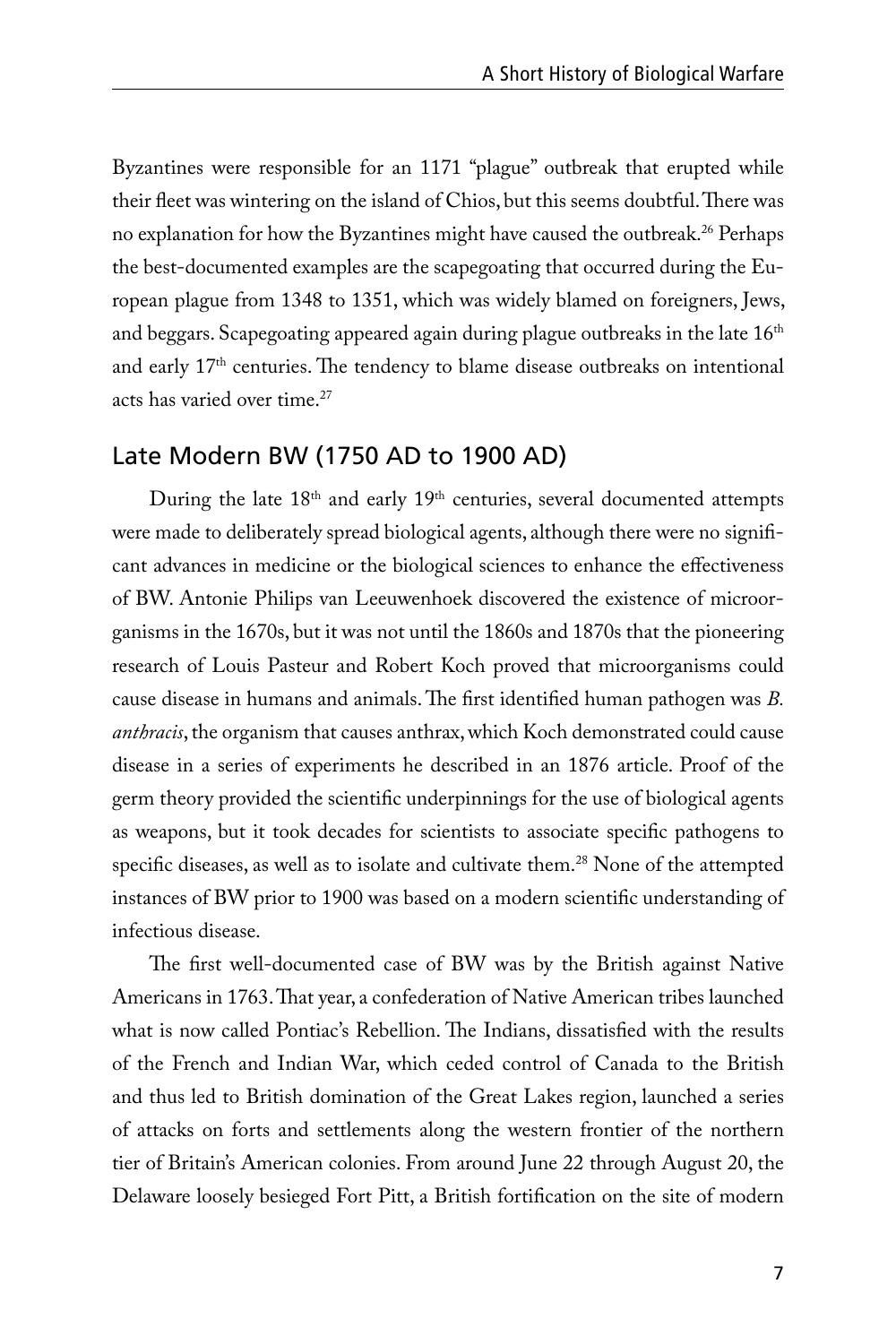Byzantines were responsible for an 1171 "plague" outbreak that erupted while their fleet was wintering on the island of Chios, but this seems doubtful. There was no explanation for how the Byzantines might have caused the outbreak.[26] Perhaps the best-documented examples are the scapegoating that occurred during the European plague from 1348 to 1351, which was widely blamed on foreigners, Jews, and beggars. Scapegoating appeared again during plague outbreaks in the late 16th and early 17th centuries. The tendency to blame disease outbreaks on intentional acts has varied over time.[27]

## Late Modern BW (1750 AD to 1900 AD)

During the late 18th and early 19th centuries, several documented attempts were made to deliberately spread biological agents, although there were no significant advances in medicine or the biological sciences to enhance the effectiveness of BW. Antonie Philips van Leeuwenhoek discovered the existence of microorganisms in the 1670s, but it was not until the 1860s and 1870s that the pioneering research of Louis Pasteur and Robert Koch proved that microorganisms could cause disease in humans and animals. The first identified human pathogen was *B. anthracis*, the organism that causes anthrax, which Koch demonstrated could cause disease in a series of experiments he described in an 1876 article. Proof of the germ theory provided the scientific underpinnings for the use of biological agents as weapons, but it took decades for scientists to associate specific pathogens to specific diseases, as well as to isolate and cultivate them.[28] None of the attempted instances of BW prior to 1900 was based on a modern scientific understanding of infectious disease.

The first well-documented case of BW was by the British against Native Americans in 1763. That year, a confederation of Native American tribes launched what is now called Pontiac's Rebellion. The Indians, dissatisfied with the results of the French and Indian War, which ceded control of Canada to the British and thus led to British domination of the Great Lakes region, launched a series of attacks on forts and settlements along the western frontier of the northern tier of Britain's American colonies. From around June 22 through August 20, the Delaware loosely besieged Fort Pitt, a British fortification on the site of modern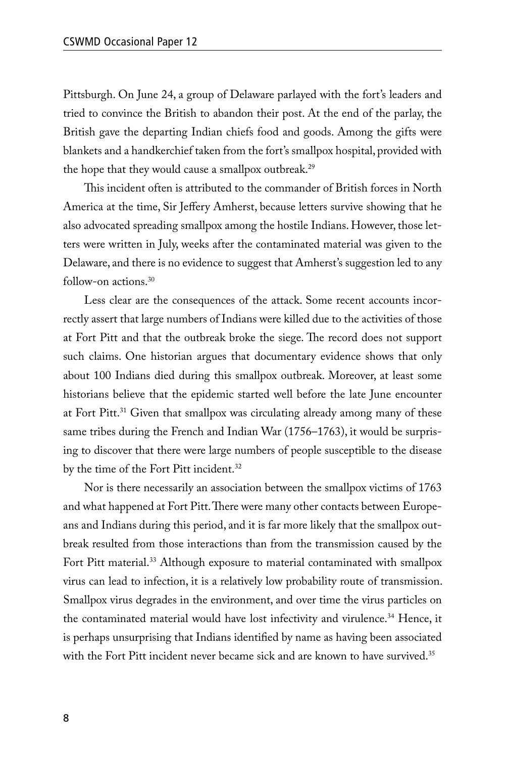Pittsburgh. On June 24, a group of Delaware parlayed with the fort's leaders and tried to convince the British to abandon their post. At the end of the parlay, the British gave the departing Indian chiefs food and goods. Among the gifts were blankets and a handkerchief taken from the fort's smallpox hospital, provided with the hope that they would cause a smallpox outbreak.[29]

This incident often is attributed to the commander of British forces in North America at the time, Sir Jeffery Amherst, because letters survive showing that he also advocated spreading smallpox among the hostile Indians. However, those letters were written in July, weeks after the contaminated material was given to the Delaware, and there is no evidence to suggest that Amherst's suggestion led to any follow-on actions.[30]

Less clear are the consequences of the attack. Some recent accounts incorrectly assert that large numbers of Indians were killed due to the activities of those at Fort Pitt and that the outbreak broke the siege. The record does not support such claims. One historian argues that documentary evidence shows that only about 100 Indians died during this smallpox outbreak. Moreover, at least some historians believe that the epidemic started well before the late June encounter at Fort Pitt.[31] Given that smallpox was circulating already among many of these same tribes during the French and Indian War (1756–1763), it would be surprising to discover that there were large numbers of people susceptible to the disease by the time of the Fort Pitt incident.[32]

Nor is there necessarily an association between the smallpox victims of 1763 and what happened at Fort Pitt. There were many other contacts between Europeans and Indians during this period, and it is far more likely that the smallpox outbreak resulted from those interactions than from the transmission caused by the Fort Pitt material.[33] Although exposure to material contaminated with smallpox virus can lead to infection, it is a relatively low probability route of transmission. Smallpox virus degrades in the environment, and over time the virus particles on the contaminated material would have lost infectivity and virulence.[34] Hence, it is perhaps unsurprising that Indians identified by name as having been associated with the Fort Pitt incident never became sick and are known to have survived.[35]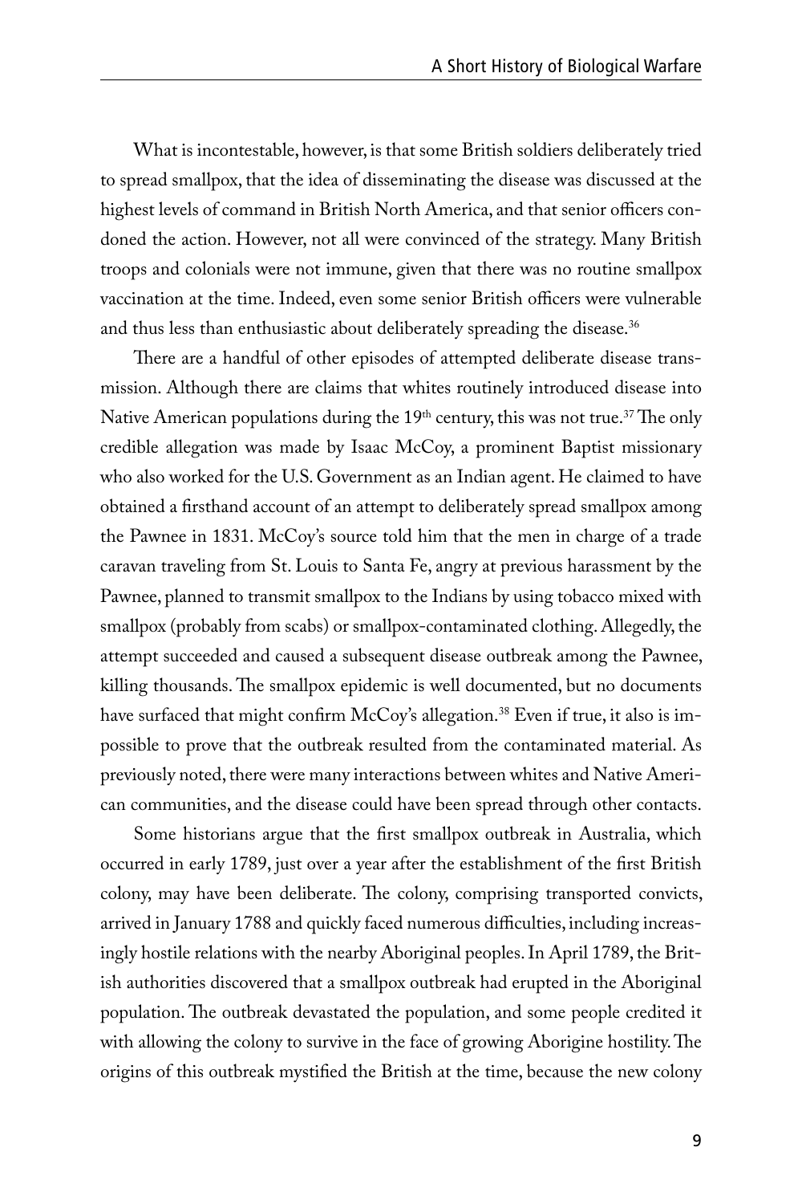What is incontestable, however, is that some British soldiers deliberately tried to spread smallpox, that the idea of disseminating the disease was discussed at the highest levels of command in British North America, and that senior officers condoned the action. However, not all were convinced of the strategy. Many British troops and colonials were not immune, given that there was no routine smallpox vaccination at the time. Indeed, even some senior British officers were vulnerable and thus less than enthusiastic about deliberately spreading the disease.[36]

There are a handful of other episodes of attempted deliberate disease transmission. Although there are claims that whites routinely introduced disease into Native American populations during the 19th century, this was not true.[37] The only credible allegation was made by Isaac McCoy, a prominent Baptist missionary who also worked for the U.S. Government as an Indian agent. He claimed to have obtained a firsthand account of an attempt to deliberately spread smallpox among the Pawnee in 1831. McCoy's source told him that the men in charge of a trade caravan traveling from St. Louis to Santa Fe, angry at previous harassment by the Pawnee, planned to transmit smallpox to the Indians by using tobacco mixed with smallpox (probably from scabs) or smallpox-contaminated clothing. Allegedly, the attempt succeeded and caused a subsequent disease outbreak among the Pawnee, killing thousands. The smallpox epidemic is well documented, but no documents have surfaced that might confirm McCoy's allegation.[38] Even if true, it also is impossible to prove that the outbreak resulted from the contaminated material. As previously noted, there were many interactions between whites and Native American communities, and the disease could have been spread through other contacts.

Some historians argue that the first smallpox outbreak in Australia, which occurred in early 1789, just over a year after the establishment of the first British colony, may have been deliberate. The colony, comprising transported convicts, arrived in January 1788 and quickly faced numerous difficulties, including increasingly hostile relations with the nearby Aboriginal peoples. In April 1789, the British authorities discovered that a smallpox outbreak had erupted in the Aboriginal population. The outbreak devastated the population, and some people credited it with allowing the colony to survive in the face of growing Aborigine hostility. The origins of this outbreak mystified the British at the time, because the new colony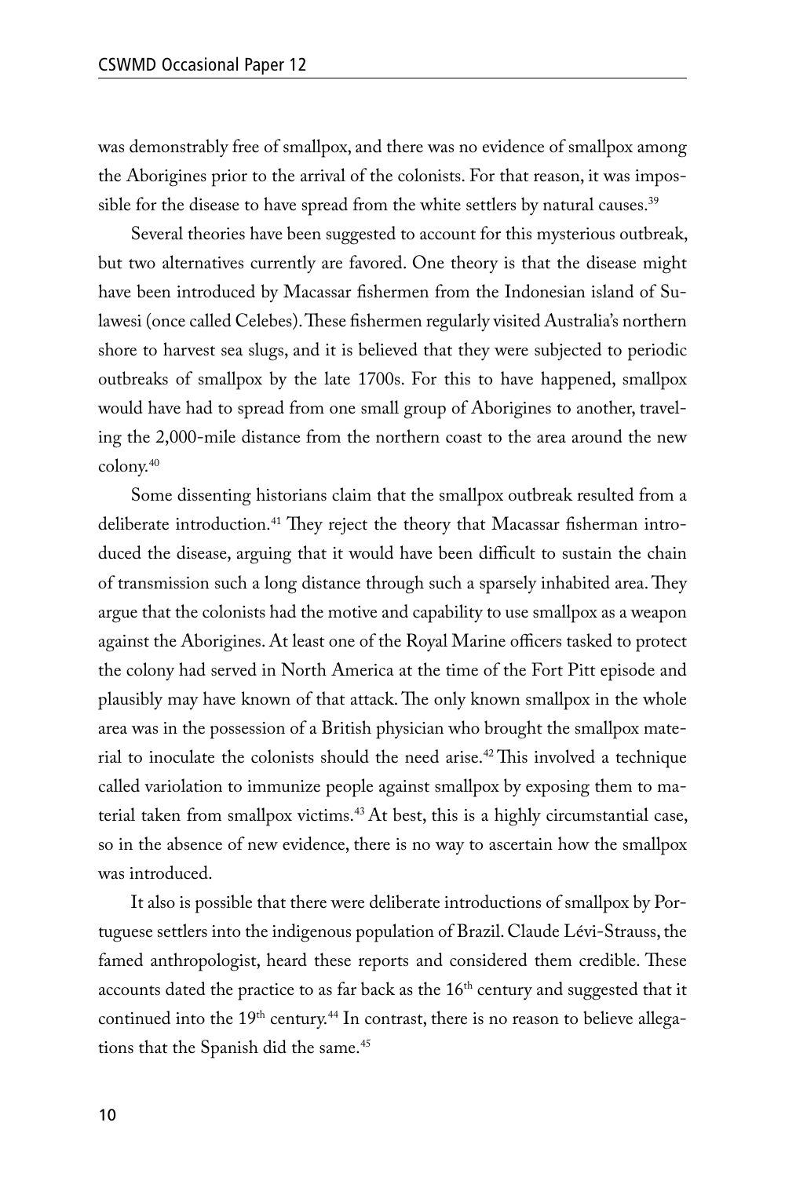was demonstrably free of smallpox, and there was no evidence of smallpox among the Aborigines prior to the arrival of the colonists. For that reason, it was impossible for the disease to have spread from the white settlers by natural causes.[39]

Several theories have been suggested to account for this mysterious outbreak, but two alternatives currently are favored. One theory is that the disease might have been introduced by Macassar fishermen from the Indonesian island of Sulawesi (once called Celebes). These fishermen regularly visited Australia's northern shore to harvest sea slugs, and it is believed that they were subjected to periodic outbreaks of smallpox by the late 1700s. For this to have happened, smallpox would have had to spread from one small group of Aborigines to another, traveling the 2,000-mile distance from the northern coast to the area around the new colony.[40]

Some dissenting historians claim that the smallpox outbreak resulted from a deliberate introduction.[41] They reject the theory that Macassar fisherman introduced the disease, arguing that it would have been difficult to sustain the chain of transmission such a long distance through such a sparsely inhabited area. They argue that the colonists had the motive and capability to use smallpox as a weapon against the Aborigines. At least one of the Royal Marine officers tasked to protect the colony had served in North America at the time of the Fort Pitt episode and plausibly may have known of that attack. The only known smallpox in the whole area was in the possession of a British physician who brought the smallpox material to inoculate the colonists should the need arise.[42] This involved a technique called variolation to immunize people against smallpox by exposing them to material taken from smallpox victims.[43] At best, this is a highly circumstantial case, so in the absence of new evidence, there is no way to ascertain how the smallpox was introduced.

It also is possible that there were deliberate introductions of smallpox by Portuguese settlers into the indigenous population of Brazil. Claude Lévi-Strauss, the famed anthropologist, heard these reports and considered them credible. These accounts dated the practice to as far back as the 16th century and suggested that it continued into the 19th century.[44] In contrast, there is no reason to believe allegations that the Spanish did the same.[45]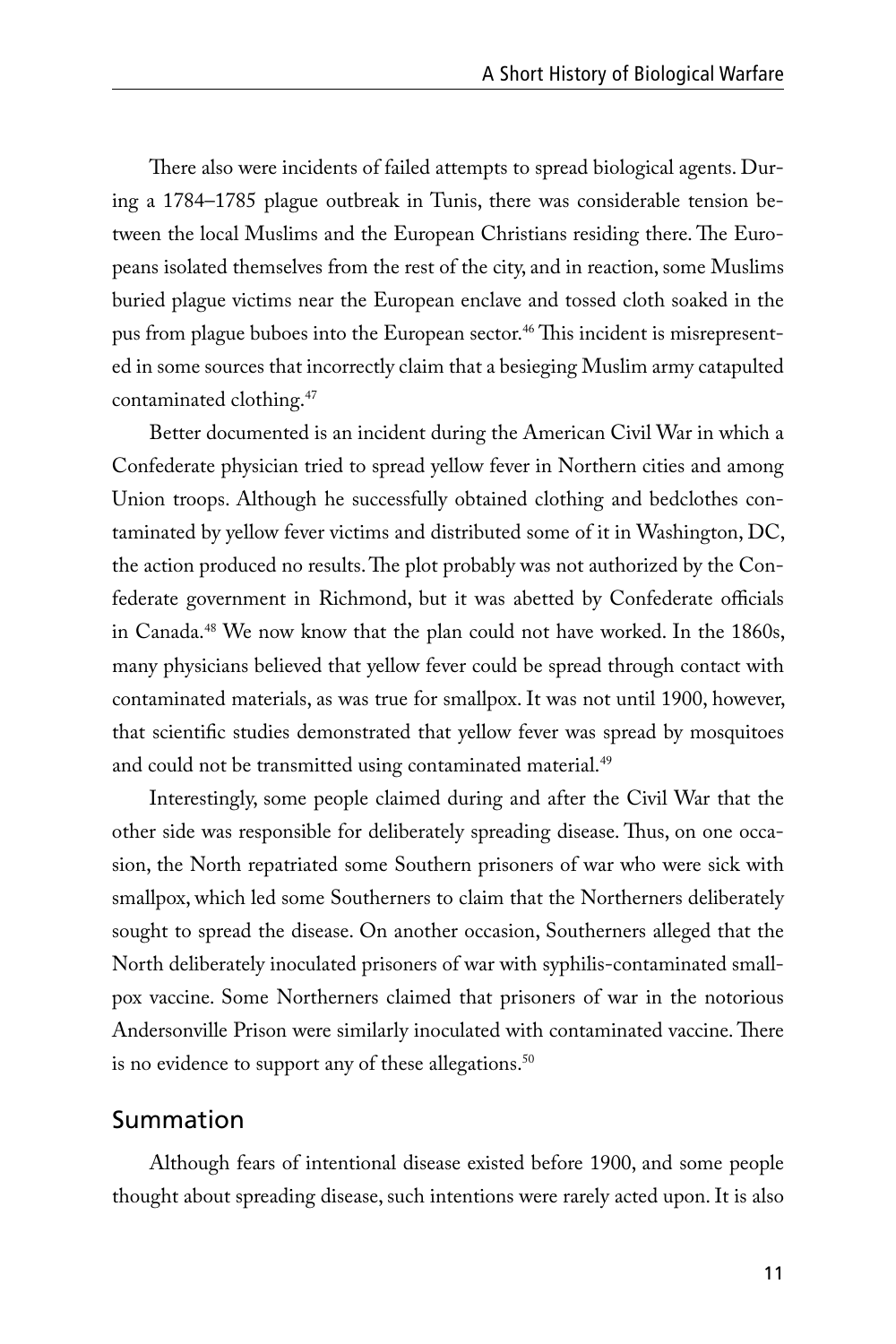There also were incidents of failed attempts to spread biological agents. During a 1784–1785 plague outbreak in Tunis, there was considerable tension between the local Muslims and the European Christians residing there. The Europeans isolated themselves from the rest of the city, and in reaction, some Muslims buried plague victims near the European enclave and tossed cloth soaked in the pus from plague buboes into the European sector.[46] This incident is misrepresented in some sources that incorrectly claim that a besieging Muslim army catapulted contaminated clothing.[47]

Better documented is an incident during the American Civil War in which a Confederate physician tried to spread yellow fever in Northern cities and among Union troops. Although he successfully obtained clothing and bedclothes contaminated by yellow fever victims and distributed some of it in Washington, DC, the action produced no results. The plot probably was not authorized by the Confederate government in Richmond, but it was abetted by Confederate officials in Canada.[48] We now know that the plan could not have worked. In the 1860s, many physicians believed that yellow fever could be spread through contact with contaminated materials, as was true for smallpox. It was not until 1900, however, that scientific studies demonstrated that yellow fever was spread by mosquitoes and could not be transmitted using contaminated material.[49]

Interestingly, some people claimed during and after the Civil War that the other side was responsible for deliberately spreading disease. Thus, on one occasion, the North repatriated some Southern prisoners of war who were sick with smallpox, which led some Southerners to claim that the Northerners deliberately sought to spread the disease. On another occasion, Southerners alleged that the North deliberately inoculated prisoners of war with syphilis-contaminated smallpox vaccine. Some Northerners claimed that prisoners of war in the notorious Andersonville Prison were similarly inoculated with contaminated vaccine. There is no evidence to support any of these allegations.[50]

## Summation

Although fears of intentional disease existed before 1900, and some people thought about spreading disease, such intentions were rarely acted upon. It is also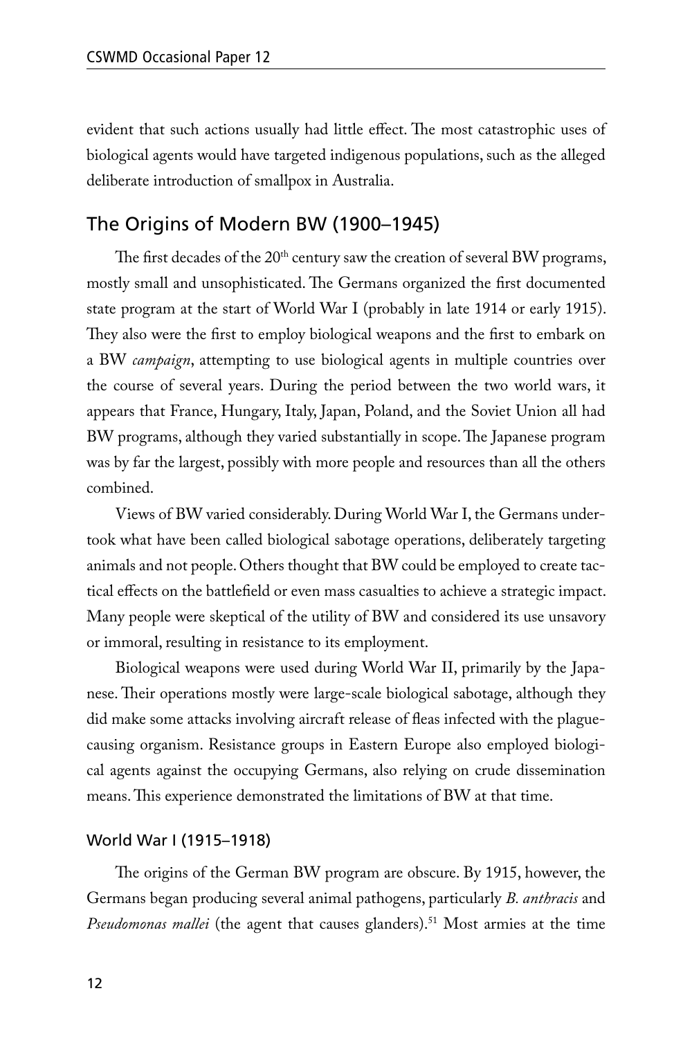evident that such actions usually had little effect. The most catastrophic uses of biological agents would have targeted indigenous populations, such as the alleged deliberate introduction of smallpox in Australia.

## The Origins of Modern BW (1900–1945)

The first decades of the 20th century saw the creation of several BW programs, mostly small and unsophisticated. The Germans organized the first documented state program at the start of World War I (probably in late 1914 or early 1915). They also were the first to employ biological weapons and the first to embark on a BW *campaign*, attempting to use biological agents in multiple countries over the course of several years. During the period between the two world wars, it appears that France, Hungary, Italy, Japan, Poland, and the Soviet Union all had BW programs, although they varied substantially in scope. The Japanese program was by far the largest, possibly with more people and resources than all the others combined.

Views of BW varied considerably. During World War I, the Germans undertook what have been called biological sabotage operations, deliberately targeting animals and not people. Others thought that BW could be employed to create tactical effects on the battlefield or even mass casualties to achieve a strategic impact. Many people were skeptical of the utility of BW and considered its use unsavory or immoral, resulting in resistance to its employment.

Biological weapons were used during World War II, primarily by the Japanese. Their operations mostly were large-scale biological sabotage, although they did make some attacks involving aircraft release of fleas infected with the plague-causing organism. Resistance groups in Eastern Europe also employed biological agents against the occupying Germans, also relying on crude dissemination means. This experience demonstrated the limitations of BW at that time.

### World War I (1915–1918)

The origins of the German BW program are obscure. By 1915, however, the Germans began producing several animal pathogens, particularly *B. anthracis* and *Pseudomonas mallei* (the agent that causes glanders).[51] Most armies at the time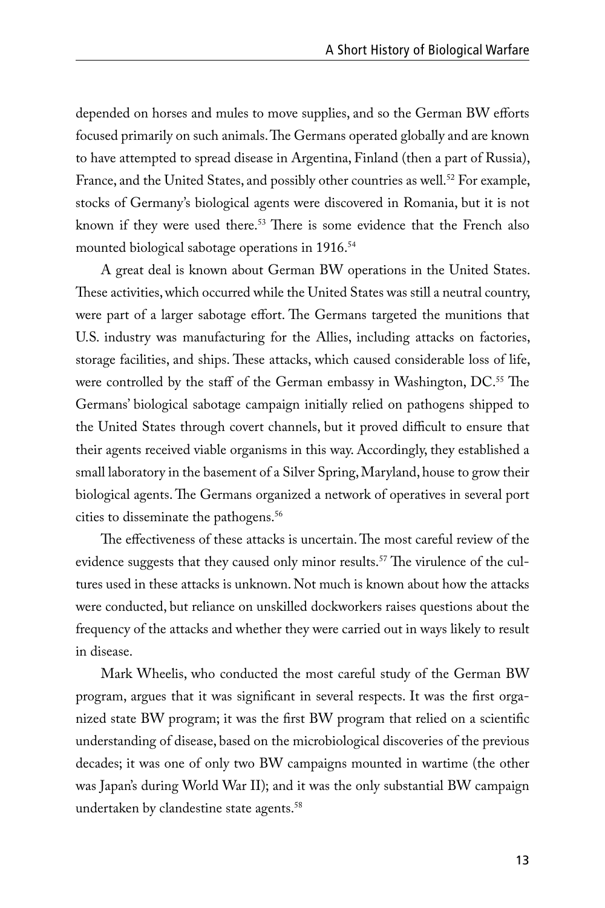depended on horses and mules to move supplies, and so the German BW efforts focused primarily on such animals. The Germans operated globally and are known to have attempted to spread disease in Argentina, Finland (then a part of Russia), France, and the United States, and possibly other countries as well.[52] For example, stocks of Germany's biological agents were discovered in Romania, but it is not known if they were used there.[53] There is some evidence that the French also mounted biological sabotage operations in 1916.[54]

A great deal is known about German BW operations in the United States. These activities, which occurred while the United States was still a neutral country, were part of a larger sabotage effort. The Germans targeted the munitions that U.S. industry was manufacturing for the Allies, including attacks on factories, storage facilities, and ships. These attacks, which caused considerable loss of life, were controlled by the staff of the German embassy in Washington, DC.[55] The Germans' biological sabotage campaign initially relied on pathogens shipped to the United States through covert channels, but it proved difficult to ensure that their agents received viable organisms in this way. Accordingly, they established a small laboratory in the basement of a Silver Spring, Maryland, house to grow their biological agents. The Germans organized a network of operatives in several port cities to disseminate the pathogens.[56]

The effectiveness of these attacks is uncertain. The most careful review of the evidence suggests that they caused only minor results.[57] The virulence of the cultures used in these attacks is unknown. Not much is known about how the attacks were conducted, but reliance on unskilled dockworkers raises questions about the frequency of the attacks and whether they were carried out in ways likely to result in disease.

Mark Wheelis, who conducted the most careful study of the German BW program, argues that it was significant in several respects. It was the first organized state BW program; it was the first BW program that relied on a scientific understanding of disease, based on the microbiological discoveries of the previous decades; it was one of only two BW campaigns mounted in wartime (the other was Japan's during World War II); and it was the only substantial BW campaign undertaken by clandestine state agents.[58]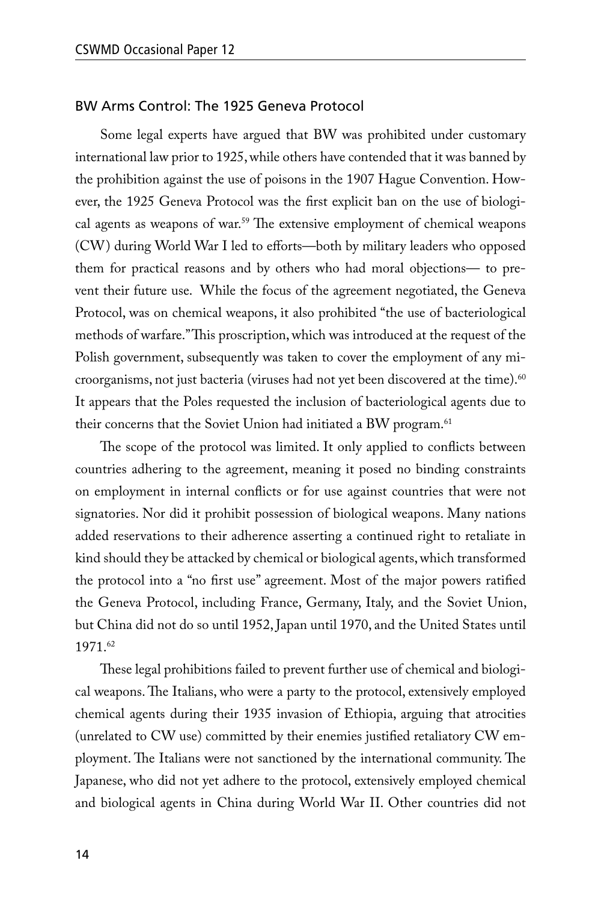## BW Arms Control: The 1925 Geneva Protocol

Some legal experts have argued that BW was prohibited under customary international law prior to 1925, while others have contended that it was banned by the prohibition against the use of poisons in the 1907 Hague Convention. However, the 1925 Geneva Protocol was the first explicit ban on the use of biological agents as weapons of war.[59] The extensive employment of chemical weapons (CW) during World War I led to efforts—both by military leaders who opposed them for practical reasons and by others who had moral objections— to prevent their future use. While the focus of the agreement negotiated, the Geneva Protocol, was on chemical weapons, it also prohibited "the use of bacteriological methods of warfare." This proscription, which was introduced at the request of the Polish government, subsequently was taken to cover the employment of any microorganisms, not just bacteria (viruses had not yet been discovered at the time).[60] It appears that the Poles requested the inclusion of bacteriological agents due to their concerns that the Soviet Union had initiated a BW program.[61]

The scope of the protocol was limited. It only applied to conflicts between countries adhering to the agreement, meaning it posed no binding constraints on employment in internal conflicts or for use against countries that were not signatories. Nor did it prohibit possession of biological weapons. Many nations added reservations to their adherence asserting a continued right to retaliate in kind should they be attacked by chemical or biological agents, which transformed the protocol into a "no first use" agreement. Most of the major powers ratified the Geneva Protocol, including France, Germany, Italy, and the Soviet Union, but China did not do so until 1952, Japan until 1970, and the United States until 1971.[62]

These legal prohibitions failed to prevent further use of chemical and biological weapons. The Italians, who were a party to the protocol, extensively employed chemical agents during their 1935 invasion of Ethiopia, arguing that atrocities (unrelated to CW use) committed by their enemies justified retaliatory CW employment. The Italians were not sanctioned by the international community. The Japanese, who did not yet adhere to the protocol, extensively employed chemical and biological agents in China during World War II. Other countries did not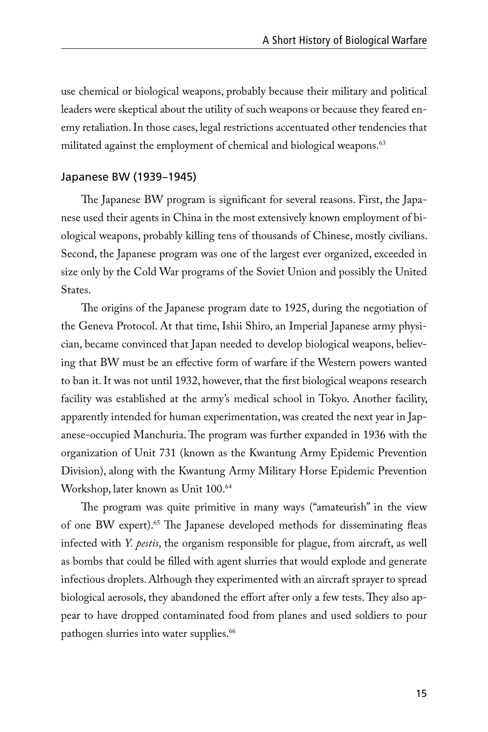use chemical or biological weapons, probably because their military and political leaders were skeptical about the utility of such weapons or because they feared enemy retaliation. In those cases, legal restrictions accentuated other tendencies that militated against the employment of chemical and biological weapons.[63]

### Japanese BW (1939–1945)

The Japanese BW program is significant for several reasons. First, the Japanese used their agents in China in the most extensively known employment of biological weapons, probably killing tens of thousands of Chinese, mostly civilians. Second, the Japanese program was one of the largest ever organized, exceeded in size only by the Cold War programs of the Soviet Union and possibly the United States.

The origins of the Japanese program date to 1925, during the negotiation of the Geneva Protocol. At that time, Ishii Shiro, an Imperial Japanese army physician, became convinced that Japan needed to develop biological weapons, believing that BW must be an effective form of warfare if the Western powers wanted to ban it. It was not until 1932, however, that the first biological weapons research facility was established at the army's medical school in Tokyo. Another facility, apparently intended for human experimentation, was created the next year in Japanese-occupied Manchuria. The program was further expanded in 1936 with the organization of Unit 731 (known as the Kwantung Army Epidemic Prevention Division), along with the Kwantung Army Military Horse Epidemic Prevention Workshop, later known as Unit 100.[64]

The program was quite primitive in many ways ("amateurish" in the view of one BW expert).[65] The Japanese developed methods for disseminating fleas infected with *Y. pestis*, the organism responsible for plague, from aircraft, as well as bombs that could be filled with agent slurries that would explode and generate infectious droplets. Although they experimented with an aircraft sprayer to spread biological aerosols, they abandoned the effort after only a few tests. They also appear to have dropped contaminated food from planes and used soldiers to pour pathogen slurries into water supplies.[66]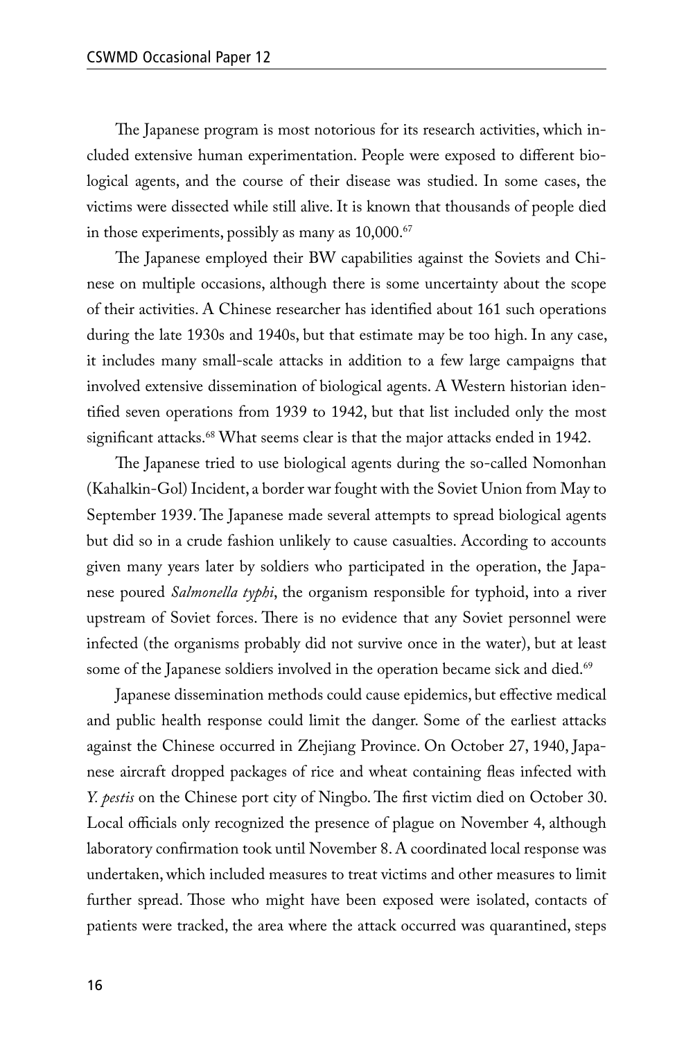The Japanese program is most notorious for its research activities, which included extensive human experimentation. People were exposed to different biological agents, and the course of their disease was studied. In some cases, the victims were dissected while still alive. It is known that thousands of people died in those experiments, possibly as many as 10,000.[67]

The Japanese employed their BW capabilities against the Soviets and Chinese on multiple occasions, although there is some uncertainty about the scope of their activities. A Chinese researcher has identified about 161 such operations during the late 1930s and 1940s, but that estimate may be too high. In any case, it includes many small-scale attacks in addition to a few large campaigns that involved extensive dissemination of biological agents. A Western historian identified seven operations from 1939 to 1942, but that list included only the most significant attacks.[68] What seems clear is that the major attacks ended in 1942.

The Japanese tried to use biological agents during the so-called Nomonhan (Kahalkin-Gol) Incident, a border war fought with the Soviet Union from May to September 1939. The Japanese made several attempts to spread biological agents but did so in a crude fashion unlikely to cause casualties. According to accounts given many years later by soldiers who participated in the operation, the Japanese poured *Salmonella typhi*, the organism responsible for typhoid, into a river upstream of Soviet forces. There is no evidence that any Soviet personnel were infected (the organisms probably did not survive once in the water), but at least some of the Japanese soldiers involved in the operation became sick and died.[69]

Japanese dissemination methods could cause epidemics, but effective medical and public health response could limit the danger. Some of the earliest attacks against the Chinese occurred in Zhejiang Province. On October 27, 1940, Japanese aircraft dropped packages of rice and wheat containing fleas infected with *Y. pestis* on the Chinese port city of Ningbo. The first victim died on October 30. Local officials only recognized the presence of plague on November 4, although laboratory confirmation took until November 8. A coordinated local response was undertaken, which included measures to treat victims and other measures to limit further spread. Those who might have been exposed were isolated, contacts of patients were tracked, the area where the attack occurred was quarantined, steps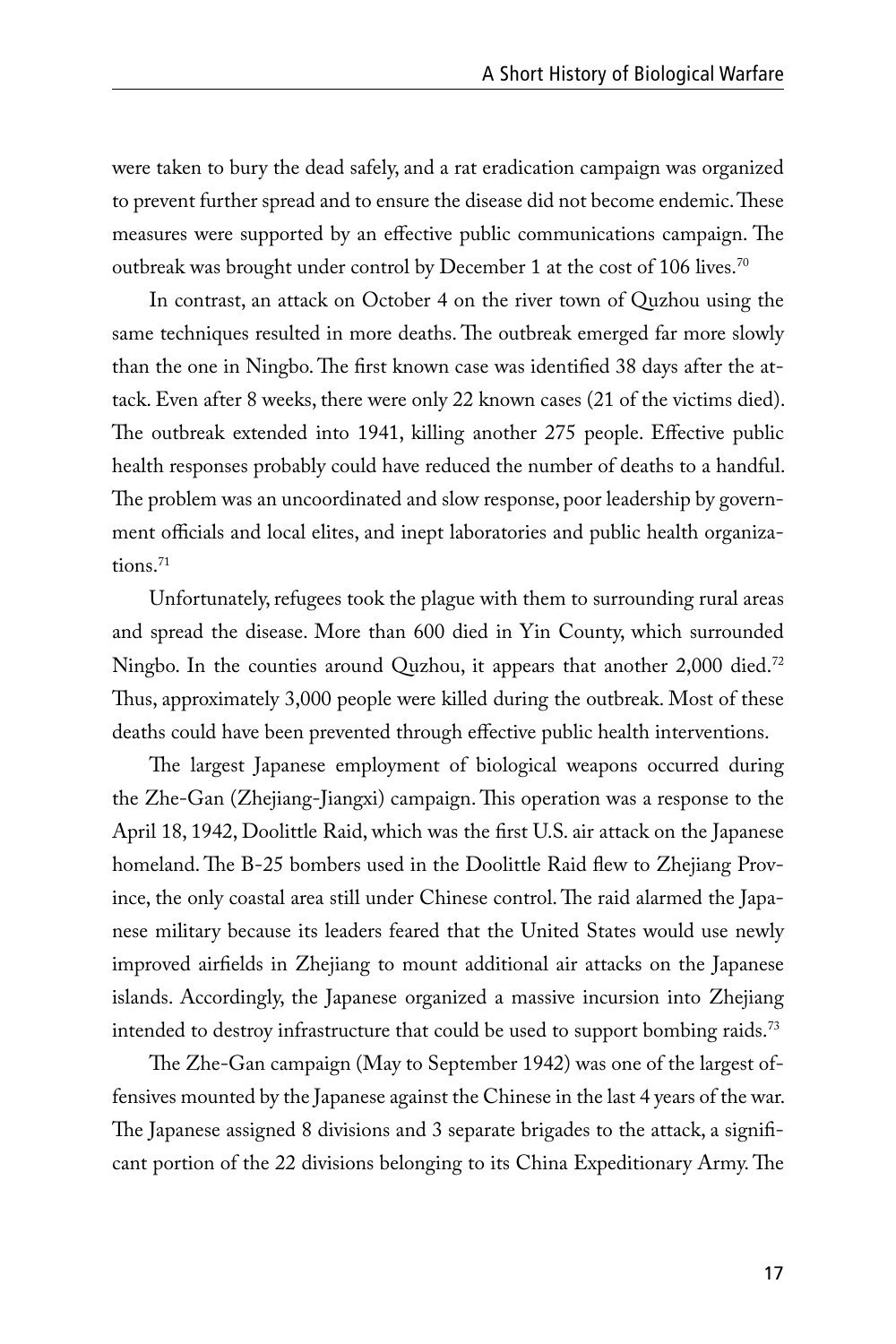were taken to bury the dead safely, and a rat eradication campaign was organized to prevent further spread and to ensure the disease did not become endemic. These measures were supported by an effective public communications campaign. The outbreak was brought under control by December 1 at the cost of 106 lives.[70]

In contrast, an attack on October 4 on the river town of Quzhou using the same techniques resulted in more deaths. The outbreak emerged far more slowly than the one in Ningbo. The first known case was identified 38 days after the attack. Even after 8 weeks, there were only 22 known cases (21 of the victims died). The outbreak extended into 1941, killing another 275 people. Effective public health responses probably could have reduced the number of deaths to a handful. The problem was an uncoordinated and slow response, poor leadership by government officials and local elites, and inept laboratories and public health organizations.[71]

Unfortunately, refugees took the plague with them to surrounding rural areas and spread the disease. More than 600 died in Yin County, which surrounded Ningbo. In the counties around Quzhou, it appears that another 2,000 died.[72] Thus, approximately 3,000 people were killed during the outbreak. Most of these deaths could have been prevented through effective public health interventions.

The largest Japanese employment of biological weapons occurred during the Zhe-Gan (Zhejiang-Jiangxi) campaign. This operation was a response to the April 18, 1942, Doolittle Raid, which was the first U.S. air attack on the Japanese homeland. The B-25 bombers used in the Doolittle Raid flew to Zhejiang Province, the only coastal area still under Chinese control. The raid alarmed the Japanese military because its leaders feared that the United States would use newly improved airfields in Zhejiang to mount additional air attacks on the Japanese islands. Accordingly, the Japanese organized a massive incursion into Zhejiang intended to destroy infrastructure that could be used to support bombing raids.[73]

The Zhe-Gan campaign (May to September 1942) was one of the largest offensives mounted by the Japanese against the Chinese in the last 4 years of the war. The Japanese assigned 8 divisions and 3 separate brigades to the attack, a significant portion of the 22 divisions belonging to its China Expeditionary Army. The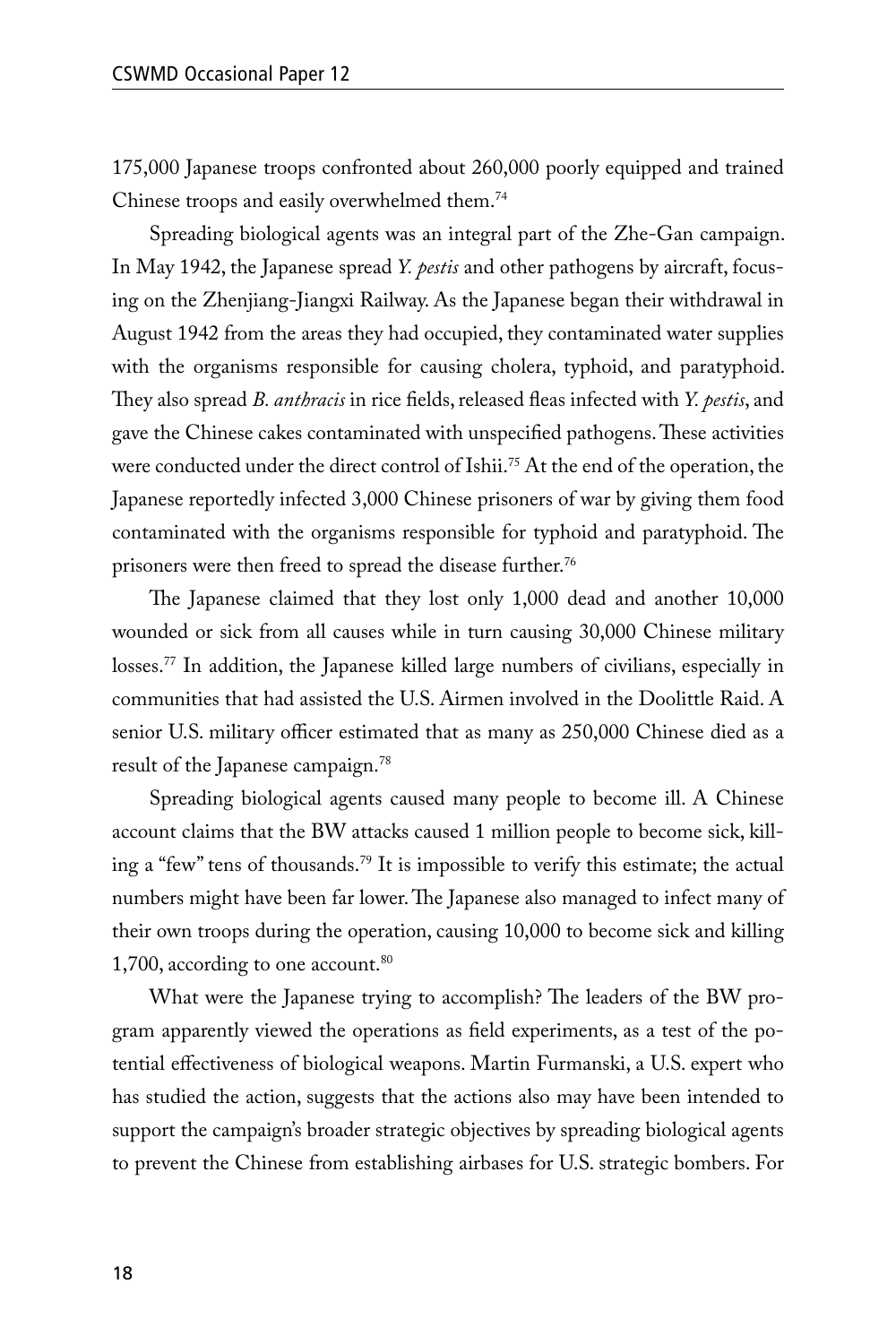175,000 Japanese troops confronted about 260,000 poorly equipped and trained Chinese troops and easily overwhelmed them.[74]

Spreading biological agents was an integral part of the Zhe-Gan campaign. In May 1942, the Japanese spread *Y. pestis* and other pathogens by aircraft, focusing on the Zhenjiang-Jiangxi Railway. As the Japanese began their withdrawal in August 1942 from the areas they had occupied, they contaminated water supplies with the organisms responsible for causing cholera, typhoid, and paratyphoid. They also spread *B. anthracis* in rice fields, released fleas infected with *Y. pestis*, and gave the Chinese cakes contaminated with unspecified pathogens. These activities were conducted under the direct control of Ishii.[75] At the end of the operation, the Japanese reportedly infected 3,000 Chinese prisoners of war by giving them food contaminated with the organisms responsible for typhoid and paratyphoid. The prisoners were then freed to spread the disease further.[76]

The Japanese claimed that they lost only 1,000 dead and another 10,000 wounded or sick from all causes while in turn causing 30,000 Chinese military losses.[77] In addition, the Japanese killed large numbers of civilians, especially in communities that had assisted the U.S. Airmen involved in the Doolittle Raid. A senior U.S. military officer estimated that as many as 250,000 Chinese died as a result of the Japanese campaign.[78]

Spreading biological agents caused many people to become ill. A Chinese account claims that the BW attacks caused 1 million people to become sick, killing a "few" tens of thousands.[79] It is impossible to verify this estimate; the actual numbers might have been far lower. The Japanese also managed to infect many of their own troops during the operation, causing 10,000 to become sick and killing 1,700, according to one account.[80]

What were the Japanese trying to accomplish? The leaders of the BW program apparently viewed the operations as field experiments, as a test of the potential effectiveness of biological weapons. Martin Furmanski, a U.S. expert who has studied the action, suggests that the actions also may have been intended to support the campaign's broader strategic objectives by spreading biological agents to prevent the Chinese from establishing airbases for U.S. strategic bombers. For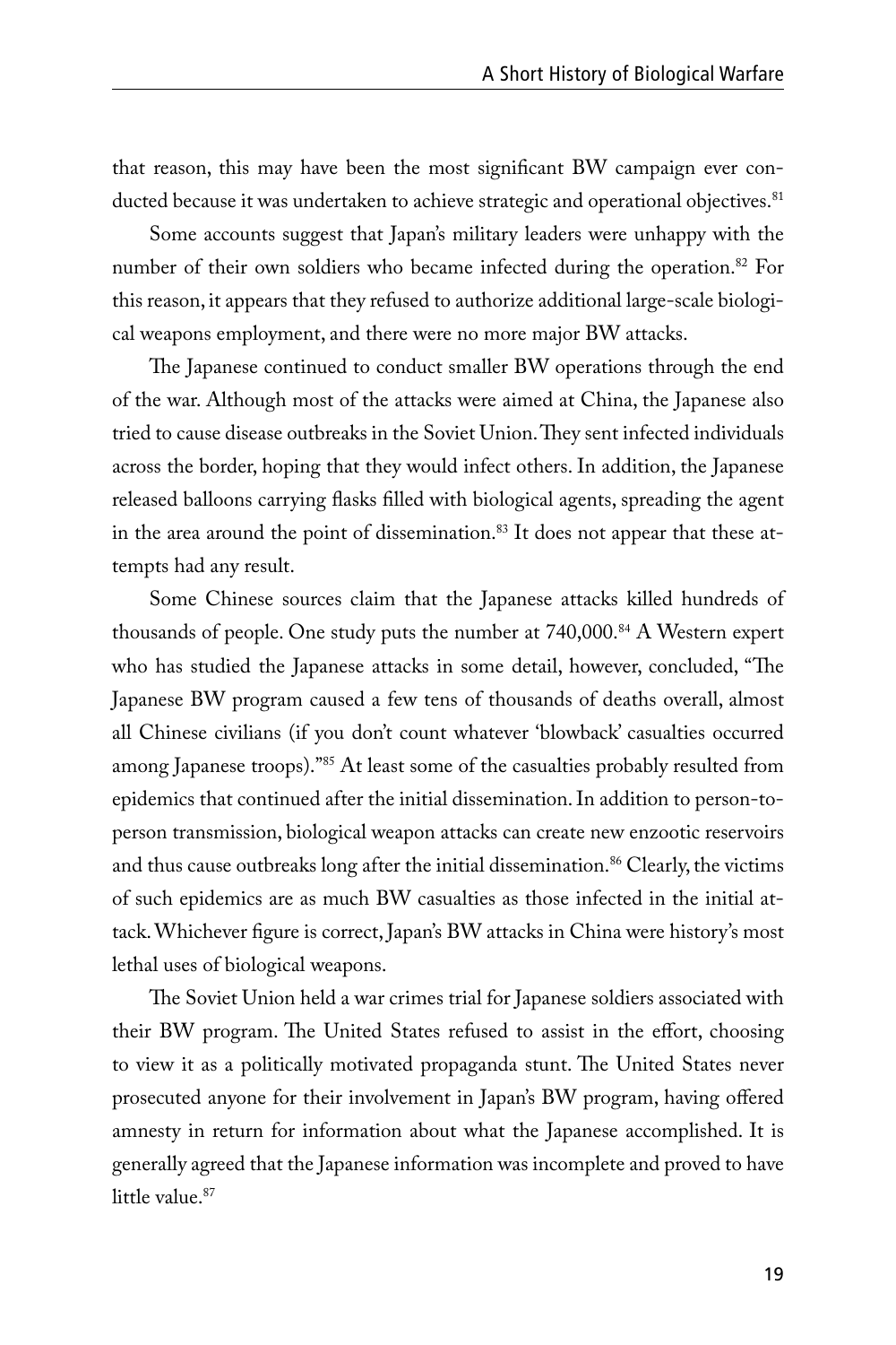that reason, this may have been the most significant BW campaign ever conducted because it was undertaken to achieve strategic and operational objectives.[81]

Some accounts suggest that Japan's military leaders were unhappy with the number of their own soldiers who became infected during the operation.[82] For this reason, it appears that they refused to authorize additional large-scale biological weapons employment, and there were no more major BW attacks.

The Japanese continued to conduct smaller BW operations through the end of the war. Although most of the attacks were aimed at China, the Japanese also tried to cause disease outbreaks in the Soviet Union. They sent infected individuals across the border, hoping that they would infect others. In addition, the Japanese released balloons carrying flasks filled with biological agents, spreading the agent in the area around the point of dissemination.[83] It does not appear that these attempts had any result.

Some Chinese sources claim that the Japanese attacks killed hundreds of thousands of people. One study puts the number at 740,000.[84] A Western expert who has studied the Japanese attacks in some detail, however, concluded, "The Japanese BW program caused a few tens of thousands of deaths overall, almost all Chinese civilians (if you don't count whatever 'blowback' casualties occurred among Japanese troops)."[85] At least some of the casualties probably resulted from epidemics that continued after the initial dissemination. In addition to person-to-person transmission, biological weapon attacks can create new enzootic reservoirs and thus cause outbreaks long after the initial dissemination.[86] Clearly, the victims of such epidemics are as much BW casualties as those infected in the initial attack. Whichever figure is correct, Japan's BW attacks in China were history's most lethal uses of biological weapons.

The Soviet Union held a war crimes trial for Japanese soldiers associated with their BW program. The United States refused to assist in the effort, choosing to view it as a politically motivated propaganda stunt. The United States never prosecuted anyone for their involvement in Japan's BW program, having offered amnesty in return for information about what the Japanese accomplished. It is generally agreed that the Japanese information was incomplete and proved to have little value.[87]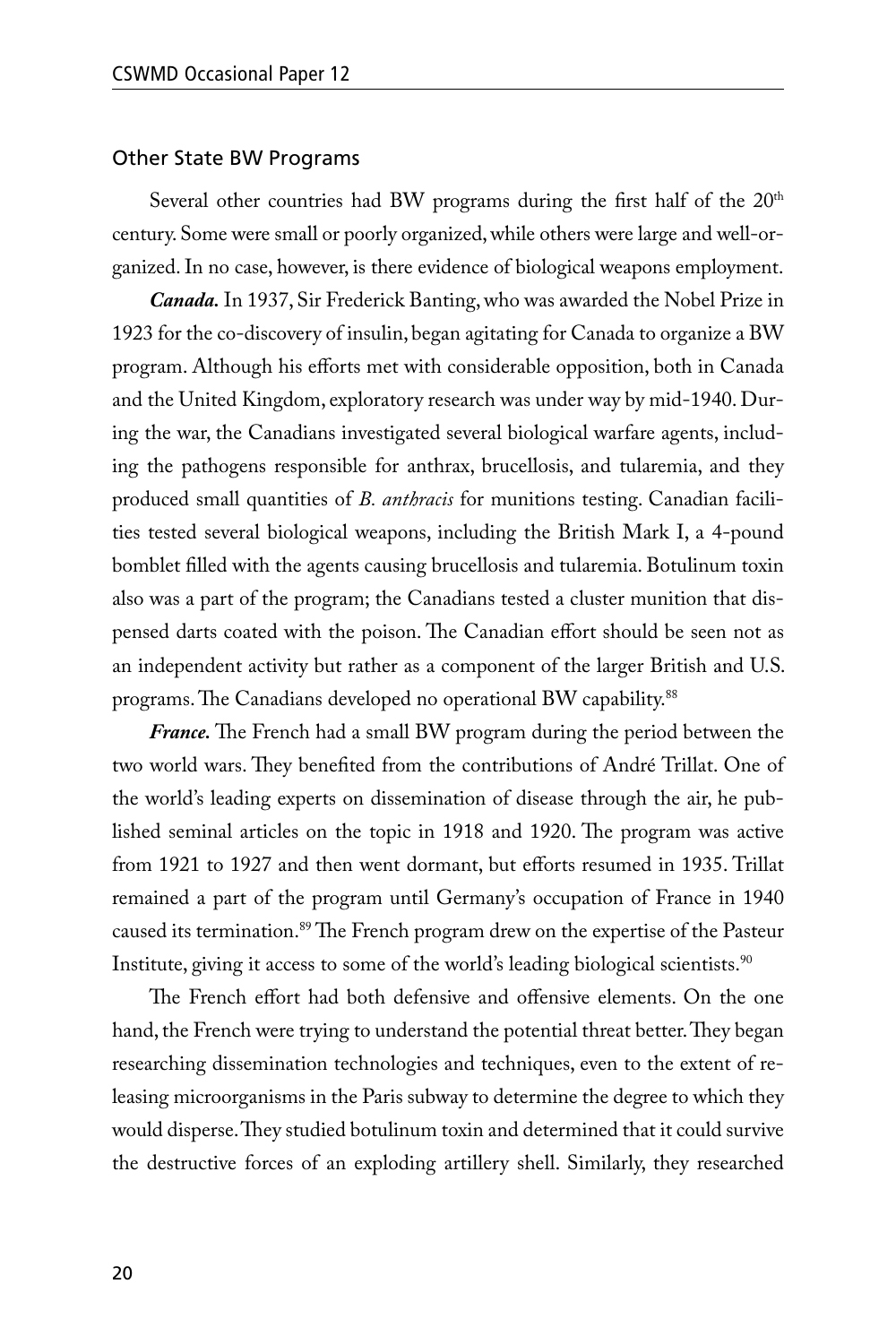## Other State BW Programs

Several other countries had BW programs during the first half of the 20th century. Some were small or poorly organized, while others were large and well-organized. In no case, however, is there evidence of biological weapons employment.

***Canada.*** In 1937, Sir Frederick Banting, who was awarded the Nobel Prize in 1923 for the co-discovery of insulin, began agitating for Canada to organize a BW program. Although his efforts met with considerable opposition, both in Canada and the United Kingdom, exploratory research was under way by mid-1940. During the war, the Canadians investigated several biological warfare agents, including the pathogens responsible for anthrax, brucellosis, and tularemia, and they produced small quantities of *B. anthracis* for munitions testing. Canadian facilities tested several biological weapons, including the British Mark I, a 4-pound bomblet filled with the agents causing brucellosis and tularemia. Botulinum toxin also was a part of the program; the Canadians tested a cluster munition that dispensed darts coated with the poison. The Canadian effort should be seen not as an independent activity but rather as a component of the larger British and U.S. programs. The Canadians developed no operational BW capability.[88]

***France.*** The French had a small BW program during the period between the two world wars. They benefited from the contributions of André Trillat. One of the world's leading experts on dissemination of disease through the air, he published seminal articles on the topic in 1918 and 1920. The program was active from 1921 to 1927 and then went dormant, but efforts resumed in 1935. Trillat remained a part of the program until Germany's occupation of France in 1940 caused its termination.[89] The French program drew on the expertise of the Pasteur Institute, giving it access to some of the world's leading biological scientists.[90]

The French effort had both defensive and offensive elements. On the one hand, the French were trying to understand the potential threat better. They began researching dissemination technologies and techniques, even to the extent of releasing microorganisms in the Paris subway to determine the degree to which they would disperse. They studied botulinum toxin and determined that it could survive the destructive forces of an exploding artillery shell. Similarly, they researched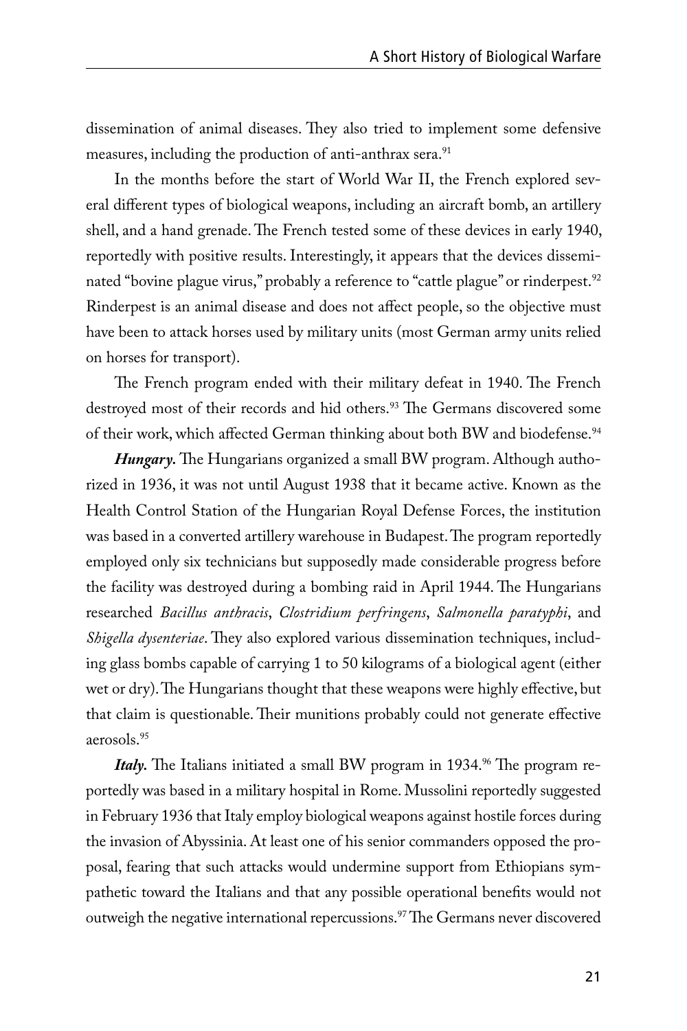dissemination of animal diseases. They also tried to implement some defensive measures, including the production of anti-anthrax sera.[91]

In the months before the start of World War II, the French explored several different types of biological weapons, including an aircraft bomb, an artillery shell, and a hand grenade. The French tested some of these devices in early 1940, reportedly with positive results. Interestingly, it appears that the devices disseminated "bovine plague virus," probably a reference to "cattle plague" or rinderpest.[92] Rinderpest is an animal disease and does not affect people, so the objective must have been to attack horses used by military units (most German army units relied on horses for transport).

The French program ended with their military defeat in 1940. The French destroyed most of their records and hid others.[93] The Germans discovered some of their work, which affected German thinking about both BW and biodefense.[94]

***Hungary.*** The Hungarians organized a small BW program. Although authorized in 1936, it was not until August 1938 that it became active. Known as the Health Control Station of the Hungarian Royal Defense Forces, the institution was based in a converted artillery warehouse in Budapest. The program reportedly employed only six technicians but supposedly made considerable progress before the facility was destroyed during a bombing raid in April 1944. The Hungarians researched *Bacillus anthracis*, *Clostridium perfringens*, *Salmonella paratyphi*, and *Shigella dysenteriae*. They also explored various dissemination techniques, including glass bombs capable of carrying 1 to 50 kilograms of a biological agent (either wet or dry). The Hungarians thought that these weapons were highly effective, but that claim is questionable. Their munitions probably could not generate effective aerosols.[95]

***Italy.*** The Italians initiated a small BW program in 1934.[96] The program reportedly was based in a military hospital in Rome. Mussolini reportedly suggested in February 1936 that Italy employ biological weapons against hostile forces during the invasion of Abyssinia. At least one of his senior commanders opposed the proposal, fearing that such attacks would undermine support from Ethiopians sympathetic toward the Italians and that any possible operational benefits would not outweigh the negative international repercussions.[97] The Germans never discovered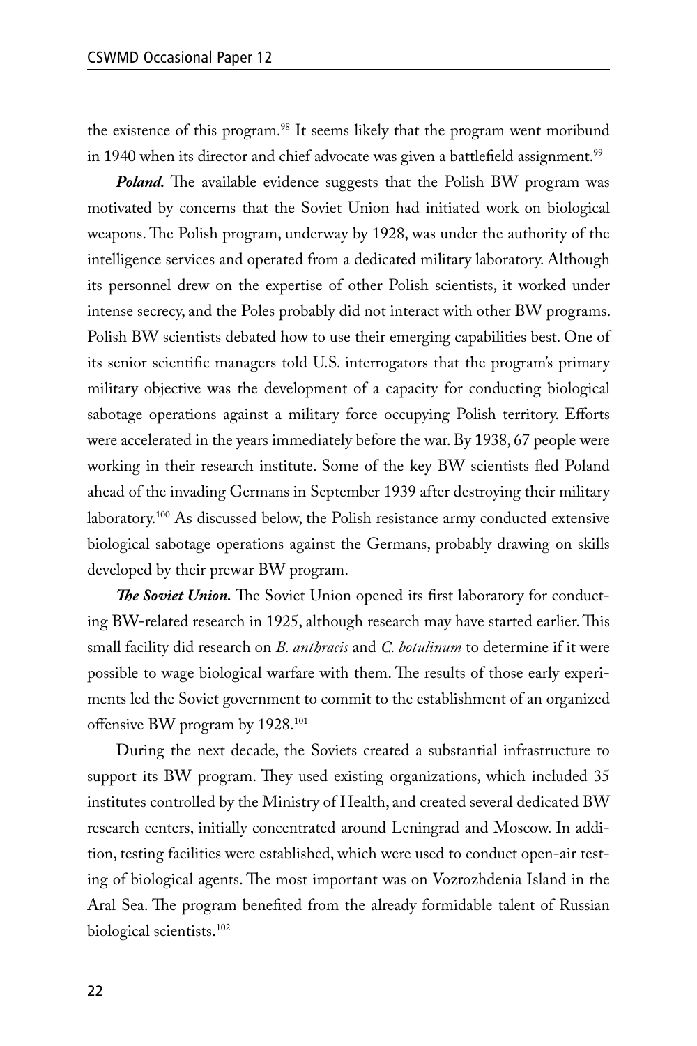the existence of this program.[98] It seems likely that the program went moribund in 1940 when its director and chief advocate was given a battlefield assignment.[99]

***Poland.*** The available evidence suggests that the Polish BW program was motivated by concerns that the Soviet Union had initiated work on biological weapons. The Polish program, underway by 1928, was under the authority of the intelligence services and operated from a dedicated military laboratory. Although its personnel drew on the expertise of other Polish scientists, it worked under intense secrecy, and the Poles probably did not interact with other BW programs. Polish BW scientists debated how to use their emerging capabilities best. One of its senior scientific managers told U.S. interrogators that the program's primary military objective was the development of a capacity for conducting biological sabotage operations against a military force occupying Polish territory. Efforts were accelerated in the years immediately before the war. By 1938, 67 people were working in their research institute. Some of the key BW scientists fled Poland ahead of the invading Germans in September 1939 after destroying their military laboratory.[100] As discussed below, the Polish resistance army conducted extensive biological sabotage operations against the Germans, probably drawing on skills developed by their prewar BW program.

***The Soviet Union.*** The Soviet Union opened its first laboratory for conducting BW-related research in 1925, although research may have started earlier. This small facility did research on *B. anthracis* and *C. botulinum* to determine if it were possible to wage biological warfare with them. The results of those early experiments led the Soviet government to commit to the establishment of an organized offensive BW program by 1928.[101]

During the next decade, the Soviets created a substantial infrastructure to support its BW program. They used existing organizations, which included 35 institutes controlled by the Ministry of Health, and created several dedicated BW research centers, initially concentrated around Leningrad and Moscow. In addition, testing facilities were established, which were used to conduct open-air testing of biological agents. The most important was on Vozrozhdenia Island in the Aral Sea. The program benefited from the already formidable talent of Russian biological scientists.[102]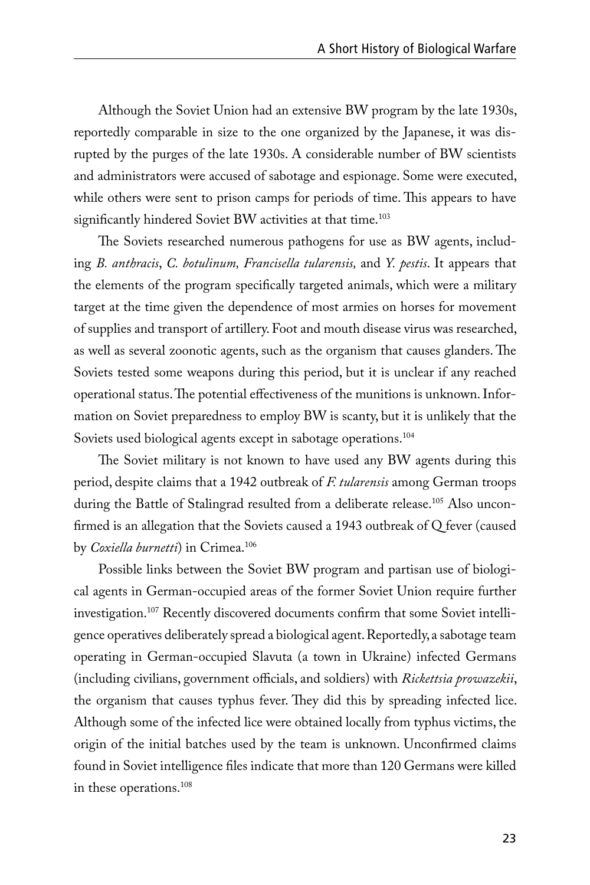Although the Soviet Union had an extensive BW program by the late 1930s, reportedly comparable in size to the one organized by the Japanese, it was disrupted by the purges of the late 1930s. A considerable number of BW scientists and administrators were accused of sabotage and espionage. Some were executed, while others were sent to prison camps for periods of time. This appears to have significantly hindered Soviet BW activities at that time.[103]

The Soviets researched numerous pathogens for use as BW agents, including *B. anthracis*, *C. botulinum, Francisella tularensis,* and *Y. pestis*. It appears that the elements of the program specifically targeted animals, which were a military target at the time given the dependence of most armies on horses for movement of supplies and transport of artillery. Foot and mouth disease virus was researched, as well as several zoonotic agents, such as the organism that causes glanders. The Soviets tested some weapons during this period, but it is unclear if any reached operational status. The potential effectiveness of the munitions is unknown. Information on Soviet preparedness to employ BW is scanty, but it is unlikely that the Soviets used biological agents except in sabotage operations.[104]

The Soviet military is not known to have used any BW agents during this period, despite claims that a 1942 outbreak of *F. tularensis* among German troops during the Battle of Stalingrad resulted from a deliberate release.[105] Also unconfirmed is an allegation that the Soviets caused a 1943 outbreak of Q fever (caused by *Coxiella burnetti*) in Crimea.[106]

Possible links between the Soviet BW program and partisan use of biological agents in German-occupied areas of the former Soviet Union require further investigation.[107] Recently discovered documents confirm that some Soviet intelligence operatives deliberately spread a biological agent. Reportedly, a sabotage team operating in German-occupied Slavuta (a town in Ukraine) infected Germans (including civilians, government officials, and soldiers) with *Rickettsia prowazekii*, the organism that causes typhus fever. They did this by spreading infected lice. Although some of the infected lice were obtained locally from typhus victims, the origin of the initial batches used by the team is unknown. Unconfirmed claims found in Soviet intelligence files indicate that more than 120 Germans were killed in these operations.[108]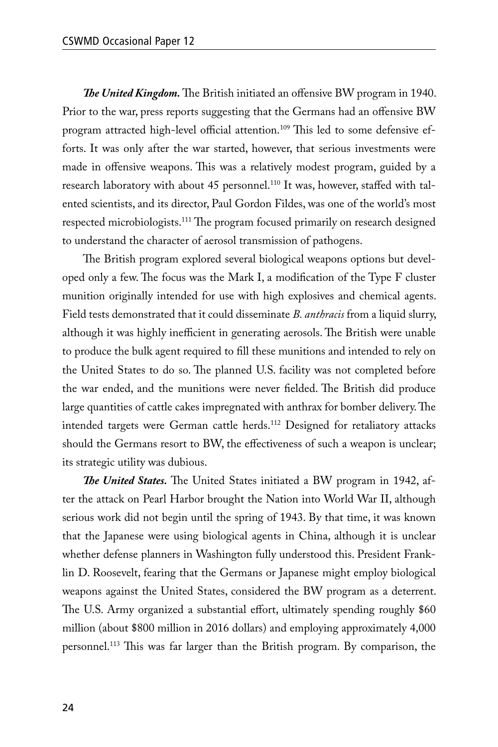***The United Kingdom.*** The British initiated an offensive BW program in 1940. Prior to the war, press reports suggesting that the Germans had an offensive BW program attracted high-level official attention.[109] This led to some defensive efforts. It was only after the war started, however, that serious investments were made in offensive weapons. This was a relatively modest program, guided by a research laboratory with about 45 personnel.[110] It was, however, staffed with talented scientists, and its director, Paul Gordon Fildes, was one of the world's most respected microbiologists.[111] The program focused primarily on research designed to understand the character of aerosol transmission of pathogens.

The British program explored several biological weapons options but developed only a few. The focus was the Mark I, a modification of the Type F cluster munition originally intended for use with high explosives and chemical agents. Field tests demonstrated that it could disseminate *B. anthracis* from a liquid slurry, although it was highly inefficient in generating aerosols. The British were unable to produce the bulk agent required to fill these munitions and intended to rely on the United States to do so. The planned U.S. facility was not completed before the war ended, and the munitions were never fielded. The British did produce large quantities of cattle cakes impregnated with anthrax for bomber delivery. The intended targets were German cattle herds.[112] Designed for retaliatory attacks should the Germans resort to BW, the effectiveness of such a weapon is unclear; its strategic utility was dubious.

***The United States.*** The United States initiated a BW program in 1942, after the attack on Pearl Harbor brought the Nation into World War II, although serious work did not begin until the spring of 1943. By that time, it was known that the Japanese were using biological agents in China, although it is unclear whether defense planners in Washington fully understood this. President Franklin D. Roosevelt, fearing that the Germans or Japanese might employ biological weapons against the United States, considered the BW program as a deterrent. The U.S. Army organized a substantial effort, ultimately spending roughly $60 million (about $800 million in 2016 dollars) and employing approximately 4,000 personnel.[113] This was far larger than the British program. By comparison, the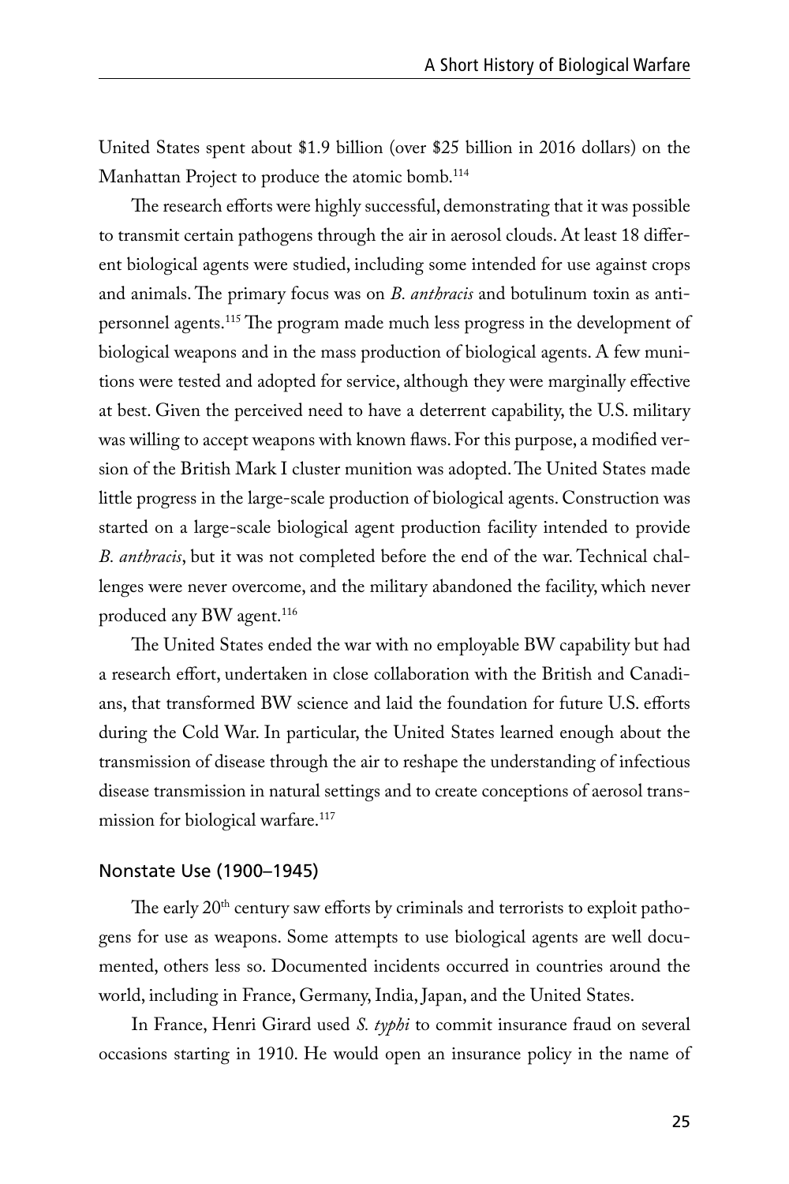United States spent about $1.9 billion (over $25 billion in 2016 dollars) on the Manhattan Project to produce the atomic bomb.[114]

The research efforts were highly successful, demonstrating that it was possible to transmit certain pathogens through the air in aerosol clouds. At least 18 different biological agents were studied, including some intended for use against crops and animals. The primary focus was on *B. anthracis* and botulinum toxin as antipersonnel agents.[115] The program made much less progress in the development of biological weapons and in the mass production of biological agents. A few munitions were tested and adopted for service, although they were marginally effective at best. Given the perceived need to have a deterrent capability, the U.S. military was willing to accept weapons with known flaws. For this purpose, a modified version of the British Mark I cluster munition was adopted. The United States made little progress in the large-scale production of biological agents. Construction was started on a large-scale biological agent production facility intended to provide *B. anthracis*, but it was not completed before the end of the war. Technical challenges were never overcome, and the military abandoned the facility, which never produced any BW agent.[116]

The United States ended the war with no employable BW capability but had a research effort, undertaken in close collaboration with the British and Canadians, that transformed BW science and laid the foundation for future U.S. efforts during the Cold War. In particular, the United States learned enough about the transmission of disease through the air to reshape the understanding of infectious disease transmission in natural settings and to create conceptions of aerosol transmission for biological warfare.[117]

### Nonstate Use (1900–1945)

The early 20th century saw efforts by criminals and terrorists to exploit pathogens for use as weapons. Some attempts to use biological agents are well documented, others less so. Documented incidents occurred in countries around the world, including in France, Germany, India, Japan, and the United States.

In France, Henri Girard used *S. typhi* to commit insurance fraud on several occasions starting in 1910. He would open an insurance policy in the name of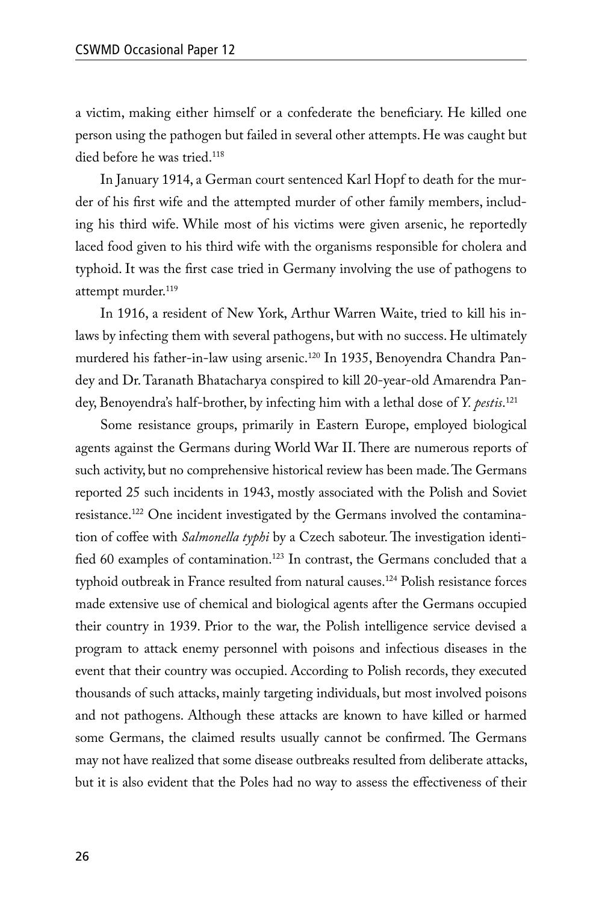a victim, making either himself or a confederate the beneficiary. He killed one person using the pathogen but failed in several other attempts. He was caught but died before he was tried.[118]

In January 1914, a German court sentenced Karl Hopf to death for the murder of his first wife and the attempted murder of other family members, including his third wife. While most of his victims were given arsenic, he reportedly laced food given to his third wife with the organisms responsible for cholera and typhoid. It was the first case tried in Germany involving the use of pathogens to attempt murder.[119]

In 1916, a resident of New York, Arthur Warren Waite, tried to kill his in-laws by infecting them with several pathogens, but with no success. He ultimately murdered his father-in-law using arsenic.[120] In 1935, Benoyendra Chandra Pandey and Dr. Taranath Bhatacharya conspired to kill 20-year-old Amarendra Pandey, Benoyendra's half-brother, by infecting him with a lethal dose of *Y. pestis*.[121]

Some resistance groups, primarily in Eastern Europe, employed biological agents against the Germans during World War II. There are numerous reports of such activity, but no comprehensive historical review has been made. The Germans reported 25 such incidents in 1943, mostly associated with the Polish and Soviet resistance.[122] One incident investigated by the Germans involved the contamination of coffee with *Salmonella typhi* by a Czech saboteur. The investigation identified 60 examples of contamination.[123] In contrast, the Germans concluded that a typhoid outbreak in France resulted from natural causes.[124] Polish resistance forces made extensive use of chemical and biological agents after the Germans occupied their country in 1939. Prior to the war, the Polish intelligence service devised a program to attack enemy personnel with poisons and infectious diseases in the event that their country was occupied. According to Polish records, they executed thousands of such attacks, mainly targeting individuals, but most involved poisons and not pathogens. Although these attacks are known to have killed or harmed some Germans, the claimed results usually cannot be confirmed. The Germans may not have realized that some disease outbreaks resulted from deliberate attacks, but it is also evident that the Poles had no way to assess the effectiveness of their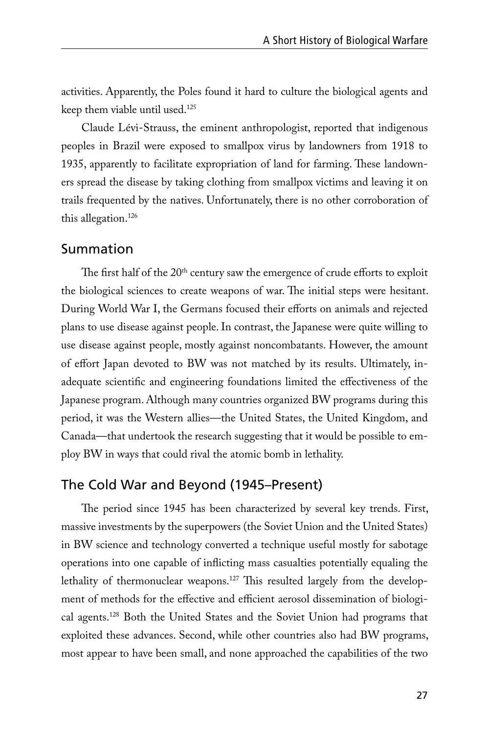activities. Apparently, the Poles found it hard to culture the biological agents and keep them viable until used.[125]

Claude Lévi-Strauss, the eminent anthropologist, reported that indigenous peoples in Brazil were exposed to smallpox virus by landowners from 1918 to 1935, apparently to facilitate expropriation of land for farming. These landowners spread the disease by taking clothing from smallpox victims and leaving it on trails frequented by the natives. Unfortunately, there is no other corroboration of this allegation.[126]

## Summation

The first half of the 20th century saw the emergence of crude efforts to exploit the biological sciences to create weapons of war. The initial steps were hesitant. During World War I, the Germans focused their efforts on animals and rejected plans to use disease against people. In contrast, the Japanese were quite willing to use disease against people, mostly against noncombatants. However, the amount of effort Japan devoted to BW was not matched by its results. Ultimately, inadequate scientific and engineering foundations limited the effectiveness of the Japanese program. Although many countries organized BW programs during this period, it was the Western allies—the United States, the United Kingdom, and Canada—that undertook the research suggesting that it would be possible to employ BW in ways that could rival the atomic bomb in lethality.

## The Cold War and Beyond (1945–Present)

The period since 1945 has been characterized by several key trends. First, massive investments by the superpowers (the Soviet Union and the United States) in BW science and technology converted a technique useful mostly for sabotage operations into one capable of inflicting mass casualties potentially equaling the lethality of thermonuclear weapons.[127] This resulted largely from the development of methods for the effective and efficient aerosol dissemination of biological agents.[128] Both the United States and the Soviet Union had programs that exploited these advances. Second, while other countries also had BW programs, most appear to have been small, and none approached the capabilities of the two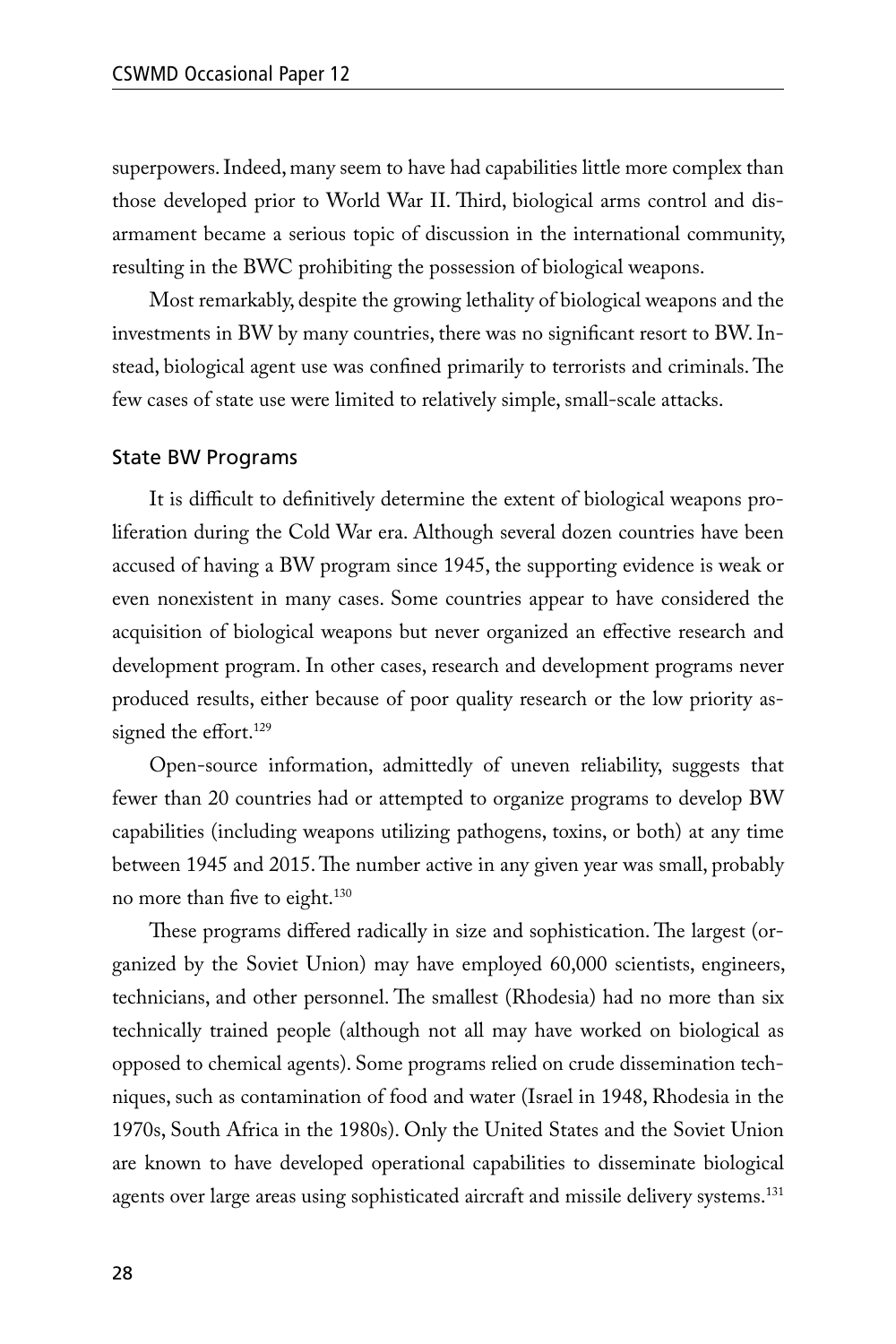superpowers. Indeed, many seem to have had capabilities little more complex than those developed prior to World War II. Third, biological arms control and disarmament became a serious topic of discussion in the international community, resulting in the BWC prohibiting the possession of biological weapons.

Most remarkably, despite the growing lethality of biological weapons and the investments in BW by many countries, there was no significant resort to BW. Instead, biological agent use was confined primarily to terrorists and criminals. The few cases of state use were limited to relatively simple, small-scale attacks.

## State BW Programs

It is difficult to definitively determine the extent of biological weapons proliferation during the Cold War era. Although several dozen countries have been accused of having a BW program since 1945, the supporting evidence is weak or even nonexistent in many cases. Some countries appear to have considered the acquisition of biological weapons but never organized an effective research and development program. In other cases, research and development programs never produced results, either because of poor quality research or the low priority assigned the effort.[129]

Open-source information, admittedly of uneven reliability, suggests that fewer than 20 countries had or attempted to organize programs to develop BW capabilities (including weapons utilizing pathogens, toxins, or both) at any time between 1945 and 2015. The number active in any given year was small, probably no more than five to eight.[130]

These programs differed radically in size and sophistication. The largest (organized by the Soviet Union) may have employed 60,000 scientists, engineers, technicians, and other personnel. The smallest (Rhodesia) had no more than six technically trained people (although not all may have worked on biological as opposed to chemical agents). Some programs relied on crude dissemination techniques, such as contamination of food and water (Israel in 1948, Rhodesia in the 1970s, South Africa in the 1980s). Only the United States and the Soviet Union are known to have developed operational capabilities to disseminate biological agents over large areas using sophisticated aircraft and missile delivery systems.[131]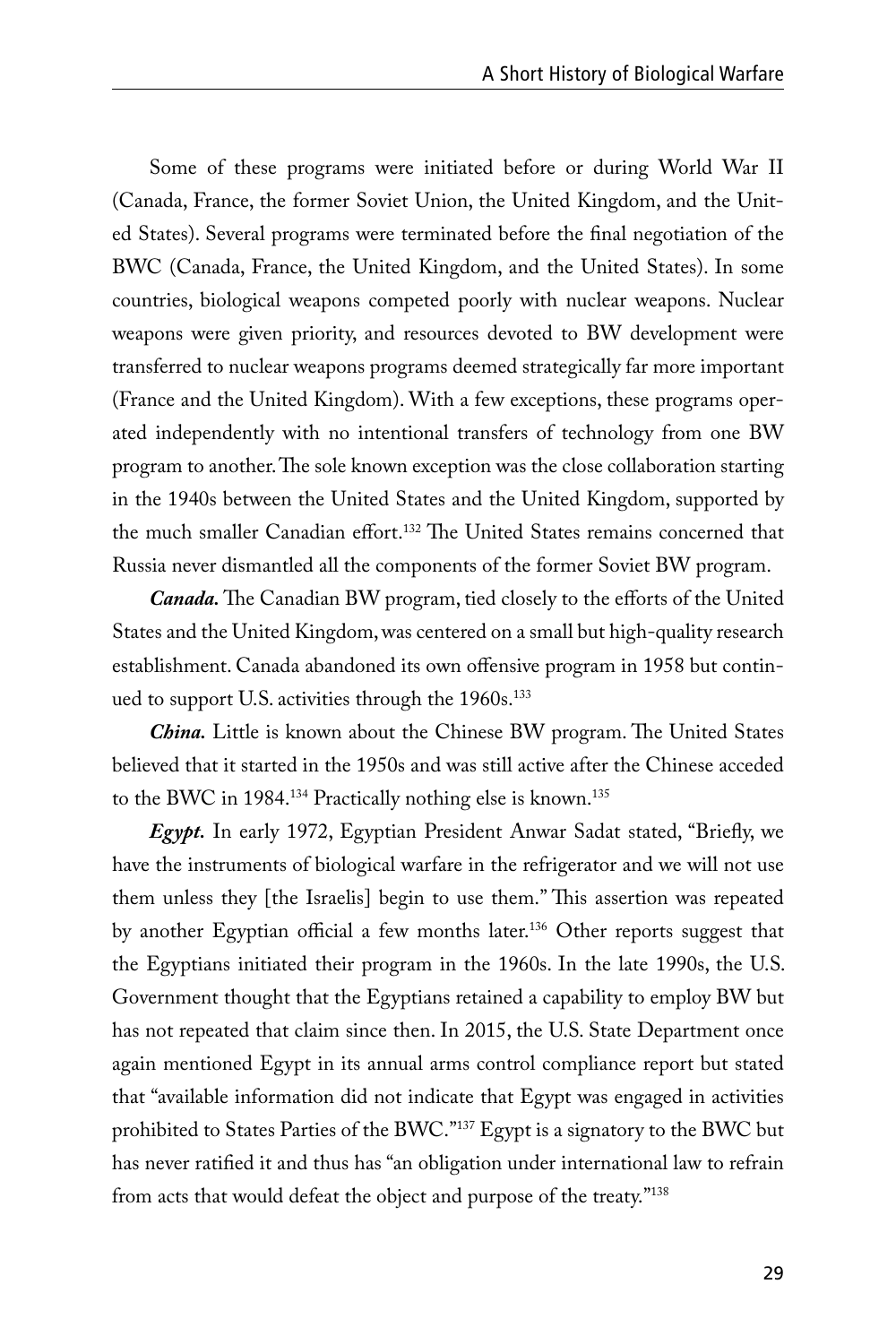Some of these programs were initiated before or during World War II (Canada, France, the former Soviet Union, the United Kingdom, and the United States). Several programs were terminated before the final negotiation of the BWC (Canada, France, the United Kingdom, and the United States). In some countries, biological weapons competed poorly with nuclear weapons. Nuclear weapons were given priority, and resources devoted to BW development were transferred to nuclear weapons programs deemed strategically far more important (France and the United Kingdom). With a few exceptions, these programs operated independently with no intentional transfers of technology from one BW program to another. The sole known exception was the close collaboration starting in the 1940s between the United States and the United Kingdom, supported by the much smaller Canadian effort.[132] The United States remains concerned that Russia never dismantled all the components of the former Soviet BW program.

***Canada.*** The Canadian BW program, tied closely to the efforts of the United States and the United Kingdom, was centered on a small but high-quality research establishment. Canada abandoned its own offensive program in 1958 but continued to support U.S. activities through the 1960s.[133]

***China.*** Little is known about the Chinese BW program. The United States believed that it started in the 1950s and was still active after the Chinese acceded to the BWC in 1984.[134] Practically nothing else is known.[135]

***Egypt.*** In early 1972, Egyptian President Anwar Sadat stated, "Briefly, we have the instruments of biological warfare in the refrigerator and we will not use them unless they [the Israelis] begin to use them." This assertion was repeated by another Egyptian official a few months later.[136] Other reports suggest that the Egyptians initiated their program in the 1960s. In the late 1990s, the U.S. Government thought that the Egyptians retained a capability to employ BW but has not repeated that claim since then. In 2015, the U.S. State Department once again mentioned Egypt in its annual arms control compliance report but stated that "available information did not indicate that Egypt was engaged in activities prohibited to States Parties of the BWC."[137] Egypt is a signatory to the BWC but has never ratified it and thus has "an obligation under international law to refrain from acts that would defeat the object and purpose of the treaty."[138]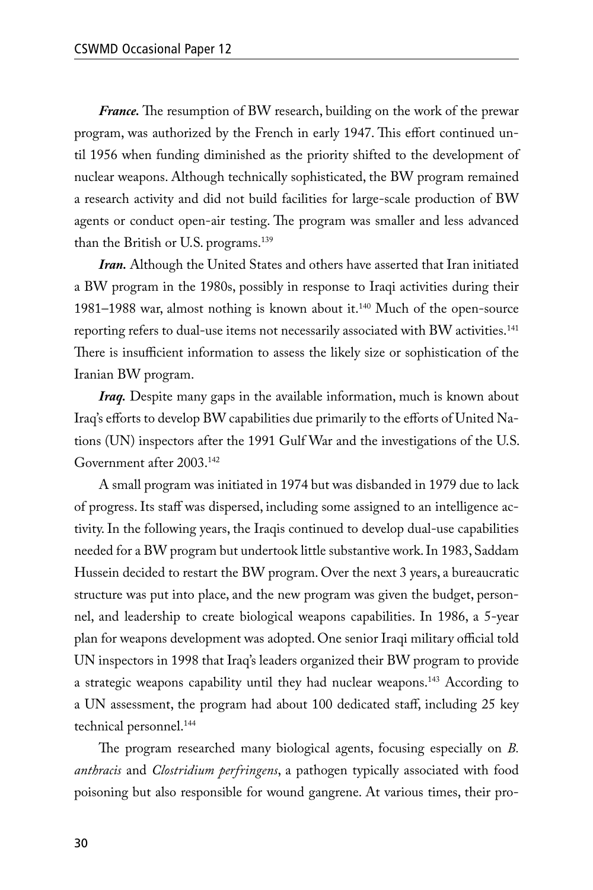***France.*** The resumption of BW research, building on the work of the prewar program, was authorized by the French in early 1947. This effort continued until 1956 when funding diminished as the priority shifted to the development of nuclear weapons. Although technically sophisticated, the BW program remained a research activity and did not build facilities for large-scale production of BW agents or conduct open-air testing. The program was smaller and less advanced than the British or U.S. programs.[139]

***Iran.*** Although the United States and others have asserted that Iran initiated a BW program in the 1980s, possibly in response to Iraqi activities during their 1981–1988 war, almost nothing is known about it.[140] Much of the open-source reporting refers to dual-use items not necessarily associated with BW activities.[141] There is insufficient information to assess the likely size or sophistication of the Iranian BW program.

***Iraq.*** Despite many gaps in the available information, much is known about Iraq's efforts to develop BW capabilities due primarily to the efforts of United Nations (UN) inspectors after the 1991 Gulf War and the investigations of the U.S. Government after 2003.[142]

A small program was initiated in 1974 but was disbanded in 1979 due to lack of progress. Its staff was dispersed, including some assigned to an intelligence activity. In the following years, the Iraqis continued to develop dual-use capabilities needed for a BW program but undertook little substantive work. In 1983, Saddam Hussein decided to restart the BW program. Over the next 3 years, a bureaucratic structure was put into place, and the new program was given the budget, personnel, and leadership to create biological weapons capabilities. In 1986, a 5-year plan for weapons development was adopted. One senior Iraqi military official told UN inspectors in 1998 that Iraq's leaders organized their BW program to provide a strategic weapons capability until they had nuclear weapons.[143] According to a UN assessment, the program had about 100 dedicated staff, including 25 key technical personnel.[144]

The program researched many biological agents, focusing especially on *B. anthracis* and *Clostridium perfringens*, a pathogen typically associated with food poisoning but also responsible for wound gangrene. At various times, their pro-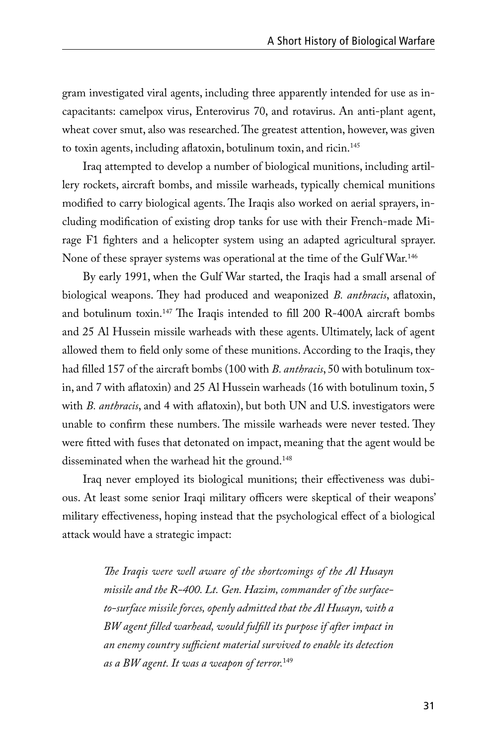gram investigated viral agents, including three apparently intended for use as incapacitants: camelpox virus, Enterovirus 70, and rotavirus. An anti-plant agent, wheat cover smut, also was researched. The greatest attention, however, was given to toxin agents, including aflatoxin, botulinum toxin, and ricin.[145]

Iraq attempted to develop a number of biological munitions, including artillery rockets, aircraft bombs, and missile warheads, typically chemical munitions modified to carry biological agents. The Iraqis also worked on aerial sprayers, including modification of existing drop tanks for use with their French-made Mirage F1 fighters and a helicopter system using an adapted agricultural sprayer. None of these sprayer systems was operational at the time of the Gulf War.[146]

By early 1991, when the Gulf War started, the Iraqis had a small arsenal of biological weapons. They had produced and weaponized *B. anthracis*, aflatoxin, and botulinum toxin.[147] The Iraqis intended to fill 200 R-400A aircraft bombs and 25 Al Hussein missile warheads with these agents. Ultimately, lack of agent allowed them to field only some of these munitions. According to the Iraqis, they had filled 157 of the aircraft bombs (100 with *B. anthracis*, 50 with botulinum toxin, and 7 with aflatoxin) and 25 Al Hussein warheads (16 with botulinum toxin, 5 with *B. anthracis*, and 4 with aflatoxin), but both UN and U.S. investigators were unable to confirm these numbers. The missile warheads were never tested. They were fitted with fuses that detonated on impact, meaning that the agent would be disseminated when the warhead hit the ground.[148]

Iraq never employed its biological munitions; their effectiveness was dubious. At least some senior Iraqi military officers were skeptical of their weapons' military effectiveness, hoping instead that the psychological effect of a biological attack would have a strategic impact:

> *The Iraqis were well aware of the shortcomings of the Al Husayn missile and the R-400. Lt. Gen. Hazim, commander of the surface-to-surface missile forces, openly admitted that the Al Husayn, with a BW agent filled warhead, would fulfill its purpose if after impact in an enemy country sufficient material survived to enable its detection as a BW agent. It was a weapon of terror.*[149]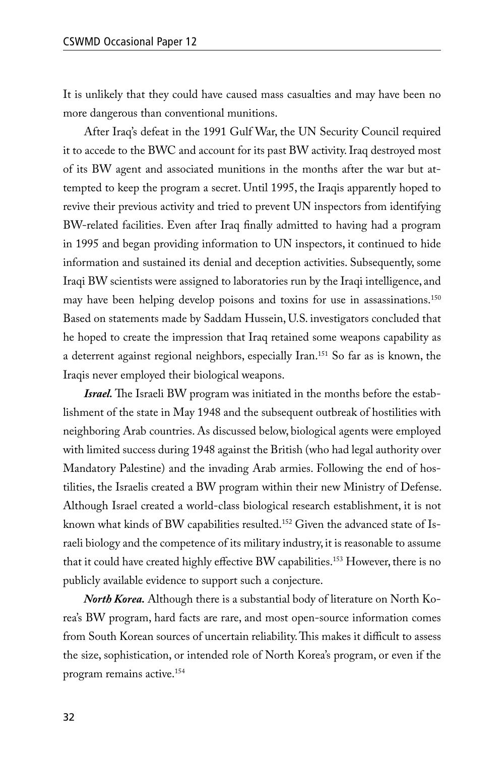It is unlikely that they could have caused mass casualties and may have been no more dangerous than conventional munitions.

After Iraq's defeat in the 1991 Gulf War, the UN Security Council required it to accede to the BWC and account for its past BW activity. Iraq destroyed most of its BW agent and associated munitions in the months after the war but attempted to keep the program a secret. Until 1995, the Iraqis apparently hoped to revive their previous activity and tried to prevent UN inspectors from identifying BW-related facilities. Even after Iraq finally admitted to having had a program in 1995 and began providing information to UN inspectors, it continued to hide information and sustained its denial and deception activities. Subsequently, some Iraqi BW scientists were assigned to laboratories run by the Iraqi intelligence, and may have been helping develop poisons and toxins for use in assassinations.[150] Based on statements made by Saddam Hussein, U.S. investigators concluded that he hoped to create the impression that Iraq retained some weapons capability as a deterrent against regional neighbors, especially Iran.[151] So far as is known, the Iraqis never employed their biological weapons.

***Israel.*** The Israeli BW program was initiated in the months before the establishment of the state in May 1948 and the subsequent outbreak of hostilities with neighboring Arab countries. As discussed below, biological agents were employed with limited success during 1948 against the British (who had legal authority over Mandatory Palestine) and the invading Arab armies. Following the end of hostilities, the Israelis created a BW program within their new Ministry of Defense. Although Israel created a world-class biological research establishment, it is not known what kinds of BW capabilities resulted.[152] Given the advanced state of Israeli biology and the competence of its military industry, it is reasonable to assume that it could have created highly effective BW capabilities.[153] However, there is no publicly available evidence to support such a conjecture.

***North Korea.*** Although there is a substantial body of literature on North Korea's BW program, hard facts are rare, and most open-source information comes from South Korean sources of uncertain reliability. This makes it difficult to assess the size, sophistication, or intended role of North Korea's program, or even if the program remains active.[154]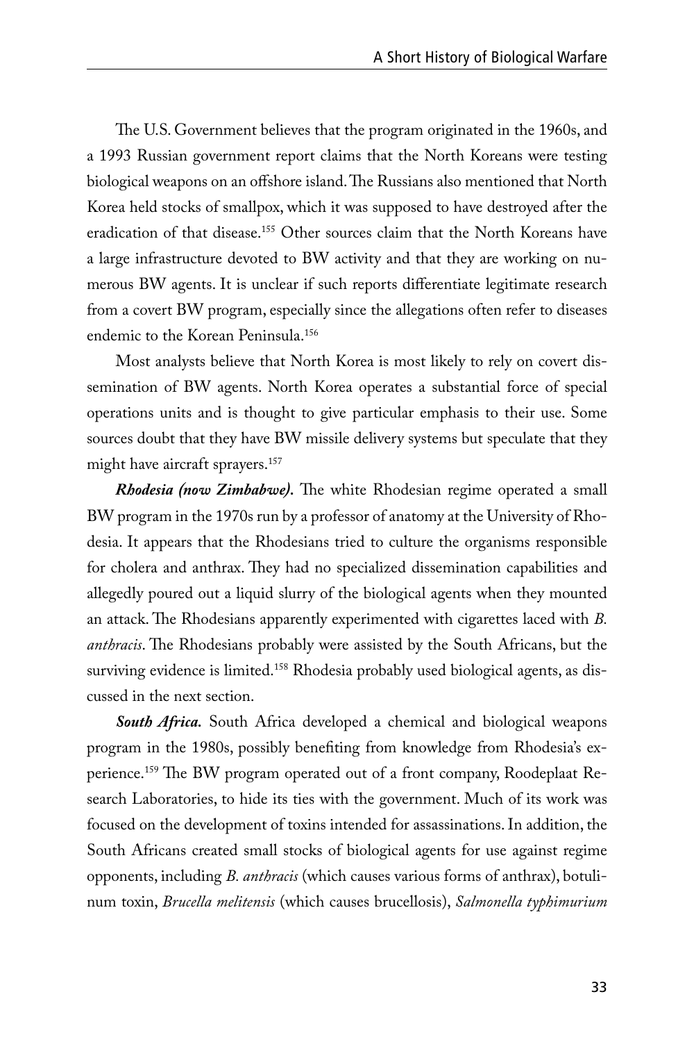The U.S. Government believes that the program originated in the 1960s, and a 1993 Russian government report claims that the North Koreans were testing biological weapons on an offshore island. The Russians also mentioned that North Korea held stocks of smallpox, which it was supposed to have destroyed after the eradication of that disease.[155] Other sources claim that the North Koreans have a large infrastructure devoted to BW activity and that they are working on numerous BW agents. It is unclear if such reports differentiate legitimate research from a covert BW program, especially since the allegations often refer to diseases endemic to the Korean Peninsula.[156]

Most analysts believe that North Korea is most likely to rely on covert dissemination of BW agents. North Korea operates a substantial force of special operations units and is thought to give particular emphasis to their use. Some sources doubt that they have BW missile delivery systems but speculate that they might have aircraft sprayers.[157]

***Rhodesia (now Zimbabwe).*** The white Rhodesian regime operated a small BW program in the 1970s run by a professor of anatomy at the University of Rhodesia. It appears that the Rhodesians tried to culture the organisms responsible for cholera and anthrax. They had no specialized dissemination capabilities and allegedly poured out a liquid slurry of the biological agents when they mounted an attack. The Rhodesians apparently experimented with cigarettes laced with *B. anthracis*. The Rhodesians probably were assisted by the South Africans, but the surviving evidence is limited.[158] Rhodesia probably used biological agents, as discussed in the next section.

***South Africa.*** South Africa developed a chemical and biological weapons program in the 1980s, possibly benefiting from knowledge from Rhodesia's experience.[159] The BW program operated out of a front company, Roodeplaat Research Laboratories, to hide its ties with the government. Much of its work was focused on the development of toxins intended for assassinations. In addition, the South Africans created small stocks of biological agents for use against regime opponents, including *B. anthracis* (which causes various forms of anthrax), botulinum toxin, *Brucella melitensis* (which causes brucellosis), *Salmonella typhimurium*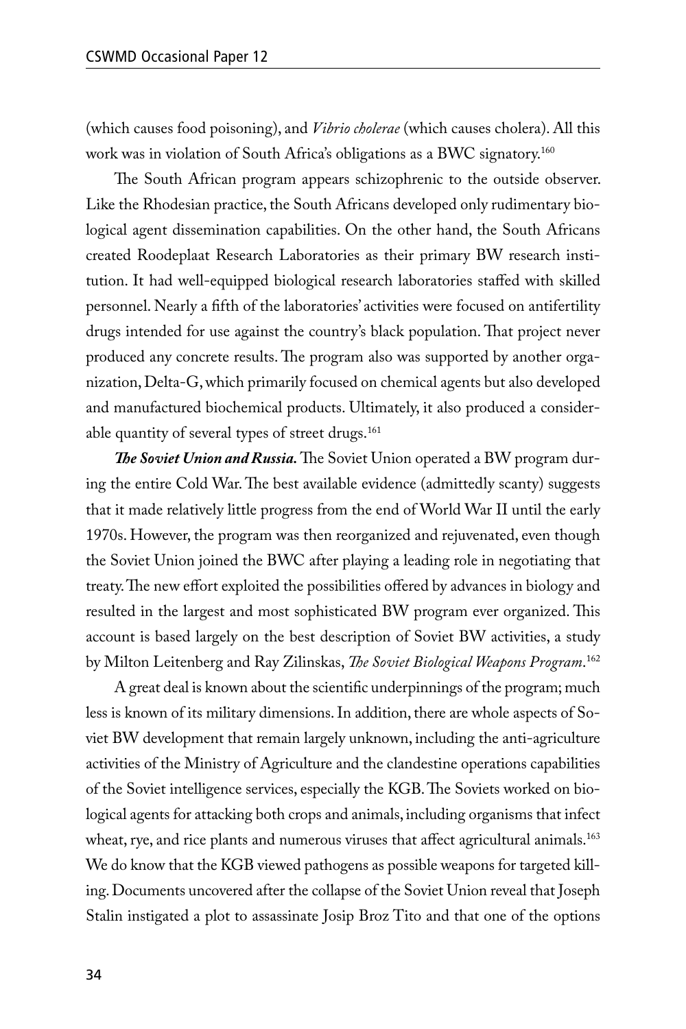(which causes food poisoning), and *Vibrio cholerae* (which causes cholera). All this work was in violation of South Africa's obligations as a BWC signatory.[160]

The South African program appears schizophrenic to the outside observer. Like the Rhodesian practice, the South Africans developed only rudimentary biological agent dissemination capabilities. On the other hand, the South Africans created Roodeplaat Research Laboratories as their primary BW research institution. It had well-equipped biological research laboratories staffed with skilled personnel. Nearly a fifth of the laboratories' activities were focused on antifertility drugs intended for use against the country's black population. That project never produced any concrete results. The program also was supported by another organization, Delta-G, which primarily focused on chemical agents but also developed and manufactured biochemical products. Ultimately, it also produced a considerable quantity of several types of street drugs.[161]

***The Soviet Union and Russia.*** The Soviet Union operated a BW program during the entire Cold War. The best available evidence (admittedly scanty) suggests that it made relatively little progress from the end of World War II until the early 1970s. However, the program was then reorganized and rejuvenated, even though the Soviet Union joined the BWC after playing a leading role in negotiating that treaty. The new effort exploited the possibilities offered by advances in biology and resulted in the largest and most sophisticated BW program ever organized. This account is based largely on the best description of Soviet BW activities, a study by Milton Leitenberg and Ray Zilinskas, *The Soviet Biological Weapons Program*.[162]

A great deal is known about the scientific underpinnings of the program; much less is known of its military dimensions. In addition, there are whole aspects of Soviet BW development that remain largely unknown, including the anti-agriculture activities of the Ministry of Agriculture and the clandestine operations capabilities of the Soviet intelligence services, especially the KGB. The Soviets worked on biological agents for attacking both crops and animals, including organisms that infect wheat, rye, and rice plants and numerous viruses that affect agricultural animals.[163] We do know that the KGB viewed pathogens as possible weapons for targeted killing. Documents uncovered after the collapse of the Soviet Union reveal that Joseph Stalin instigated a plot to assassinate Josip Broz Tito and that one of the options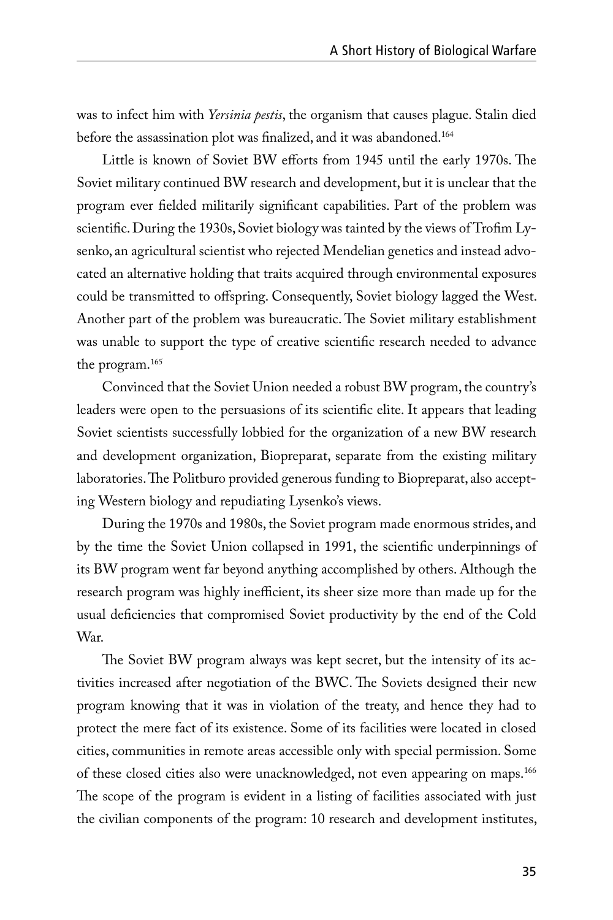was to infect him with *Yersinia pestis*, the organism that causes plague. Stalin died before the assassination plot was finalized, and it was abandoned.[164]

Little is known of Soviet BW efforts from 1945 until the early 1970s. The Soviet military continued BW research and development, but it is unclear that the program ever fielded militarily significant capabilities. Part of the problem was scientific. During the 1930s, Soviet biology was tainted by the views of Trofim Lysenko, an agricultural scientist who rejected Mendelian genetics and instead advocated an alternative holding that traits acquired through environmental exposures could be transmitted to offspring. Consequently, Soviet biology lagged the West. Another part of the problem was bureaucratic. The Soviet military establishment was unable to support the type of creative scientific research needed to advance the program.[165]

Convinced that the Soviet Union needed a robust BW program, the country's leaders were open to the persuasions of its scientific elite. It appears that leading Soviet scientists successfully lobbied for the organization of a new BW research and development organization, Biopreparat, separate from the existing military laboratories. The Politburo provided generous funding to Biopreparat, also accepting Western biology and repudiating Lysenko's views.

During the 1970s and 1980s, the Soviet program made enormous strides, and by the time the Soviet Union collapsed in 1991, the scientific underpinnings of its BW program went far beyond anything accomplished by others. Although the research program was highly inefficient, its sheer size more than made up for the usual deficiencies that compromised Soviet productivity by the end of the Cold War.

The Soviet BW program always was kept secret, but the intensity of its activities increased after negotiation of the BWC. The Soviets designed their new program knowing that it was in violation of the treaty, and hence they had to protect the mere fact of its existence. Some of its facilities were located in closed cities, communities in remote areas accessible only with special permission. Some of these closed cities also were unacknowledged, not even appearing on maps.[166] The scope of the program is evident in a listing of facilities associated with just the civilian components of the program: 10 research and development institutes,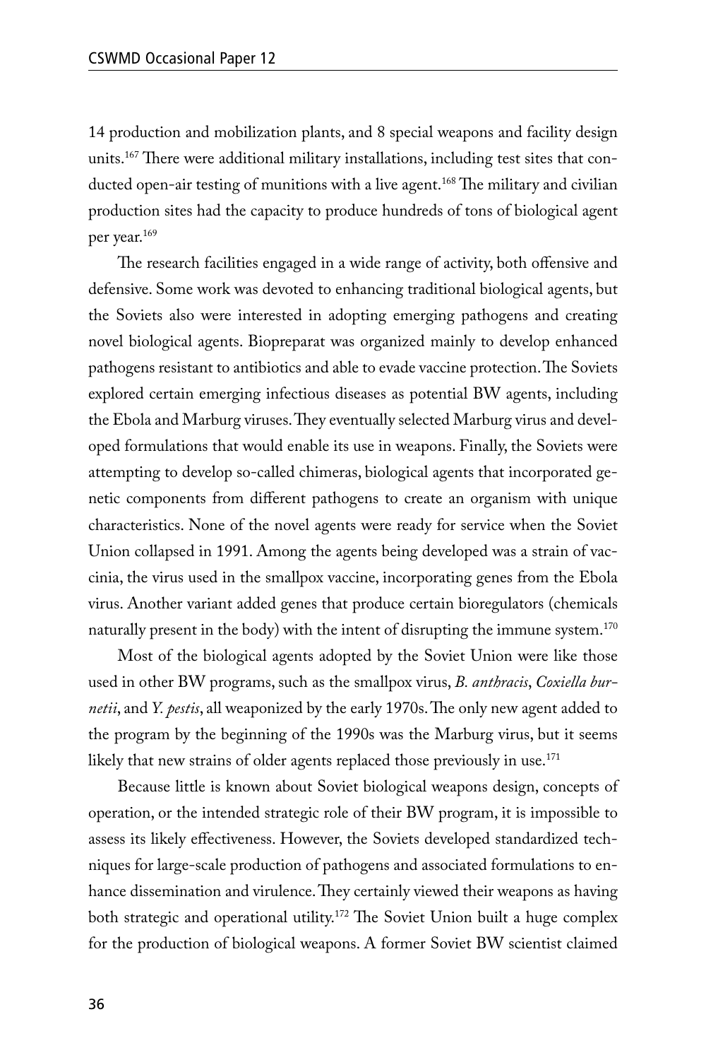14 production and mobilization plants, and 8 special weapons and facility design units.[167] There were additional military installations, including test sites that conducted open-air testing of munitions with a live agent.[168] The military and civilian production sites had the capacity to produce hundreds of tons of biological agent per year.[169]

The research facilities engaged in a wide range of activity, both offensive and defensive. Some work was devoted to enhancing traditional biological agents, but the Soviets also were interested in adopting emerging pathogens and creating novel biological agents. Biopreparat was organized mainly to develop enhanced pathogens resistant to antibiotics and able to evade vaccine protection. The Soviets explored certain emerging infectious diseases as potential BW agents, including the Ebola and Marburg viruses. They eventually selected Marburg virus and developed formulations that would enable its use in weapons. Finally, the Soviets were attempting to develop so-called chimeras, biological agents that incorporated genetic components from different pathogens to create an organism with unique characteristics. None of the novel agents were ready for service when the Soviet Union collapsed in 1991. Among the agents being developed was a strain of vaccinia, the virus used in the smallpox vaccine, incorporating genes from the Ebola virus. Another variant added genes that produce certain bioregulators (chemicals naturally present in the body) with the intent of disrupting the immune system.[170]

Most of the biological agents adopted by the Soviet Union were like those used in other BW programs, such as the smallpox virus, *B. anthracis*, *Coxiella burnetii*, and *Y. pestis*, all weaponized by the early 1970s. The only new agent added to the program by the beginning of the 1990s was the Marburg virus, but it seems likely that new strains of older agents replaced those previously in use.[171]

Because little is known about Soviet biological weapons design, concepts of operation, or the intended strategic role of their BW program, it is impossible to assess its likely effectiveness. However, the Soviets developed standardized techniques for large-scale production of pathogens and associated formulations to enhance dissemination and virulence. They certainly viewed their weapons as having both strategic and operational utility.[172] The Soviet Union built a huge complex for the production of biological weapons. A former Soviet BW scientist claimed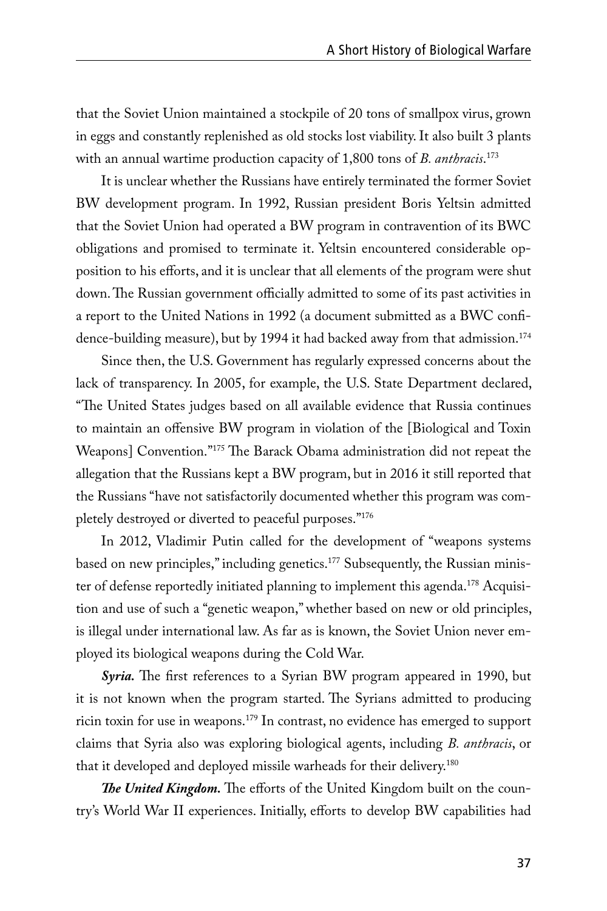that the Soviet Union maintained a stockpile of 20 tons of smallpox virus, grown in eggs and constantly replenished as old stocks lost viability. It also built 3 plants with an annual wartime production capacity of 1,800 tons of *B. anthracis*.[173]

It is unclear whether the Russians have entirely terminated the former Soviet BW development program. In 1992, Russian president Boris Yeltsin admitted that the Soviet Union had operated a BW program in contravention of its BWC obligations and promised to terminate it. Yeltsin encountered considerable opposition to his efforts, and it is unclear that all elements of the program were shut down. The Russian government officially admitted to some of its past activities in a report to the United Nations in 1992 (a document submitted as a BWC confidence-building measure), but by 1994 it had backed away from that admission.[174]

Since then, the U.S. Government has regularly expressed concerns about the lack of transparency. In 2005, for example, the U.S. State Department declared, "The United States judges based on all available evidence that Russia continues to maintain an offensive BW program in violation of the [Biological and Toxin Weapons] Convention."[175] The Barack Obama administration did not repeat the allegation that the Russians kept a BW program, but in 2016 it still reported that the Russians "have not satisfactorily documented whether this program was completely destroyed or diverted to peaceful purposes."[176]

In 2012, Vladimir Putin called for the development of "weapons systems based on new principles," including genetics.[177] Subsequently, the Russian minister of defense reportedly initiated planning to implement this agenda.[178] Acquisition and use of such a "genetic weapon," whether based on new or old principles, is illegal under international law. As far as is known, the Soviet Union never employed its biological weapons during the Cold War.

***Syria.*** The first references to a Syrian BW program appeared in 1990, but it is not known when the program started. The Syrians admitted to producing ricin toxin for use in weapons.[179] In contrast, no evidence has emerged to support claims that Syria also was exploring biological agents, including *B. anthracis*, or that it developed and deployed missile warheads for their delivery.[180]

***The United Kingdom.*** The efforts of the United Kingdom built on the country's World War II experiences. Initially, efforts to develop BW capabilities had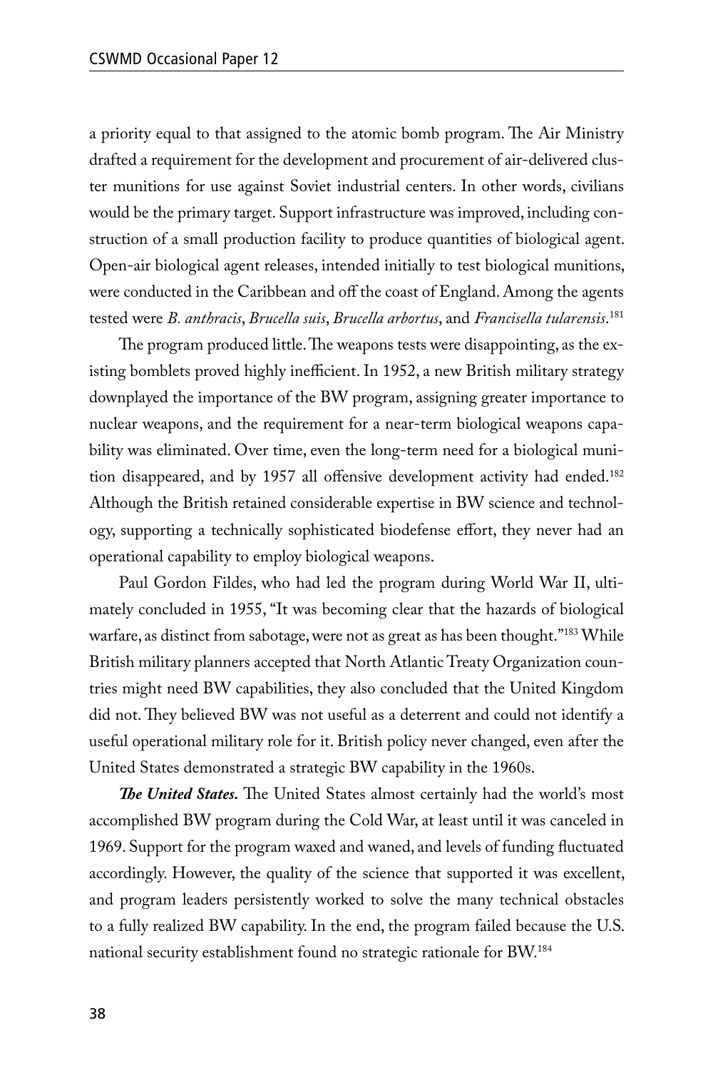a priority equal to that assigned to the atomic bomb program. The Air Ministry drafted a requirement for the development and procurement of air-delivered cluster munitions for use against Soviet industrial centers. In other words, civilians would be the primary target. Support infrastructure was improved, including construction of a small production facility to produce quantities of biological agent. Open-air biological agent releases, intended initially to test biological munitions, were conducted in the Caribbean and off the coast of England. Among the agents tested were *B. anthracis*, *Brucella suis*, *Brucella arbortus*, and *Francisella tularensis*.[181]

The program produced little. The weapons tests were disappointing, as the existing bomblets proved highly inefficient. In 1952, a new British military strategy downplayed the importance of the BW program, assigning greater importance to nuclear weapons, and the requirement for a near-term biological weapons capability was eliminated. Over time, even the long-term need for a biological munition disappeared, and by 1957 all offensive development activity had ended.[182] Although the British retained considerable expertise in BW science and technology, supporting a technically sophisticated biodefense effort, they never had an operational capability to employ biological weapons.

Paul Gordon Fildes, who had led the program during World War II, ultimately concluded in 1955, "It was becoming clear that the hazards of biological warfare, as distinct from sabotage, were not as great as has been thought."[183] While British military planners accepted that North Atlantic Treaty Organization countries might need BW capabilities, they also concluded that the United Kingdom did not. They believed BW was not useful as a deterrent and could not identify a useful operational military role for it. British policy never changed, even after the United States demonstrated a strategic BW capability in the 1960s.

***The United States.*** The United States almost certainly had the world's most accomplished BW program during the Cold War, at least until it was canceled in 1969. Support for the program waxed and waned, and levels of funding fluctuated accordingly. However, the quality of the science that supported it was excellent, and program leaders persistently worked to solve the many technical obstacles to a fully realized BW capability. In the end, the program failed because the U.S. national security establishment found no strategic rationale for BW.[184]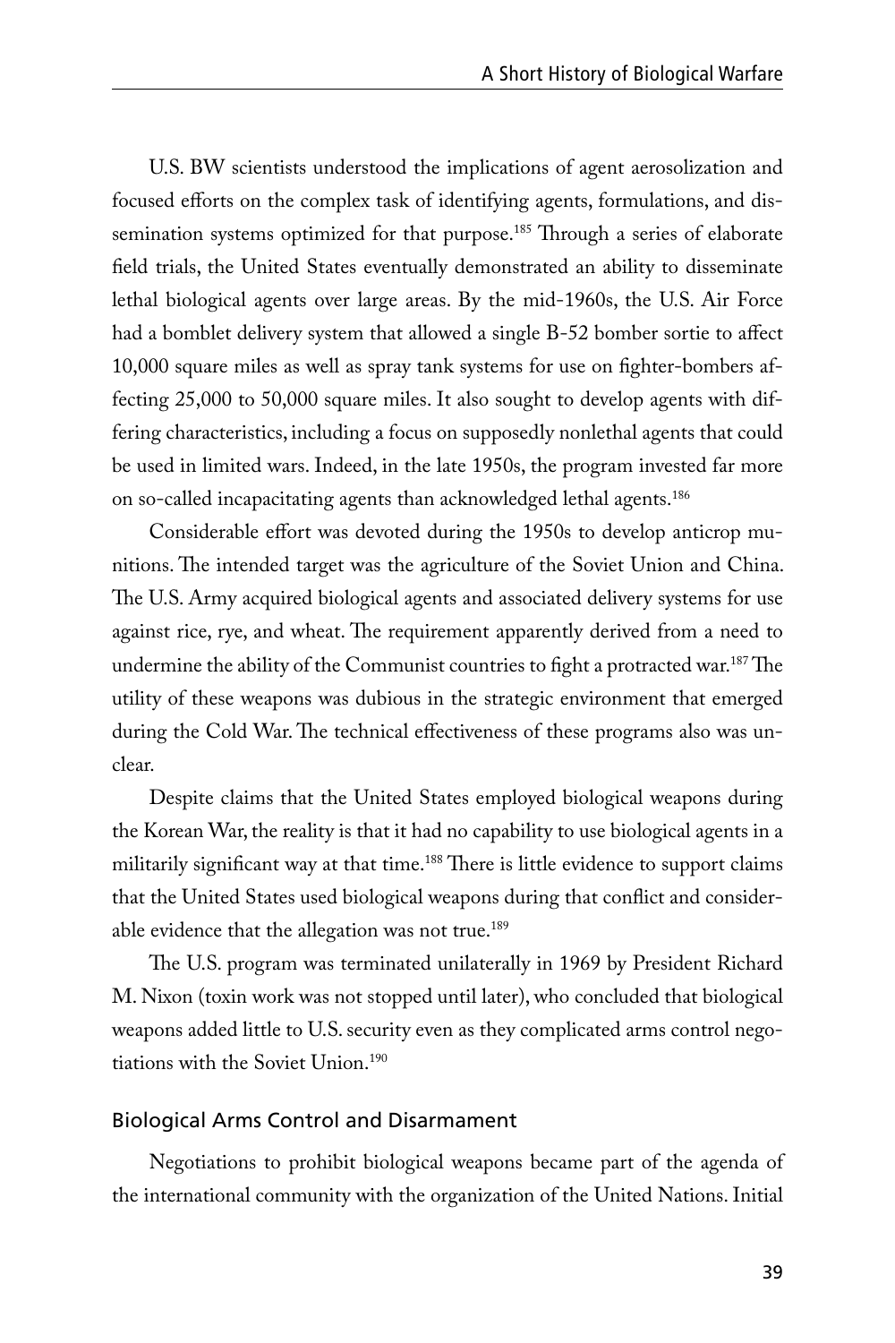U.S. BW scientists understood the implications of agent aerosolization and focused efforts on the complex task of identifying agents, formulations, and dissemination systems optimized for that purpose.[185] Through a series of elaborate field trials, the United States eventually demonstrated an ability to disseminate lethal biological agents over large areas. By the mid-1960s, the U.S. Air Force had a bomblet delivery system that allowed a single B-52 bomber sortie to affect 10,000 square miles as well as spray tank systems for use on fighter-bombers affecting 25,000 to 50,000 square miles. It also sought to develop agents with differing characteristics, including a focus on supposedly nonlethal agents that could be used in limited wars. Indeed, in the late 1950s, the program invested far more on so-called incapacitating agents than acknowledged lethal agents.[186]

Considerable effort was devoted during the 1950s to develop anticrop munitions. The intended target was the agriculture of the Soviet Union and China. The U.S. Army acquired biological agents and associated delivery systems for use against rice, rye, and wheat. The requirement apparently derived from a need to undermine the ability of the Communist countries to fight a protracted war.[187] The utility of these weapons was dubious in the strategic environment that emerged during the Cold War. The technical effectiveness of these programs also was unclear.

Despite claims that the United States employed biological weapons during the Korean War, the reality is that it had no capability to use biological agents in a militarily significant way at that time.[188] There is little evidence to support claims that the United States used biological weapons during that conflict and considerable evidence that the allegation was not true.[189]

The U.S. program was terminated unilaterally in 1969 by President Richard M. Nixon (toxin work was not stopped until later), who concluded that biological weapons added little to U.S. security even as they complicated arms control negotiations with the Soviet Union.[190]

## Biological Arms Control and Disarmament

Negotiations to prohibit biological weapons became part of the agenda of the international community with the organization of the United Nations. Initial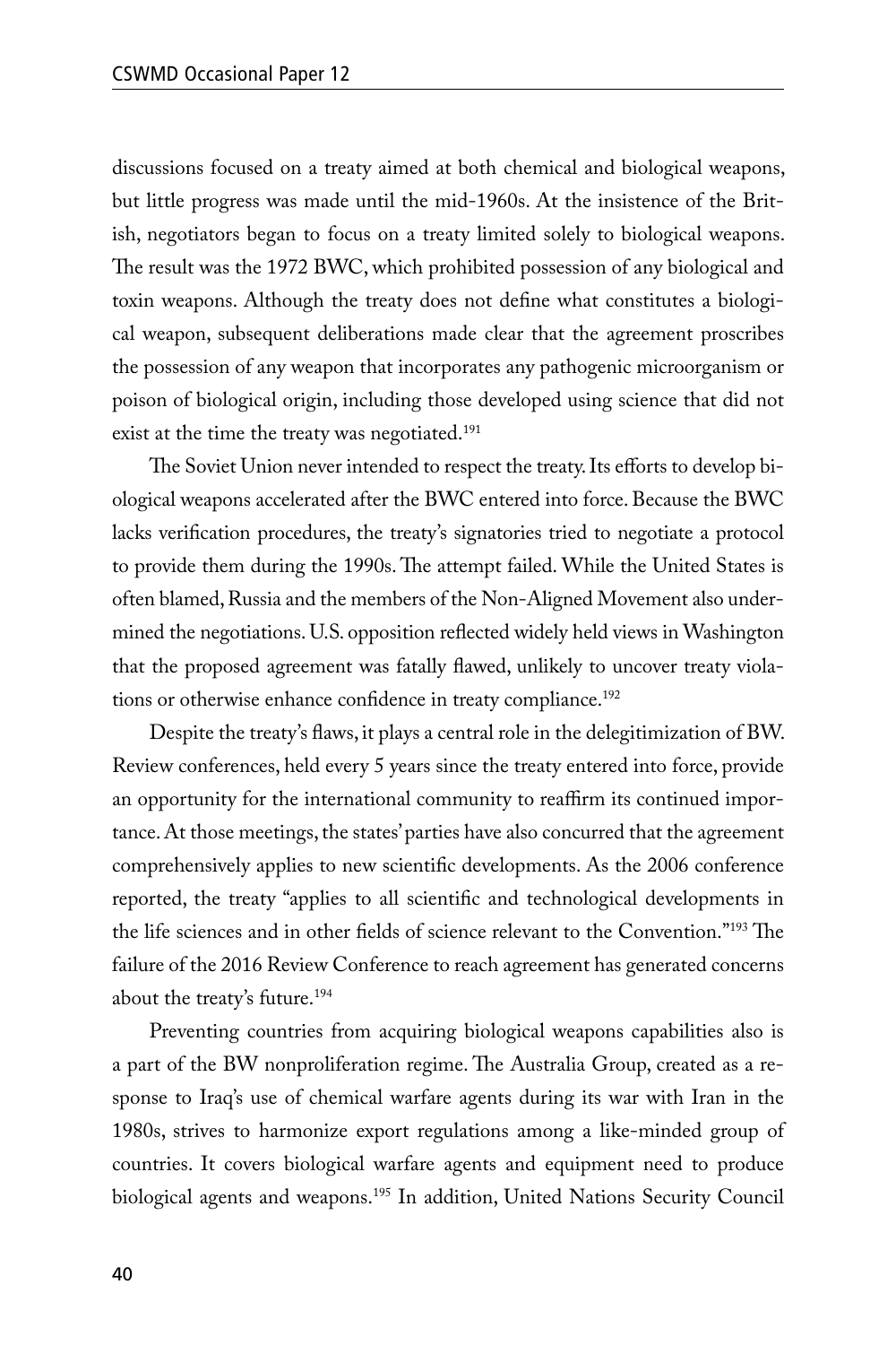discussions focused on a treaty aimed at both chemical and biological weapons, but little progress was made until the mid-1960s. At the insistence of the British, negotiators began to focus on a treaty limited solely to biological weapons. The result was the 1972 BWC, which prohibited possession of any biological and toxin weapons. Although the treaty does not define what constitutes a biological weapon, subsequent deliberations made clear that the agreement proscribes the possession of any weapon that incorporates any pathogenic microorganism or poison of biological origin, including those developed using science that did not exist at the time the treaty was negotiated.[191]

The Soviet Union never intended to respect the treaty. Its efforts to develop biological weapons accelerated after the BWC entered into force. Because the BWC lacks verification procedures, the treaty's signatories tried to negotiate a protocol to provide them during the 1990s. The attempt failed. While the United States is often blamed, Russia and the members of the Non-Aligned Movement also undermined the negotiations. U.S. opposition reflected widely held views in Washington that the proposed agreement was fatally flawed, unlikely to uncover treaty violations or otherwise enhance confidence in treaty compliance.[192]

Despite the treaty's flaws, it plays a central role in the delegitimization of BW. Review conferences, held every 5 years since the treaty entered into force, provide an opportunity for the international community to reaffirm its continued importance. At those meetings, the states' parties have also concurred that the agreement comprehensively applies to new scientific developments. As the 2006 conference reported, the treaty "applies to all scientific and technological developments in the life sciences and in other fields of science relevant to the Convention."[193] The failure of the 2016 Review Conference to reach agreement has generated concerns about the treaty's future.[194]

Preventing countries from acquiring biological weapons capabilities also is a part of the BW nonproliferation regime. The Australia Group, created as a response to Iraq's use of chemical warfare agents during its war with Iran in the 1980s, strives to harmonize export regulations among a like-minded group of countries. It covers biological warfare agents and equipment need to produce biological agents and weapons.[195] In addition, United Nations Security Council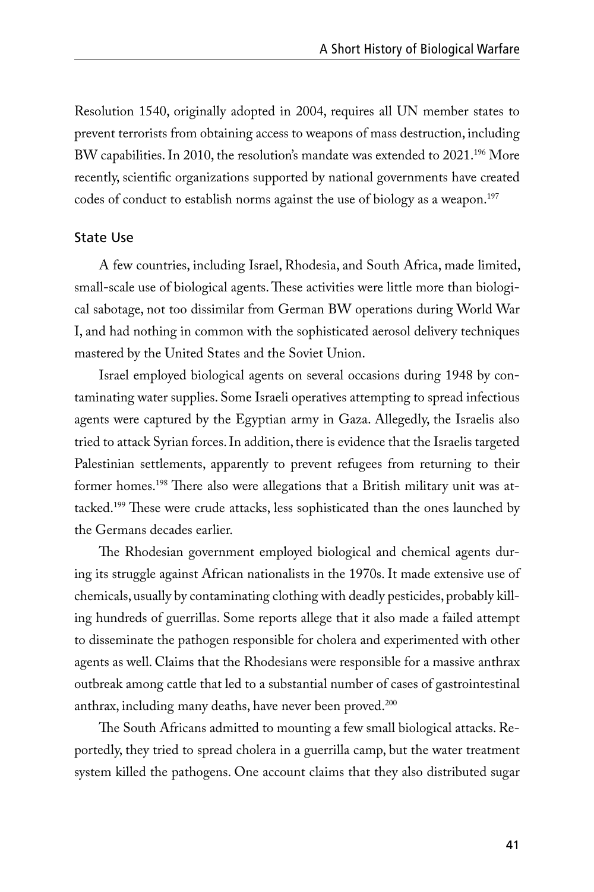Resolution 1540, originally adopted in 2004, requires all UN member states to prevent terrorists from obtaining access to weapons of mass destruction, including BW capabilities. In 2010, the resolution's mandate was extended to 2021.[196] More recently, scientific organizations supported by national governments have created codes of conduct to establish norms against the use of biology as a weapon.[197]

### State Use

A few countries, including Israel, Rhodesia, and South Africa, made limited, small-scale use of biological agents. These activities were little more than biological sabotage, not too dissimilar from German BW operations during World War I, and had nothing in common with the sophisticated aerosol delivery techniques mastered by the United States and the Soviet Union.

Israel employed biological agents on several occasions during 1948 by contaminating water supplies. Some Israeli operatives attempting to spread infectious agents were captured by the Egyptian army in Gaza. Allegedly, the Israelis also tried to attack Syrian forces. In addition, there is evidence that the Israelis targeted Palestinian settlements, apparently to prevent refugees from returning to their former homes.[198] There also were allegations that a British military unit was attacked.[199] These were crude attacks, less sophisticated than the ones launched by the Germans decades earlier.

The Rhodesian government employed biological and chemical agents during its struggle against African nationalists in the 1970s. It made extensive use of chemicals, usually by contaminating clothing with deadly pesticides, probably killing hundreds of guerrillas. Some reports allege that it also made a failed attempt to disseminate the pathogen responsible for cholera and experimented with other agents as well. Claims that the Rhodesians were responsible for a massive anthrax outbreak among cattle that led to a substantial number of cases of gastrointestinal anthrax, including many deaths, have never been proved.[200]

The South Africans admitted to mounting a few small biological attacks. Reportedly, they tried to spread cholera in a guerrilla camp, but the water treatment system killed the pathogens. One account claims that they also distributed sugar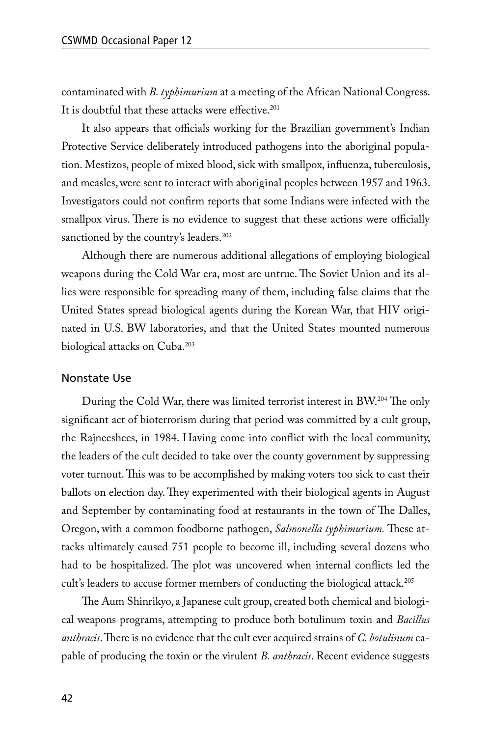contaminated with *B. typhimurium* at a meeting of the African National Congress. It is doubtful that these attacks were effective.[201]

It also appears that officials working for the Brazilian government's Indian Protective Service deliberately introduced pathogens into the aboriginal population. Mestizos, people of mixed blood, sick with smallpox, influenza, tuberculosis, and measles, were sent to interact with aboriginal peoples between 1957 and 1963. Investigators could not confirm reports that some Indians were infected with the smallpox virus. There is no evidence to suggest that these actions were officially sanctioned by the country's leaders.[202]

Although there are numerous additional allegations of employing biological weapons during the Cold War era, most are untrue. The Soviet Union and its allies were responsible for spreading many of them, including false claims that the United States spread biological agents during the Korean War, that HIV originated in U.S. BW laboratories, and that the United States mounted numerous biological attacks on Cuba.[203]

## Nonstate Use

During the Cold War, there was limited terrorist interest in BW.[204] The only significant act of bioterrorism during that period was committed by a cult group, the Rajneeshees, in 1984. Having come into conflict with the local community, the leaders of the cult decided to take over the county government by suppressing voter turnout. This was to be accomplished by making voters too sick to cast their ballots on election day. They experimented with their biological agents in August and September by contaminating food at restaurants in the town of The Dalles, Oregon, with a common foodborne pathogen, *Salmonella typhimurium.* These attacks ultimately caused 751 people to become ill, including several dozens who had to be hospitalized. The plot was uncovered when internal conflicts led the cult's leaders to accuse former members of conducting the biological attack.[205]

The Aum Shinrikyo, a Japanese cult group, created both chemical and biological weapons programs, attempting to produce both botulinum toxin and *Bacillus anthracis*. There is no evidence that the cult ever acquired strains of *C. botulinum* capable of producing the toxin or the virulent *B. anthracis*. Recent evidence suggests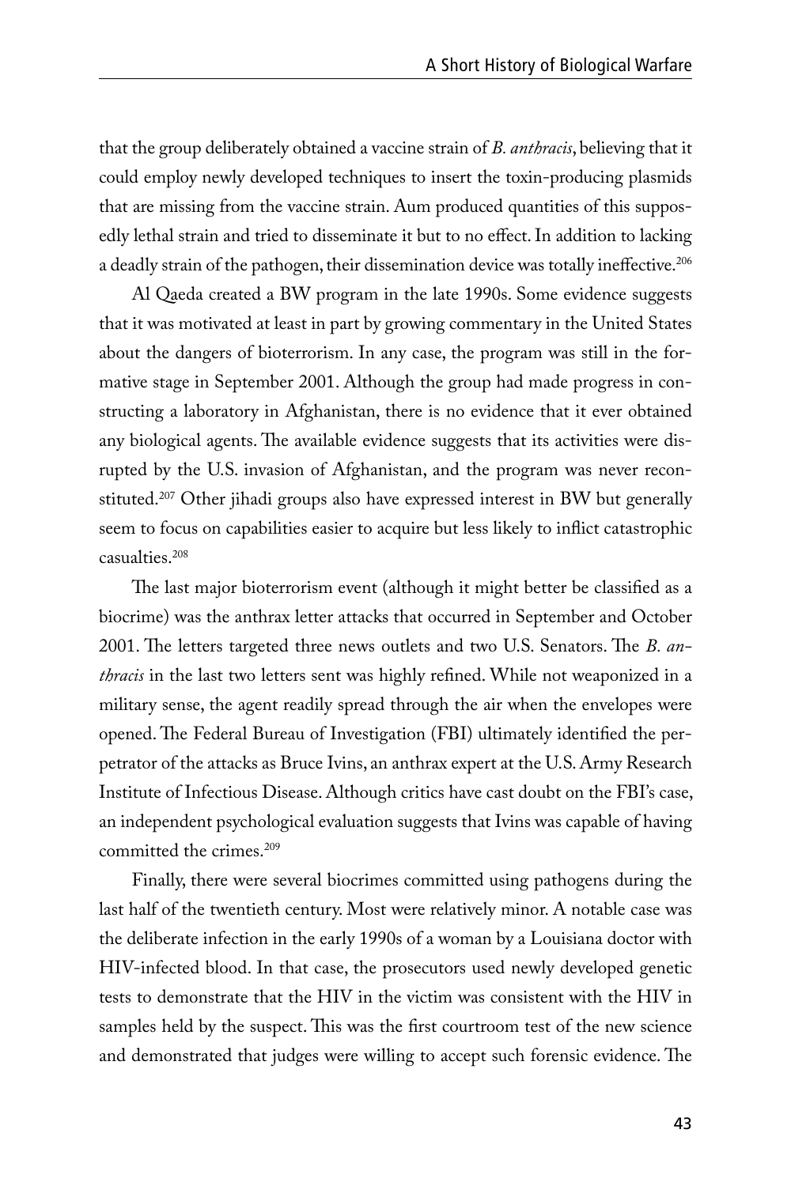that the group deliberately obtained a vaccine strain of *B. anthracis*, believing that it could employ newly developed techniques to insert the toxin-producing plasmids that are missing from the vaccine strain. Aum produced quantities of this supposedly lethal strain and tried to disseminate it but to no effect. In addition to lacking a deadly strain of the pathogen, their dissemination device was totally ineffective.[206]

Al Qaeda created a BW program in the late 1990s. Some evidence suggests that it was motivated at least in part by growing commentary in the United States about the dangers of bioterrorism. In any case, the program was still in the formative stage in September 2001. Although the group had made progress in constructing a laboratory in Afghanistan, there is no evidence that it ever obtained any biological agents. The available evidence suggests that its activities were disrupted by the U.S. invasion of Afghanistan, and the program was never reconstituted.[207] Other jihadi groups also have expressed interest in BW but generally seem to focus on capabilities easier to acquire but less likely to inflict catastrophic casualties.[208]

The last major bioterrorism event (although it might better be classified as a biocrime) was the anthrax letter attacks that occurred in September and October 2001. The letters targeted three news outlets and two U.S. Senators. The *B. anthracis* in the last two letters sent was highly refined. While not weaponized in a military sense, the agent readily spread through the air when the envelopes were opened. The Federal Bureau of Investigation (FBI) ultimately identified the perpetrator of the attacks as Bruce Ivins, an anthrax expert at the U.S. Army Research Institute of Infectious Disease. Although critics have cast doubt on the FBI's case, an independent psychological evaluation suggests that Ivins was capable of having committed the crimes.[209]

Finally, there were several biocrimes committed using pathogens during the last half of the twentieth century. Most were relatively minor. A notable case was the deliberate infection in the early 1990s of a woman by a Louisiana doctor with HIV-infected blood. In that case, the prosecutors used newly developed genetic tests to demonstrate that the HIV in the victim was consistent with the HIV in samples held by the suspect. This was the first courtroom test of the new science and demonstrated that judges were willing to accept such forensic evidence. The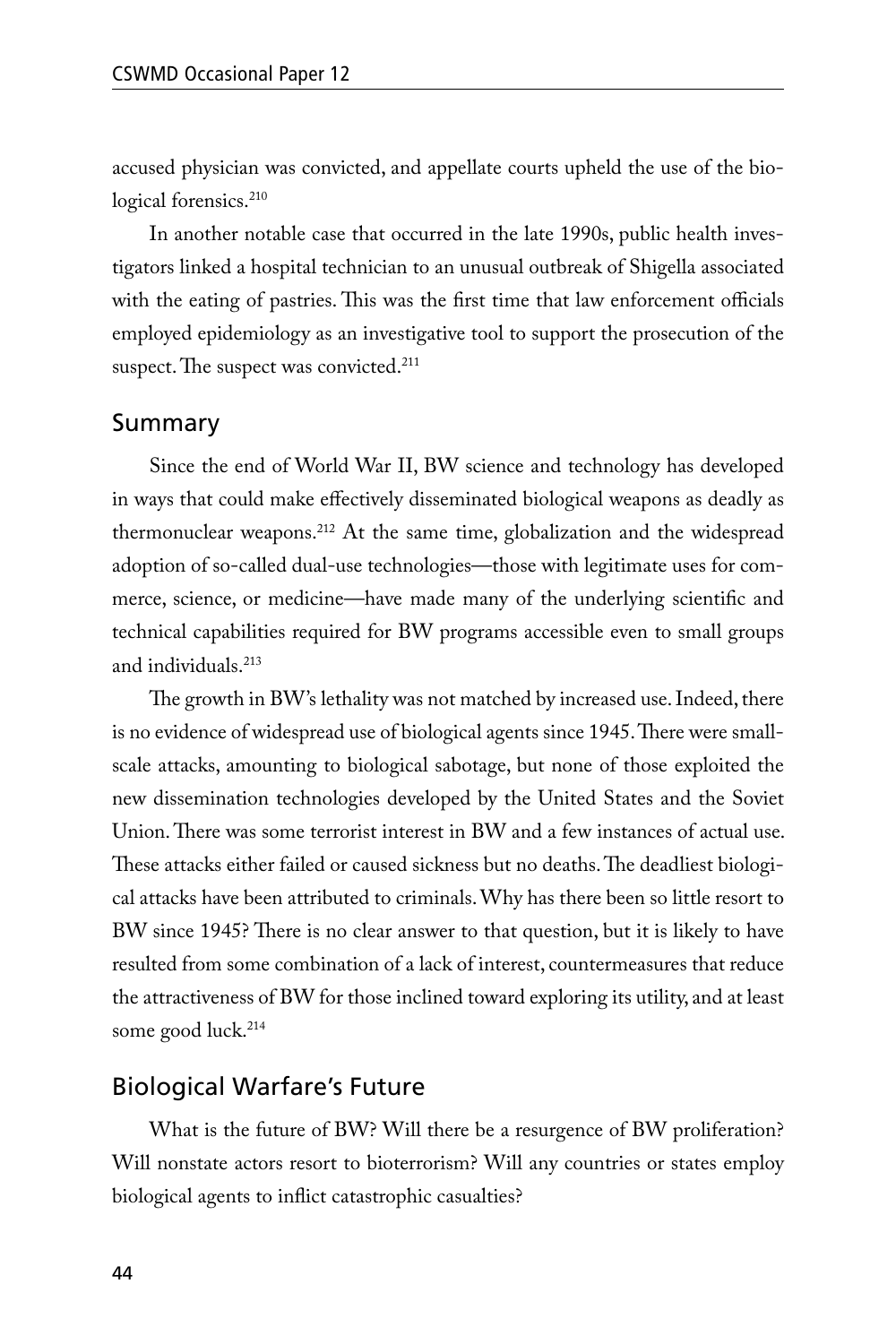accused physician was convicted, and appellate courts upheld the use of the biological forensics.[210]

In another notable case that occurred in the late 1990s, public health investigators linked a hospital technician to an unusual outbreak of Shigella associated with the eating of pastries. This was the first time that law enforcement officials employed epidemiology as an investigative tool to support the prosecution of the suspect. The suspect was convicted.[211]

## Summary

Since the end of World War II, BW science and technology has developed in ways that could make effectively disseminated biological weapons as deadly as thermonuclear weapons.[212] At the same time, globalization and the widespread adoption of so-called dual-use technologies—those with legitimate uses for commerce, science, or medicine—have made many of the underlying scientific and technical capabilities required for BW programs accessible even to small groups and individuals.[213]

The growth in BW's lethality was not matched by increased use. Indeed, there is no evidence of widespread use of biological agents since 1945. There were small-scale attacks, amounting to biological sabotage, but none of those exploited the new dissemination technologies developed by the United States and the Soviet Union. There was some terrorist interest in BW and a few instances of actual use. These attacks either failed or caused sickness but no deaths. The deadliest biological attacks have been attributed to criminals. Why has there been so little resort to BW since 1945? There is no clear answer to that question, but it is likely to have resulted from some combination of a lack of interest, countermeasures that reduce the attractiveness of BW for those inclined toward exploring its utility, and at least some good luck.[214]

## Biological Warfare's Future

What is the future of BW? Will there be a resurgence of BW proliferation? Will nonstate actors resort to bioterrorism? Will any countries or states employ biological agents to inflict catastrophic casualties?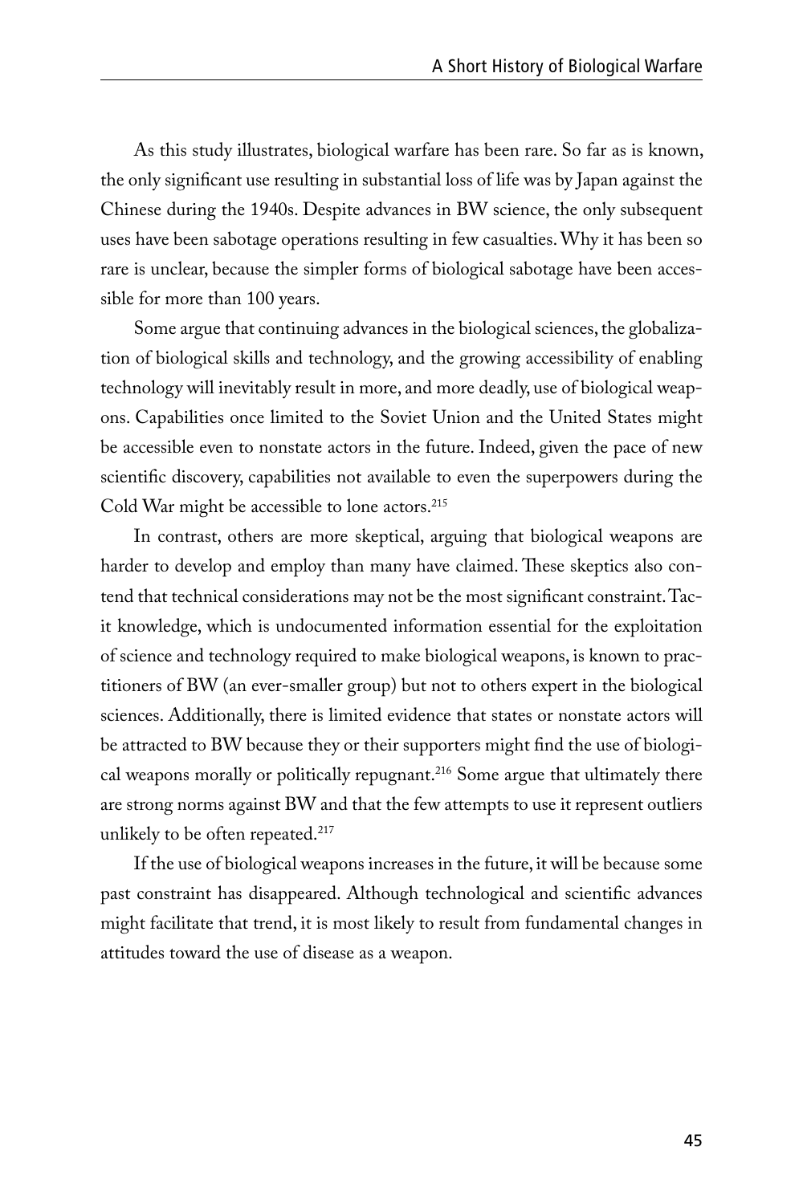As this study illustrates, biological warfare has been rare. So far as is known, the only significant use resulting in substantial loss of life was by Japan against the Chinese during the 1940s. Despite advances in BW science, the only subsequent uses have been sabotage operations resulting in few casualties. Why it has been so rare is unclear, because the simpler forms of biological sabotage have been accessible for more than 100 years.

Some argue that continuing advances in the biological sciences, the globalization of biological skills and technology, and the growing accessibility of enabling technology will inevitably result in more, and more deadly, use of biological weapons. Capabilities once limited to the Soviet Union and the United States might be accessible even to nonstate actors in the future. Indeed, given the pace of new scientific discovery, capabilities not available to even the superpowers during the Cold War might be accessible to lone actors.[215]

In contrast, others are more skeptical, arguing that biological weapons are harder to develop and employ than many have claimed. These skeptics also contend that technical considerations may not be the most significant constraint. Tacit knowledge, which is undocumented information essential for the exploitation of science and technology required to make biological weapons, is known to practitioners of BW (an ever-smaller group) but not to others expert in the biological sciences. Additionally, there is limited evidence that states or nonstate actors will be attracted to BW because they or their supporters might find the use of biological weapons morally or politically repugnant.[216] Some argue that ultimately there are strong norms against BW and that the few attempts to use it represent outliers unlikely to be often repeated.[217]

If the use of biological weapons increases in the future, it will be because some past constraint has disappeared. Although technological and scientific advances might facilitate that trend, it is most likely to result from fundamental changes in attitudes toward the use of disease as a weapon.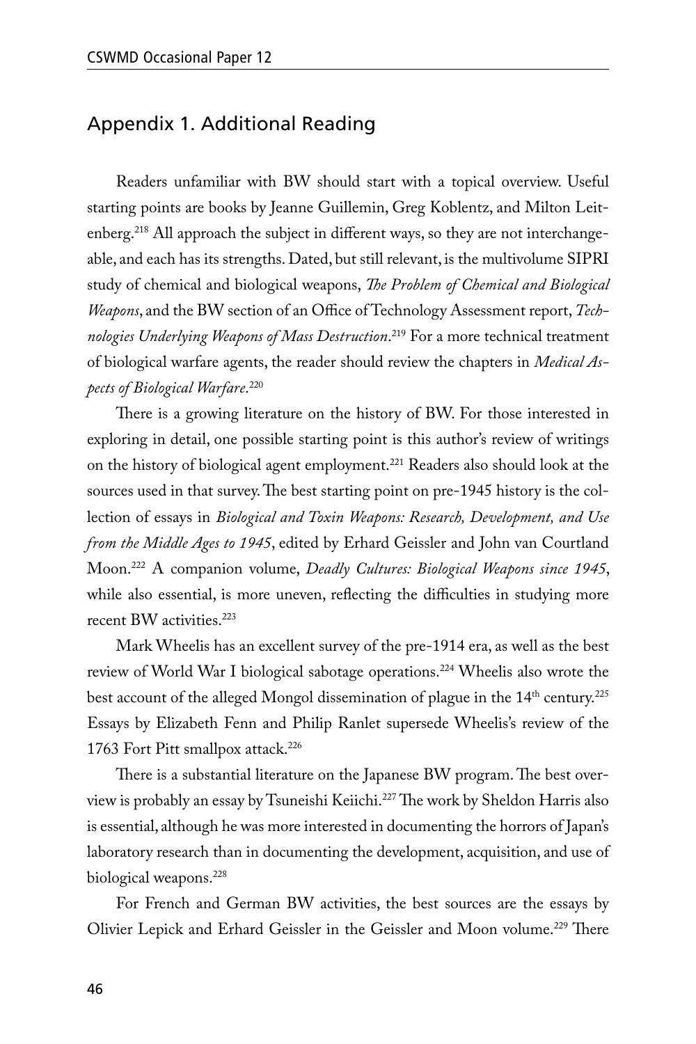## Appendix 1. Additional Reading

Readers unfamiliar with BW should start with a topical overview. Useful starting points are books by Jeanne Guillemin, Greg Koblentz, and Milton Leitenberg.[218] All approach the subject in different ways, so they are not interchangeable, and each has its strengths. Dated, but still relevant, is the multivolume SIPRI study of chemical and biological weapons, *The Problem of Chemical and Biological Weapons*, and the BW section of an Office of Technology Assessment report, *Technologies Underlying Weapons of Mass Destruction*.[219] For a more technical treatment of biological warfare agents, the reader should review the chapters in *Medical Aspects of Biological Warfare*.[220]

There is a growing literature on the history of BW. For those interested in exploring in detail, one possible starting point is this author's review of writings on the history of biological agent employment.[221] Readers also should look at the sources used in that survey. The best starting point on pre-1945 history is the collection of essays in *Biological and Toxin Weapons: Research, Development, and Use from the Middle Ages to 1945*, edited by Erhard Geissler and John van Courtland Moon.[222] A companion volume, *Deadly Cultures: Biological Weapons since 1945*, while also essential, is more uneven, reflecting the difficulties in studying more recent BW activities.[223]

Mark Wheelis has an excellent survey of the pre-1914 era, as well as the best review of World War I biological sabotage operations.[224] Wheelis also wrote the best account of the alleged Mongol dissemination of plague in the 14th century.[225] Essays by Elizabeth Fenn and Philip Ranlet supersede Wheelis's review of the 1763 Fort Pitt smallpox attack.[226]

There is a substantial literature on the Japanese BW program. The best overview is probably an essay by Tsuneishi Keiichi.[227] The work by Sheldon Harris also is essential, although he was more interested in documenting the horrors of Japan's laboratory research than in documenting the development, acquisition, and use of biological weapons.[228]

For French and German BW activities, the best sources are the essays by Olivier Lepick and Erhard Geissler in the Geissler and Moon volume.[229] There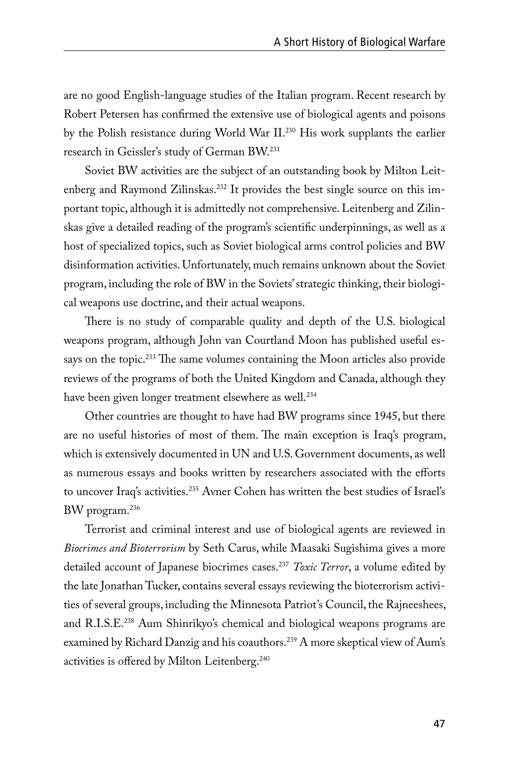are no good English-language studies of the Italian program. Recent research by Robert Petersen has confirmed the extensive use of biological agents and poisons by the Polish resistance during World War II.[230] His work supplants the earlier research in Geissler's study of German BW.[231]

Soviet BW activities are the subject of an outstanding book by Milton Leitenberg and Raymond Zilinskas.[232] It provides the best single source on this important topic, although it is admittedly not comprehensive. Leitenberg and Zilinskas give a detailed reading of the program's scientific underpinnings, as well as a host of specialized topics, such as Soviet biological arms control policies and BW disinformation activities. Unfortunately, much remains unknown about the Soviet program, including the role of BW in the Soviets' strategic thinking, their biological weapons use doctrine, and their actual weapons.

There is no study of comparable quality and depth of the U.S. biological weapons program, although John van Courtland Moon has published useful essays on the topic.[233] The same volumes containing the Moon articles also provide reviews of the programs of both the United Kingdom and Canada, although they have been given longer treatment elsewhere as well.[234]

Other countries are thought to have had BW programs since 1945, but there are no useful histories of most of them. The main exception is Iraq's program, which is extensively documented in UN and U.S. Government documents, as well as numerous essays and books written by researchers associated with the efforts to uncover Iraq's activities.[235] Avner Cohen has written the best studies of Israel's BW program.[236]

Terrorist and criminal interest and use of biological agents are reviewed in *Biocrimes and Bioterrorism* by Seth Carus, while Maasaki Sugishima gives a more detailed account of Japanese biocrimes cases.[237] *Toxic Terror*, a volume edited by the late Jonathan Tucker, contains several essays reviewing the bioterrorism activities of several groups, including the Minnesota Patriot's Council, the Rajneeshees, and R.I.S.E.[238] Aum Shinrikyo's chemical and biological weapons programs are examined by Richard Danzig and his coauthors.[239] A more skeptical view of Aum's activities is offered by Milton Leitenberg.[240]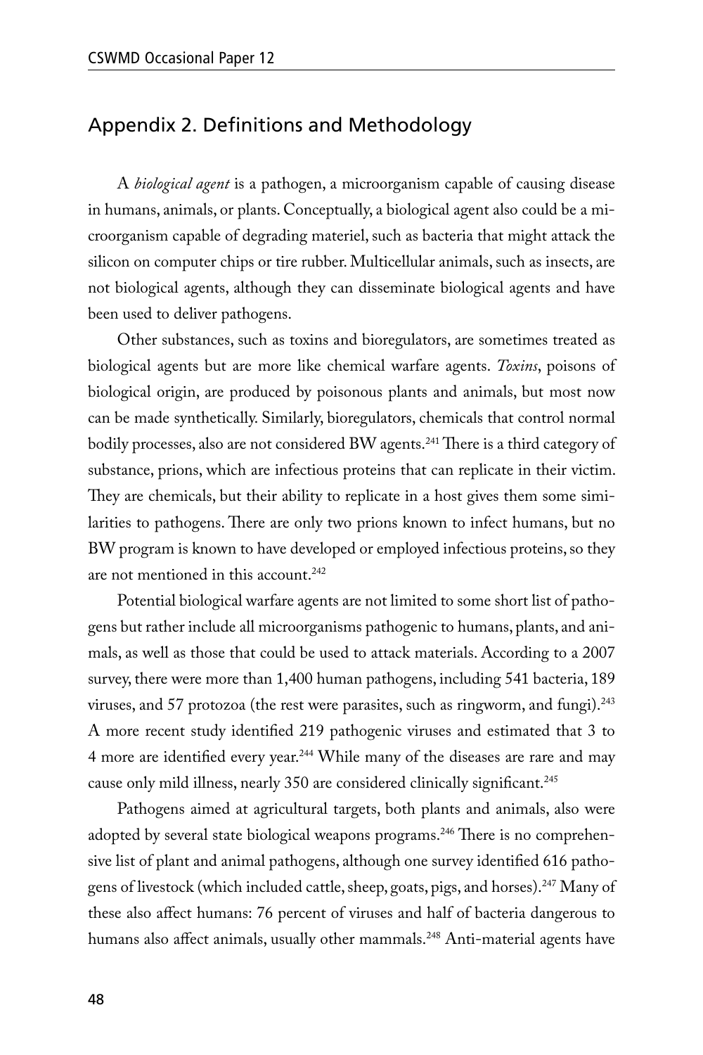## Appendix 2. Definitions and Methodology

A *biological agent* is a pathogen, a microorganism capable of causing disease in humans, animals, or plants. Conceptually, a biological agent also could be a microorganism capable of degrading materiel, such as bacteria that might attack the silicon on computer chips or tire rubber. Multicellular animals, such as insects, are not biological agents, although they can disseminate biological agents and have been used to deliver pathogens.

Other substances, such as toxins and bioregulators, are sometimes treated as biological agents but are more like chemical warfare agents. *Toxins*, poisons of biological origin, are produced by poisonous plants and animals, but most now can be made synthetically. Similarly, bioregulators, chemicals that control normal bodily processes, also are not considered BW agents.[241] There is a third category of substance, prions, which are infectious proteins that can replicate in their victim. They are chemicals, but their ability to replicate in a host gives them some similarities to pathogens. There are only two prions known to infect humans, but no BW program is known to have developed or employed infectious proteins, so they are not mentioned in this account.[242]

Potential biological warfare agents are not limited to some short list of pathogens but rather include all microorganisms pathogenic to humans, plants, and animals, as well as those that could be used to attack materials. According to a 2007 survey, there were more than 1,400 human pathogens, including 541 bacteria, 189 viruses, and 57 protozoa (the rest were parasites, such as ringworm, and fungi).[243] A more recent study identified 219 pathogenic viruses and estimated that 3 to 4 more are identified every year.[244] While many of the diseases are rare and may cause only mild illness, nearly 350 are considered clinically significant.[245]

Pathogens aimed at agricultural targets, both plants and animals, also were adopted by several state biological weapons programs.[246] There is no comprehensive list of plant and animal pathogens, although one survey identified 616 pathogens of livestock (which included cattle, sheep, goats, pigs, and horses).[247] Many of these also affect humans: 76 percent of viruses and half of bacteria dangerous to humans also affect animals, usually other mammals.[248] Anti-material agents have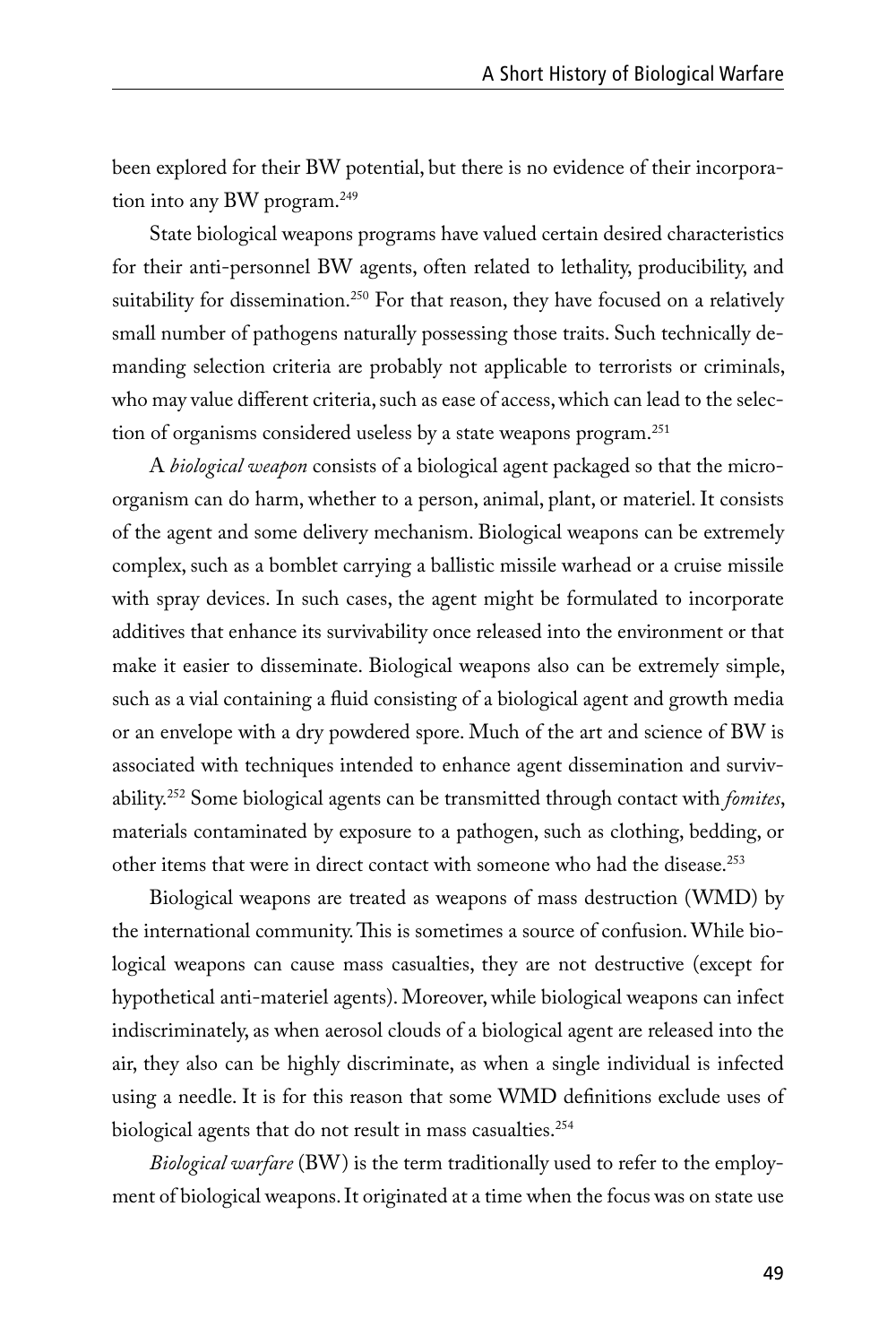been explored for their BW potential, but there is no evidence of their incorporation into any BW program.[249]

State biological weapons programs have valued certain desired characteristics for their anti-personnel BW agents, often related to lethality, producibility, and suitability for dissemination.[250] For that reason, they have focused on a relatively small number of pathogens naturally possessing those traits. Such technically demanding selection criteria are probably not applicable to terrorists or criminals, who may value different criteria, such as ease of access, which can lead to the selection of organisms considered useless by a state weapons program.[251]

A *biological weapon* consists of a biological agent packaged so that the microorganism can do harm, whether to a person, animal, plant, or materiel. It consists of the agent and some delivery mechanism. Biological weapons can be extremely complex, such as a bomblet carrying a ballistic missile warhead or a cruise missile with spray devices. In such cases, the agent might be formulated to incorporate additives that enhance its survivability once released into the environment or that make it easier to disseminate. Biological weapons also can be extremely simple, such as a vial containing a fluid consisting of a biological agent and growth media or an envelope with a dry powdered spore. Much of the art and science of BW is associated with techniques intended to enhance agent dissemination and survivability.[252] Some biological agents can be transmitted through contact with *fomites*, materials contaminated by exposure to a pathogen, such as clothing, bedding, or other items that were in direct contact with someone who had the disease.[253]

Biological weapons are treated as weapons of mass destruction (WMD) by the international community. This is sometimes a source of confusion. While biological weapons can cause mass casualties, they are not destructive (except for hypothetical anti-materiel agents). Moreover, while biological weapons can infect indiscriminately, as when aerosol clouds of a biological agent are released into the air, they also can be highly discriminate, as when a single individual is infected using a needle. It is for this reason that some WMD definitions exclude uses of biological agents that do not result in mass casualties.[254]

*Biological warfare* (BW) is the term traditionally used to refer to the employment of biological weapons. It originated at a time when the focus was on state use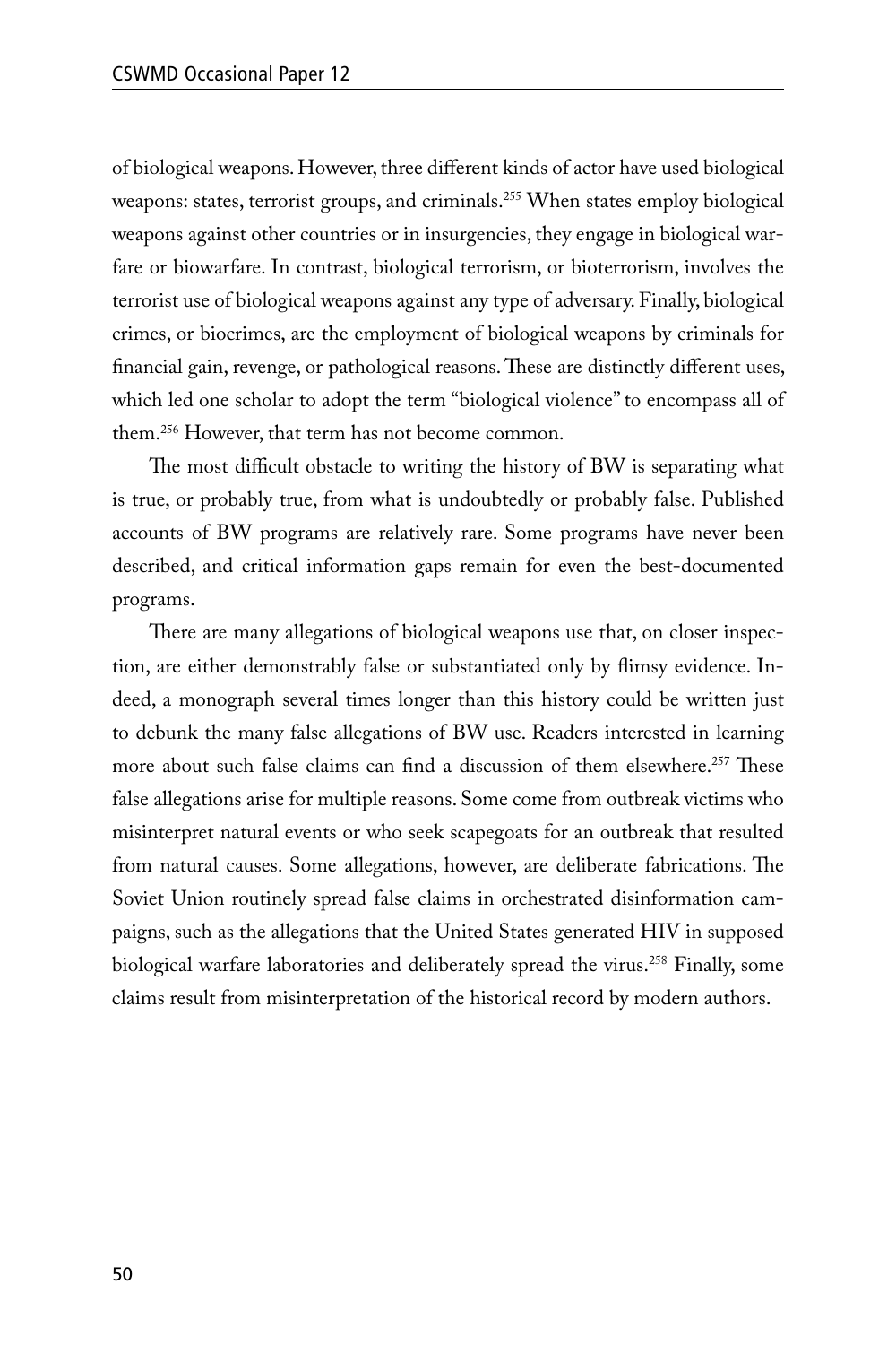of biological weapons. However, three different kinds of actor have used biological weapons: states, terrorist groups, and criminals.[255] When states employ biological weapons against other countries or in insurgencies, they engage in biological warfare or biowarfare. In contrast, biological terrorism, or bioterrorism, involves the terrorist use of biological weapons against any type of adversary. Finally, biological crimes, or biocrimes, are the employment of biological weapons by criminals for financial gain, revenge, or pathological reasons. These are distinctly different uses, which led one scholar to adopt the term "biological violence" to encompass all of them.[256] However, that term has not become common.

The most difficult obstacle to writing the history of BW is separating what is true, or probably true, from what is undoubtedly or probably false. Published accounts of BW programs are relatively rare. Some programs have never been described, and critical information gaps remain for even the best-documented programs.

There are many allegations of biological weapons use that, on closer inspection, are either demonstrably false or substantiated only by flimsy evidence. Indeed, a monograph several times longer than this history could be written just to debunk the many false allegations of BW use. Readers interested in learning more about such false claims can find a discussion of them elsewhere.[257] These false allegations arise for multiple reasons. Some come from outbreak victims who misinterpret natural events or who seek scapegoats for an outbreak that resulted from natural causes. Some allegations, however, are deliberate fabrications. The Soviet Union routinely spread false claims in orchestrated disinformation campaigns, such as the allegations that the United States generated HIV in supposed biological warfare laboratories and deliberately spread the virus.[258] Finally, some claims result from misinterpretation of the historical record by modern authors.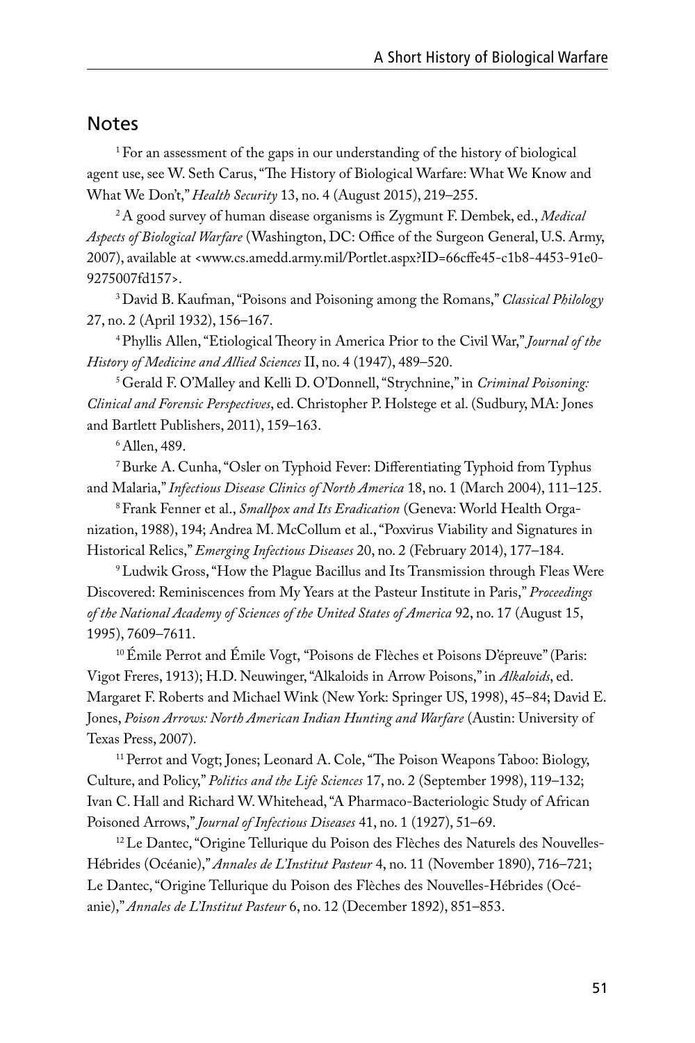## Notes

[1] For an assessment of the gaps in our understanding of the history of biological agent use, see W. Seth Carus, "The History of Biological Warfare: What We Know and What We Don't," *Health Security* 13, no. 4 (August 2015), 219–255.

[2] A good survey of human disease organisms is Zygmunt F. Dembek, ed., *Medical Aspects of Biological Warfare* (Washington, DC: Office of the Surgeon General, U.S. Army, 2007), available at <www.cs.amedd.army.mil/Portlet.aspx?ID=66cffe45-c1b8-4453-91e0-9275007fd157>.

[3] David B. Kaufman, "Poisons and Poisoning among the Romans," *Classical Philology* 27, no. 2 (April 1932), 156–167.

[4] Phyllis Allen, "Etiological Theory in America Prior to the Civil War," *Journal of the History of Medicine and Allied Sciences* II, no. 4 (1947), 489–520.

[5] Gerald F. O'Malley and Kelli D. O'Donnell, "Strychnine," in *Criminal Poisoning: Clinical and Forensic Perspectives*, ed. Christopher P. Holstege et al. (Sudbury, MA: Jones and Bartlett Publishers, 2011), 159–163.

[6] Allen, 489.

[7] Burke A. Cunha, "Osler on Typhoid Fever: Differentiating Typhoid from Typhus and Malaria," *Infectious Disease Clinics of North America* 18, no. 1 (March 2004), 111–125.

[8] Frank Fenner et al., *Smallpox and Its Eradication* (Geneva: World Health Organization, 1988), 194; Andrea M. McCollum et al., "Poxvirus Viability and Signatures in Historical Relics," *Emerging Infectious Diseases* 20, no. 2 (February 2014), 177–184.

[9] Ludwik Gross, "How the Plague Bacillus and Its Transmission through Fleas Were Discovered: Reminiscences from My Years at the Pasteur Institute in Paris," *Proceedings of the National Academy of Sciences of the United States of America* 92, no. 17 (August 15, 1995), 7609–7611.

[10] Émile Perrot and Émile Vogt, "Poisons de Flèches et Poisons D'épreuve" (Paris: Vigot Freres, 1913); H.D. Neuwinger, "Alkaloids in Arrow Poisons," in *Alkaloids*, ed. Margaret F. Roberts and Michael Wink (New York: Springer US, 1998), 45–84; David E. Jones, *Poison Arrows: North American Indian Hunting and Warfare* (Austin: University of Texas Press, 2007).

[11] Perrot and Vogt; Jones; Leonard A. Cole, "The Poison Weapons Taboo: Biology, Culture, and Policy," *Politics and the Life Sciences* 17, no. 2 (September 1998), 119–132; Ivan C. Hall and Richard W. Whitehead, "A Pharmaco-Bacteriologic Study of African Poisoned Arrows," *Journal of Infectious Diseases* 41, no. 1 (1927), 51–69.

[12] Le Dantec, "Origine Tellurique du Poison des Flèches des Naturels des Nouvelles-Hébrides (Océanie)," *Annales de L'Institut Pasteur* 4, no. 11 (November 1890), 716–721; Le Dantec, "Origine Tellurique du Poison des Flèches des Nouvelles-Hébrides (Océanie)," *Annales de L'Institut Pasteur* 6, no. 12 (December 1892), 851–853.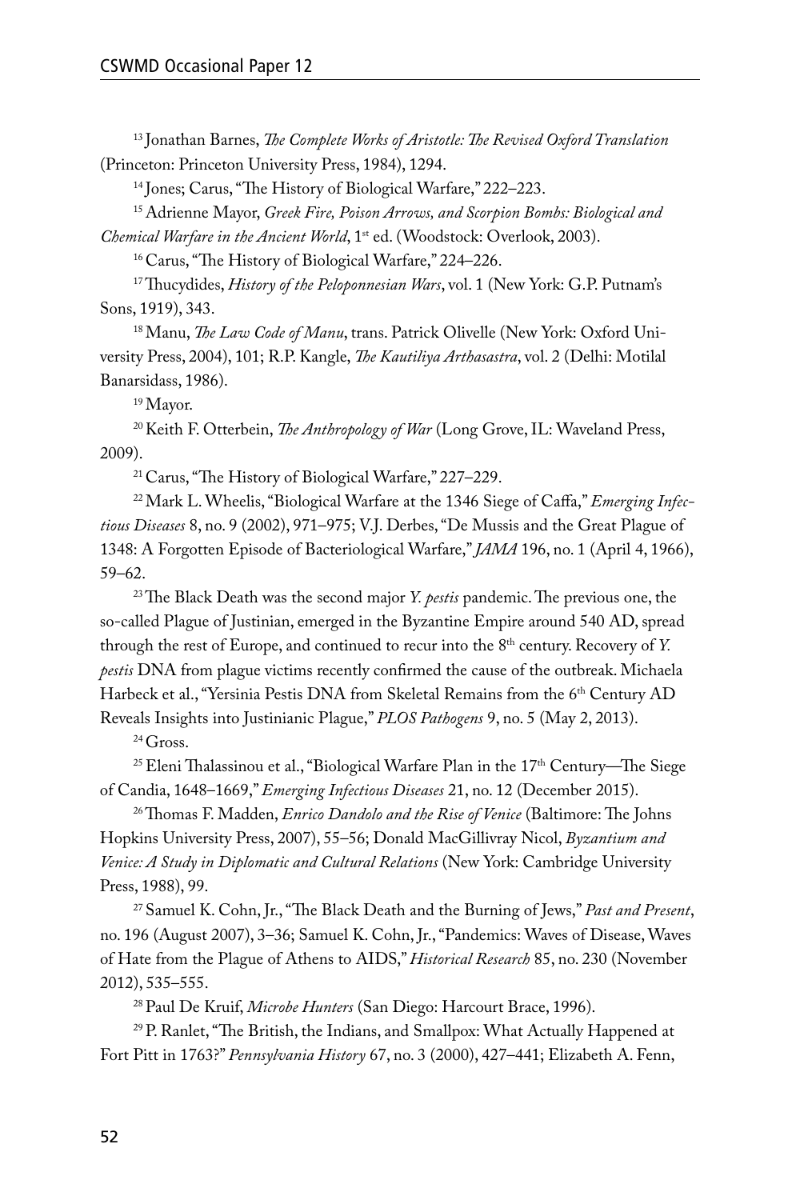[13] Jonathan Barnes, *The Complete Works of Aristotle: The Revised Oxford Translation* (Princeton: Princeton University Press, 1984), 1294.

[14] Jones; Carus, "The History of Biological Warfare," 222–223.

[15] Adrienne Mayor, *Greek Fire, Poison Arrows, and Scorpion Bombs: Biological and Chemical Warfare in the Ancient World*, 1st ed. (Woodstock: Overlook, 2003).

[16] Carus, "The History of Biological Warfare," 224–226.

[17] Thucydides, *History of the Peloponnesian Wars*, vol. 1 (New York: G.P. Putnam's Sons, 1919), 343.

[18] Manu, *The Law Code of Manu*, trans. Patrick Olivelle (New York: Oxford University Press, 2004), 101; R.P. Kangle, *The Kautiliya Arthasastra*, vol. 2 (Delhi: Motilal Banarsidass, 1986).

[19] Mayor.

[20] Keith F. Otterbein, *The Anthropology of War* (Long Grove, IL: Waveland Press, 2009).

[21] Carus, "The History of Biological Warfare," 227–229.

[22] Mark L. Wheelis, "Biological Warfare at the 1346 Siege of Caffa," *Emerging Infectious Diseases* 8, no. 9 (2002), 971–975; V.J. Derbes, "De Mussis and the Great Plague of 1348: A Forgotten Episode of Bacteriological Warfare," *JAMA* 196, no. 1 (April 4, 1966), 59–62.

[23] The Black Death was the second major *Y. pestis* pandemic. The previous one, the so-called Plague of Justinian, emerged in the Byzantine Empire around 540 AD, spread through the rest of Europe, and continued to recur into the 8th century. Recovery of *Y. pestis* DNA from plague victims recently confirmed the cause of the outbreak. Michaela Harbeck et al., "Yersinia Pestis DNA from Skeletal Remains from the 6th Century AD Reveals Insights into Justinianic Plague," *PLOS Pathogens* 9, no. 5 (May 2, 2013).

[24] Gross.

[25] Eleni Thalassinou et al., "Biological Warfare Plan in the 17th Century—The Siege of Candia, 1648–1669," *Emerging Infectious Diseases* 21, no. 12 (December 2015).

[26] Thomas F. Madden, *Enrico Dandolo and the Rise of Venice* (Baltimore: The Johns Hopkins University Press, 2007), 55–56; Donald MacGillivray Nicol, *Byzantium and Venice: A Study in Diplomatic and Cultural Relations* (New York: Cambridge University Press, 1988), 99.

[27] Samuel K. Cohn, Jr., "The Black Death and the Burning of Jews," *Past and Present*, no. 196 (August 2007), 3–36; Samuel K. Cohn, Jr., "Pandemics: Waves of Disease, Waves of Hate from the Plague of Athens to AIDS," *Historical Research* 85, no. 230 (November 2012), 535–555.

[28] Paul De Kruif, *Microbe Hunters* (San Diego: Harcourt Brace, 1996).

[29] P. Ranlet, "The British, the Indians, and Smallpox: What Actually Happened at Fort Pitt in 1763?" *Pennsylvania History* 67, no. 3 (2000), 427–441; Elizabeth A. Fenn,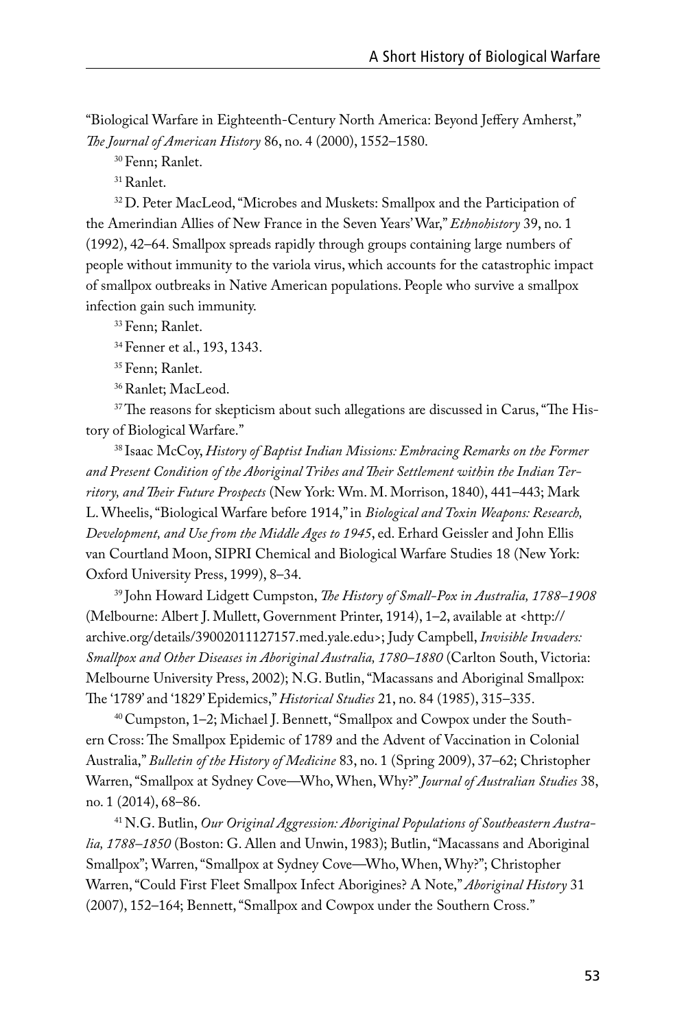"Biological Warfare in Eighteenth-Century North America: Beyond Jeffery Amherst," *The Journal of American History* 86, no. 4 (2000), 1552–1580.

[30] Fenn; Ranlet.

[31] Ranlet.

[32] D. Peter MacLeod, "Microbes and Muskets: Smallpox and the Participation of the Amerindian Allies of New France in the Seven Years' War," *Ethnohistory* 39, no. 1 (1992), 42–64. Smallpox spreads rapidly through groups containing large numbers of people without immunity to the variola virus, which accounts for the catastrophic impact of smallpox outbreaks in Native American populations. People who survive a smallpox infection gain such immunity.

[33] Fenn; Ranlet.

[34] Fenner et al., 193, 1343.

[35] Fenn; Ranlet.

[36] Ranlet; MacLeod.

[37] The reasons for skepticism about such allegations are discussed in Carus, "The History of Biological Warfare."

[38] Isaac McCoy, *History of Baptist Indian Missions: Embracing Remarks on the Former and Present Condition of the Aboriginal Tribes and Their Settlement within the Indian Territory, and Their Future Prospects* (New York: Wm. M. Morrison, 1840), 441–443; Mark L. Wheelis, "Biological Warfare before 1914," in *Biological and Toxin Weapons: Research, Development, and Use from the Middle Ages to 1945*, ed. Erhard Geissler and John Ellis van Courtland Moon, SIPRI Chemical and Biological Warfare Studies 18 (New York: Oxford University Press, 1999), 8–34.

[39] John Howard Lidgett Cumpston, *The History of Small-Pox in Australia, 1788–1908* (Melbourne: Albert J. Mullett, Government Printer, 1914), 1–2, available at <http://archive.org/details/39002011127157.med.yale.edu>; Judy Campbell, *Invisible Invaders: Smallpox and Other Diseases in Aboriginal Australia, 1780–1880* (Carlton South, Victoria: Melbourne University Press, 2002); N.G. Butlin, "Macassans and Aboriginal Smallpox: The '1789' and '1829' Epidemics," *Historical Studies* 21, no. 84 (1985), 315–335.

[40] Cumpston, 1–2; Michael J. Bennett, "Smallpox and Cowpox under the Southern Cross: The Smallpox Epidemic of 1789 and the Advent of Vaccination in Colonial Australia," *Bulletin of the History of Medicine* 83, no. 1 (Spring 2009), 37–62; Christopher Warren, "Smallpox at Sydney Cove—Who, When, Why?" *Journal of Australian Studies* 38, no. 1 (2014), 68–86.

[41] N.G. Butlin, *Our Original Aggression: Aboriginal Populations of Southeastern Australia, 1788–1850* (Boston: G. Allen and Unwin, 1983); Butlin, "Macassans and Aboriginal Smallpox"; Warren, "Smallpox at Sydney Cove—Who, When, Why?"; Christopher Warren, "Could First Fleet Smallpox Infect Aborigines? A Note," *Aboriginal History* 31 (2007), 152–164; Bennett, "Smallpox and Cowpox under the Southern Cross."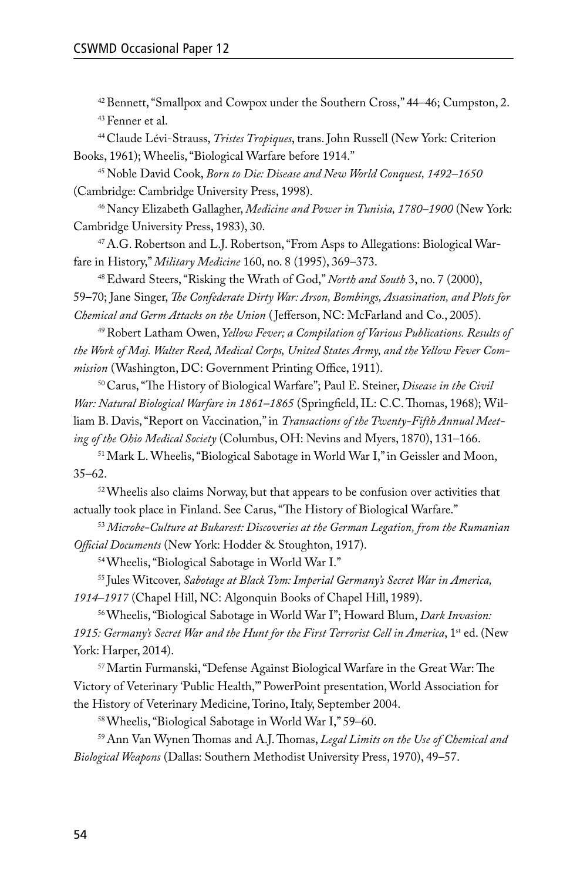[42] Bennett, "Smallpox and Cowpox under the Southern Cross," 44–46; Cumpston, 2.

[43] Fenner et al.

[44] Claude Lévi-Strauss, *Tristes Tropiques*, trans. John Russell (New York: Criterion Books, 1961); Wheelis, "Biological Warfare before 1914."

[45] Noble David Cook, *Born to Die: Disease and New World Conquest, 1492–1650* (Cambridge: Cambridge University Press, 1998).

[46] Nancy Elizabeth Gallagher, *Medicine and Power in Tunisia, 1780–1900* (New York: Cambridge University Press, 1983), 30.

[47] A.G. Robertson and L.J. Robertson, "From Asps to Allegations: Biological Warfare in History," *Military Medicine* 160, no. 8 (1995), 369–373.

[48] Edward Steers, "Risking the Wrath of God," *North and South* 3, no. 7 (2000), 59–70; Jane Singer, *The Confederate Dirty War: Arson, Bombings, Assassination, and Plots for Chemical and Germ Attacks on the Union* (Jefferson, NC: McFarland and Co., 2005).

[49] Robert Latham Owen, *Yellow Fever; a Compilation of Various Publications. Results of the Work of Maj. Walter Reed, Medical Corps, United States Army, and the Yellow Fever Commission* (Washington, DC: Government Printing Office, 1911).

[50] Carus, "The History of Biological Warfare"; Paul E. Steiner, *Disease in the Civil War: Natural Biological Warfare in 1861–1865* (Springfield, IL: C.C. Thomas, 1968); William B. Davis, "Report on Vaccination," in *Transactions of the Twenty-Fifth Annual Meeting of the Ohio Medical Society* (Columbus, OH: Nevins and Myers, 1870), 131–166.

[51] Mark L. Wheelis, "Biological Sabotage in World War I," in Geissler and Moon, 35–62.

[52] Wheelis also claims Norway, but that appears to be confusion over activities that actually took place in Finland. See Carus, "The History of Biological Warfare."

[53] *Microbe-Culture at Bukarest: Discoveries at the German Legation, from the Rumanian Official Documents* (New York: Hodder & Stoughton, 1917).

[54] Wheelis, "Biological Sabotage in World War I."

[55] Jules Witcover, *Sabotage at Black Tom: Imperial Germany's Secret War in America, 1914–1917* (Chapel Hill, NC: Algonquin Books of Chapel Hill, 1989).

[56] Wheelis, "Biological Sabotage in World War I"; Howard Blum, *Dark Invasion: 1915: Germany's Secret War and the Hunt for the First Terrorist Cell in America*, 1st ed. (New York: Harper, 2014).

[57] Martin Furmanski, "Defense Against Biological Warfare in the Great War: The Victory of Veterinary 'Public Health,'" PowerPoint presentation, World Association for the History of Veterinary Medicine, Torino, Italy, September 2004.

[58] Wheelis, "Biological Sabotage in World War I," 59–60.

[59] Ann Van Wynen Thomas and A.J. Thomas, *Legal Limits on the Use of Chemical and Biological Weapons* (Dallas: Southern Methodist University Press, 1970), 49–57.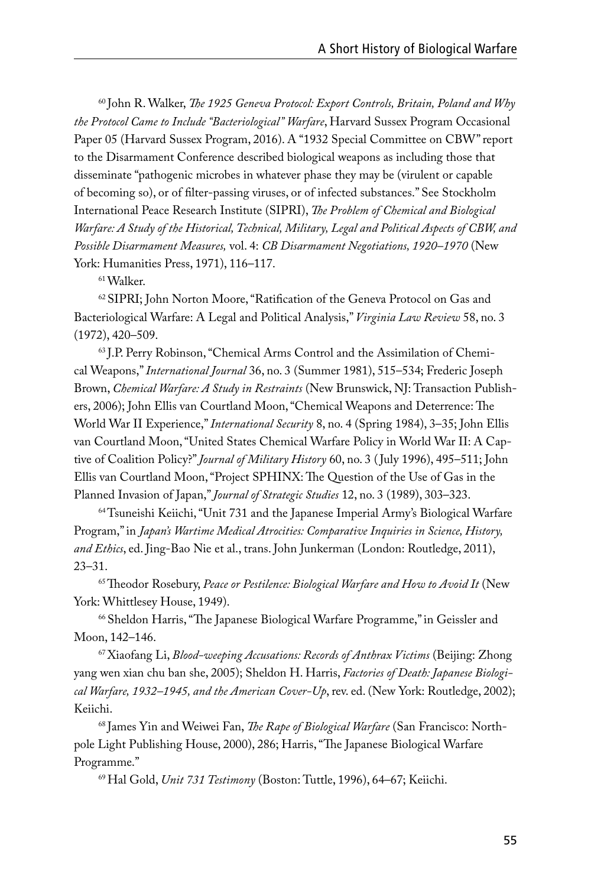[60] John R. Walker, *The 1925 Geneva Protocol: Export Controls, Britain, Poland and Why the Protocol Came to Include "Bacteriological" Warfare*, Harvard Sussex Program Occasional Paper 05 (Harvard Sussex Program, 2016). A "1932 Special Committee on CBW" report to the Disarmament Conference described biological weapons as including those that disseminate "pathogenic microbes in whatever phase they may be (virulent or capable of becoming so), or of filter-passing viruses, or of infected substances." See Stockholm International Peace Research Institute (SIPRI), *The Problem of Chemical and Biological Warfare: A Study of the Historical, Technical, Military, Legal and Political Aspects of CBW, and Possible Disarmament Measures,* vol. 4: *CB Disarmament Negotiations, 1920–1970* (New York: Humanities Press, 1971), 116–117.

[61] Walker.

[62] SIPRI; John Norton Moore, "Ratification of the Geneva Protocol on Gas and Bacteriological Warfare: A Legal and Political Analysis," *Virginia Law Review* 58, no. 3 (1972), 420–509.

[63] J.P. Perry Robinson, "Chemical Arms Control and the Assimilation of Chemical Weapons," *International Journal* 36, no. 3 (Summer 1981), 515–534; Frederic Joseph Brown, *Chemical Warfare: A Study in Restraints* (New Brunswick, NJ: Transaction Publishers, 2006); John Ellis van Courtland Moon, "Chemical Weapons and Deterrence: The World War II Experience," *International Security* 8, no. 4 (Spring 1984), 3–35; John Ellis van Courtland Moon, "United States Chemical Warfare Policy in World War II: A Captive of Coalition Policy?" *Journal of Military History* 60, no. 3 (July 1996), 495–511; John Ellis van Courtland Moon, "Project SPHINX: The Question of the Use of Gas in the Planned Invasion of Japan," *Journal of Strategic Studies* 12, no. 3 (1989), 303–323.

[64] Tsuneishi Keiichi, "Unit 731 and the Japanese Imperial Army's Biological Warfare Program," in *Japan's Wartime Medical Atrocities: Comparative Inquiries in Science, History, and Ethics*, ed. Jing-Bao Nie et al., trans. John Junkerman (London: Routledge, 2011), 23–31.

[65] Theodor Rosebury, *Peace or Pestilence: Biological Warfare and How to Avoid It* (New York: Whittlesey House, 1949).

[66] Sheldon Harris, "The Japanese Biological Warfare Programme," in Geissler and Moon, 142–146.

[67] Xiaofang Li, *Blood-weeping Accusations: Records of Anthrax Victims* (Beijing: Zhong yang wen xian chu ban she, 2005); Sheldon H. Harris, *Factories of Death: Japanese Biological Warfare, 1932–1945, and the American Cover-Up*, rev. ed. (New York: Routledge, 2002); Keiichi.

[68] James Yin and Weiwei Fan, *The Rape of Biological Warfare* (San Francisco: Northpole Light Publishing House, 2000), 286; Harris, "The Japanese Biological Warfare Programme."

[69] Hal Gold, *Unit 731 Testimony* (Boston: Tuttle, 1996), 64–67; Keiichi.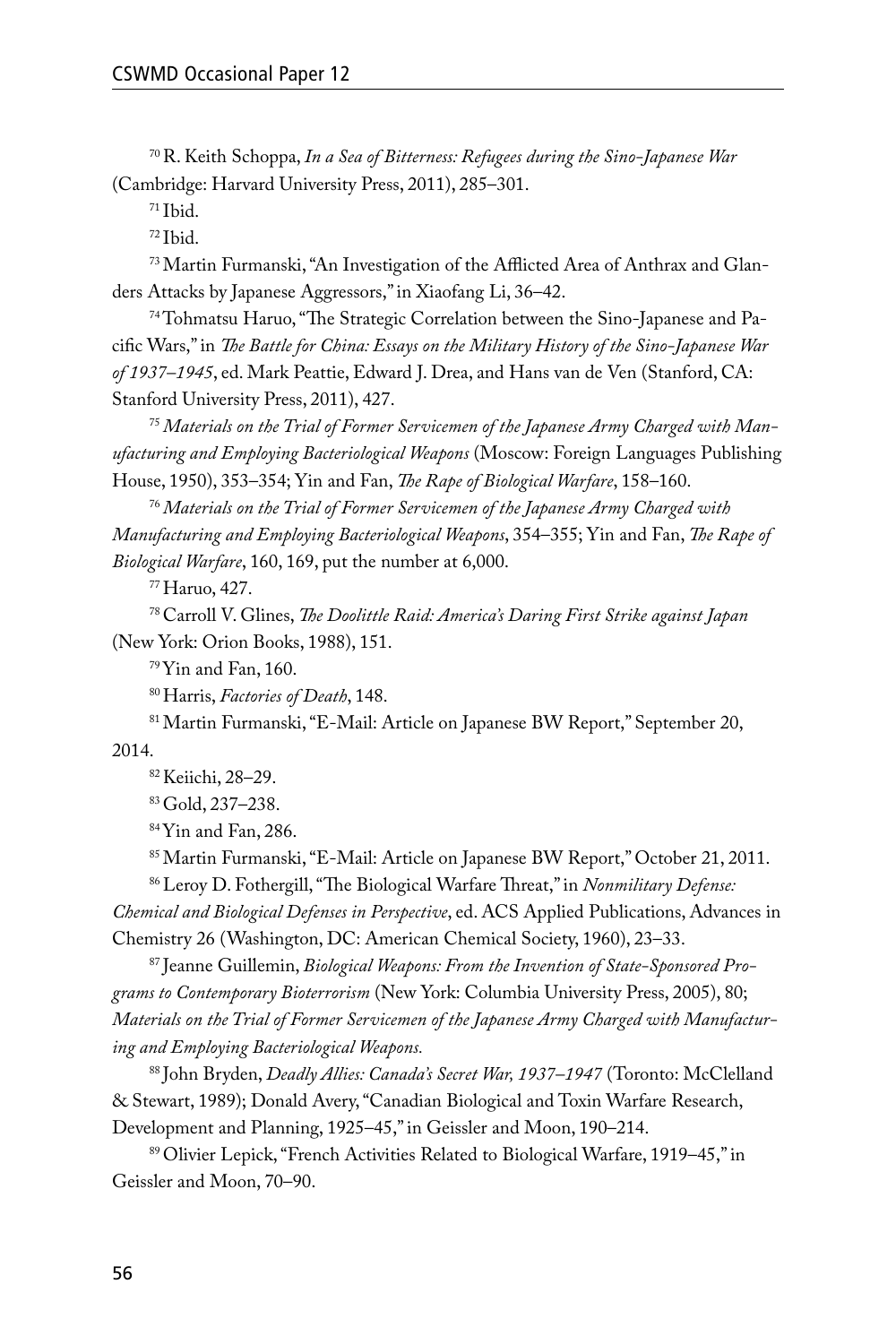[70] R. Keith Schoppa, *In a Sea of Bitterness: Refugees during the Sino-Japanese War* (Cambridge: Harvard University Press, 2011), 285–301.

[71] Ibid.

[72] Ibid.

[73] Martin Furmanski, "An Investigation of the Afflicted Area of Anthrax and Glanders Attacks by Japanese Aggressors," in Xiaofang Li, 36–42.

[74] Tohmatsu Haruo, "The Strategic Correlation between the Sino-Japanese and Pacific Wars," in *The Battle for China: Essays on the Military History of the Sino-Japanese War of 1937–1945*, ed. Mark Peattie, Edward J. Drea, and Hans van de Ven (Stanford, CA: Stanford University Press, 2011), 427.

[75] *Materials on the Trial of Former Servicemen of the Japanese Army Charged with Manufacturing and Employing Bacteriological Weapons* (Moscow: Foreign Languages Publishing House, 1950), 353–354; Yin and Fan, *The Rape of Biological Warfare*, 158–160.

[76] *Materials on the Trial of Former Servicemen of the Japanese Army Charged with Manufacturing and Employing Bacteriological Weapons*, 354–355; Yin and Fan, *The Rape of Biological Warfare*, 160, 169, put the number at 6,000.

[77] Haruo, 427.

[78] Carroll V. Glines, *The Doolittle Raid: America's Daring First Strike against Japan* (New York: Orion Books, 1988), 151.

[79] Yin and Fan, 160.

[80] Harris, *Factories of Death*, 148.

[81] Martin Furmanski, "E-Mail: Article on Japanese BW Report," September 20, 2014.

[82] Keiichi, 28–29.

[83] Gold, 237–238.

[84] Yin and Fan, 286.

[85] Martin Furmanski, "E-Mail: Article on Japanese BW Report," October 21, 2011.

[86] Leroy D. Fothergill, "The Biological Warfare Threat," in *Nonmilitary Defense: Chemical and Biological Defenses in Perspective*, ed. ACS Applied Publications, Advances in Chemistry 26 (Washington, DC: American Chemical Society, 1960), 23–33.

[87] Jeanne Guillemin, *Biological Weapons: From the Invention of State-Sponsored Programs to Contemporary Bioterrorism* (New York: Columbia University Press, 2005), 80; *Materials on the Trial of Former Servicemen of the Japanese Army Charged with Manufacturing and Employing Bacteriological Weapons.*

[88] John Bryden, *Deadly Allies: Canada's Secret War, 1937–1947* (Toronto: McClelland & Stewart, 1989); Donald Avery, "Canadian Biological and Toxin Warfare Research, Development and Planning, 1925–45," in Geissler and Moon, 190–214.

[89] Olivier Lepick, "French Activities Related to Biological Warfare, 1919–45," in Geissler and Moon, 70–90.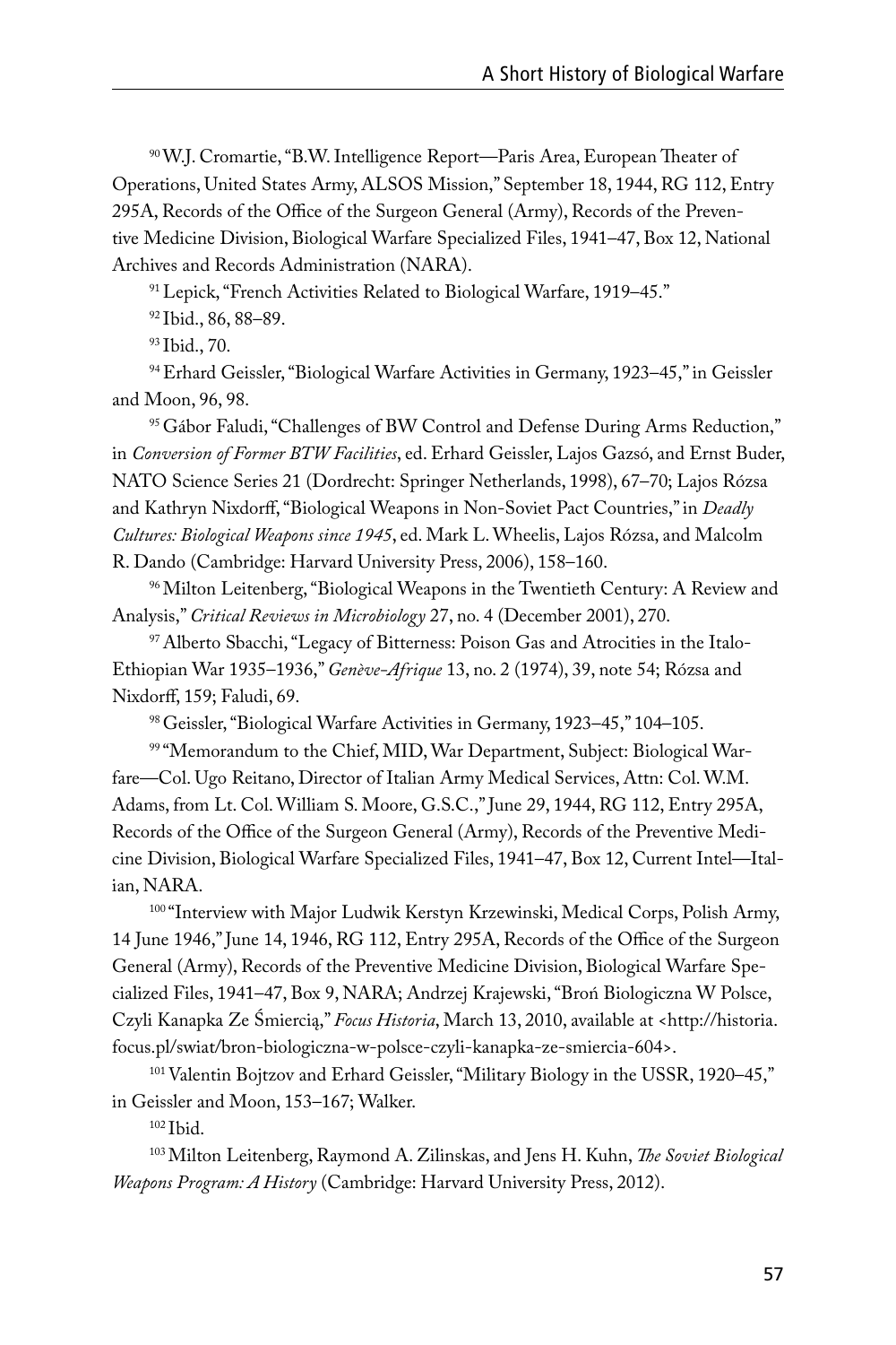[90] W.J. Cromartie, "B.W. Intelligence Report—Paris Area, European Theater of Operations, United States Army, ALSOS Mission," September 18, 1944, RG 112, Entry 295A, Records of the Office of the Surgeon General (Army), Records of the Preventive Medicine Division, Biological Warfare Specialized Files, 1941–47, Box 12, National Archives and Records Administration (NARA).

[91] Lepick, "French Activities Related to Biological Warfare, 1919–45."

[92] Ibid., 86, 88–89.

[93] Ibid., 70.

[94] Erhard Geissler, "Biological Warfare Activities in Germany, 1923–45," in Geissler and Moon, 96, 98.

[95] Gábor Faludi, "Challenges of BW Control and Defense During Arms Reduction," in *Conversion of Former BTW Facilities*, ed. Erhard Geissler, Lajos Gazsó, and Ernst Buder, NATO Science Series 21 (Dordrecht: Springer Netherlands, 1998), 67–70; Lajos Rózsa and Kathryn Nixdorff, "Biological Weapons in Non-Soviet Pact Countries," in *Deadly Cultures: Biological Weapons since 1945*, ed. Mark L. Wheelis, Lajos Rózsa, and Malcolm R. Dando (Cambridge: Harvard University Press, 2006), 158–160.

[96] Milton Leitenberg, "Biological Weapons in the Twentieth Century: A Review and Analysis," *Critical Reviews in Microbiology* 27, no. 4 (December 2001), 270.

[97] Alberto Sbacchi, "Legacy of Bitterness: Poison Gas and Atrocities in the Italo-Ethiopian War 1935–1936," *Genève-Afrique* 13, no. 2 (1974), 39, note 54; Rózsa and Nixdorff, 159; Faludi, 69.

[98] Geissler, "Biological Warfare Activities in Germany, 1923–45," 104–105.

[99] "Memorandum to the Chief, MID, War Department, Subject: Biological Warfare—Col. Ugo Reitano, Director of Italian Army Medical Services, Attn: Col. W.M. Adams, from Lt. Col. William S. Moore, G.S.C.," June 29, 1944, RG 112, Entry 295A, Records of the Office of the Surgeon General (Army), Records of the Preventive Medicine Division, Biological Warfare Specialized Files, 1941–47, Box 12, Current Intel—Italian, NARA.

[100] "Interview with Major Ludwik Kerstyn Krzewinski, Medical Corps, Polish Army, 14 June 1946," June 14, 1946, RG 112, Entry 295A, Records of the Office of the Surgeon General (Army), Records of the Preventive Medicine Division, Biological Warfare Specialized Files, 1941–47, Box 9, NARA; Andrzej Krajewski, "Broń Biologiczna W Polsce, Czyli Kanapka Ze Śmiercią," *Focus Historia*, March 13, 2010, available at <http://historia.focus.pl/swiat/bron-biologiczna-w-polsce-czyli-kanapka-ze-smiercia-604>.

[101] Valentin Bojtzov and Erhard Geissler, "Military Biology in the USSR, 1920–45," in Geissler and Moon, 153–167; Walker.

[102] Ibid.

[103] Milton Leitenberg, Raymond A. Zilinskas, and Jens H. Kuhn, *The Soviet Biological Weapons Program: A History* (Cambridge: Harvard University Press, 2012).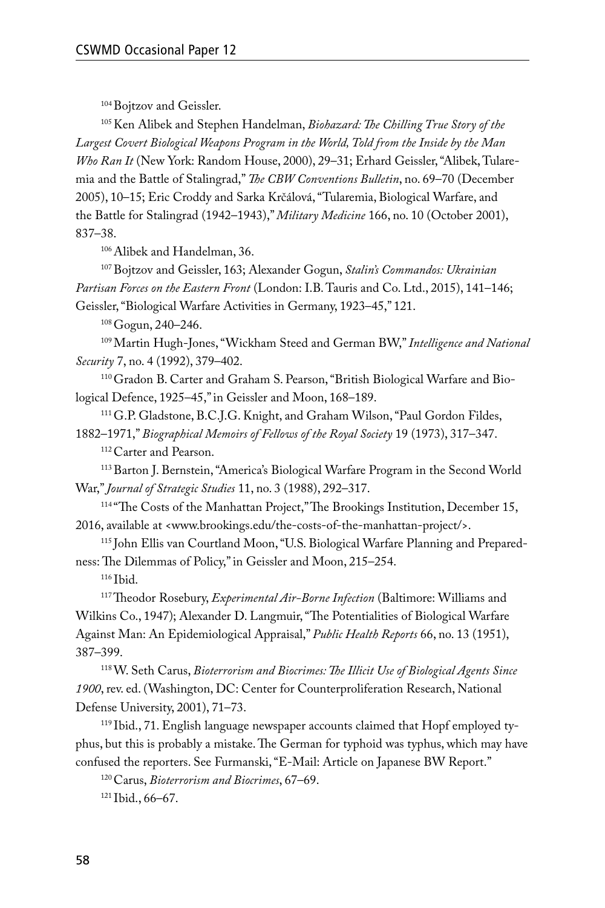[104] Bojtzov and Geissler.

[105] Ken Alibek and Stephen Handelman, *Biohazard: The Chilling True Story of the Largest Covert Biological Weapons Program in the World, Told from the Inside by the Man Who Ran It* (New York: Random House, 2000), 29–31; Erhard Geissler, "Alibek, Tularemia and the Battle of Stalingrad," *The CBW Conventions Bulletin*, no. 69–70 (December 2005), 10–15; Eric Croddy and Sarka Krčálová, "Tularemia, Biological Warfare, and the Battle for Stalingrad (1942–1943)," *Military Medicine* 166, no. 10 (October 2001), 837–38.

[106] Alibek and Handelman, 36.

[107] Bojtzov and Geissler, 163; Alexander Gogun, *Stalin's Commandos: Ukrainian Partisan Forces on the Eastern Front* (London: I.B. Tauris and Co. Ltd., 2015), 141–146; Geissler, "Biological Warfare Activities in Germany, 1923–45," 121.

[108] Gogun, 240–246.

[109] Martin Hugh-Jones, "Wickham Steed and German BW," *Intelligence and National Security* 7, no. 4 (1992), 379–402.

[110] Gradon B. Carter and Graham S. Pearson, "British Biological Warfare and Biological Defence, 1925–45," in Geissler and Moon, 168–189.

[111] G.P. Gladstone, B.C.J.G. Knight, and Graham Wilson, "Paul Gordon Fildes, 1882–1971," *Biographical Memoirs of Fellows of the Royal Society* 19 (1973), 317–347.

[112] Carter and Pearson.

[113] Barton J. Bernstein, "America's Biological Warfare Program in the Second World War," *Journal of Strategic Studies* 11, no. 3 (1988), 292–317.

[114] "The Costs of the Manhattan Project," The Brookings Institution, December 15, 2016, available at <www.brookings.edu/the-costs-of-the-manhattan-project/>.

[115] John Ellis van Courtland Moon, "U.S. Biological Warfare Planning and Preparedness: The Dilemmas of Policy," in Geissler and Moon, 215–254.

[116] Ibid.

[117] Theodor Rosebury, *Experimental Air-Borne Infection* (Baltimore: Williams and Wilkins Co., 1947); Alexander D. Langmuir, "The Potentialities of Biological Warfare Against Man: An Epidemiological Appraisal," *Public Health Reports* 66, no. 13 (1951), 387–399.

[118] W. Seth Carus, *Bioterrorism and Biocrimes: The Illicit Use of Biological Agents Since 1900*, rev. ed. (Washington, DC: Center for Counterproliferation Research, National Defense University, 2001), 71–73.

[119] Ibid., 71. English language newspaper accounts claimed that Hopf employed typhus, but this is probably a mistake. The German for typhoid was typhus, which may have confused the reporters. See Furmanski, "E-Mail: Article on Japanese BW Report."

[120] Carus, *Bioterrorism and Biocrimes*, 67–69.

[121] Ibid., 66–67.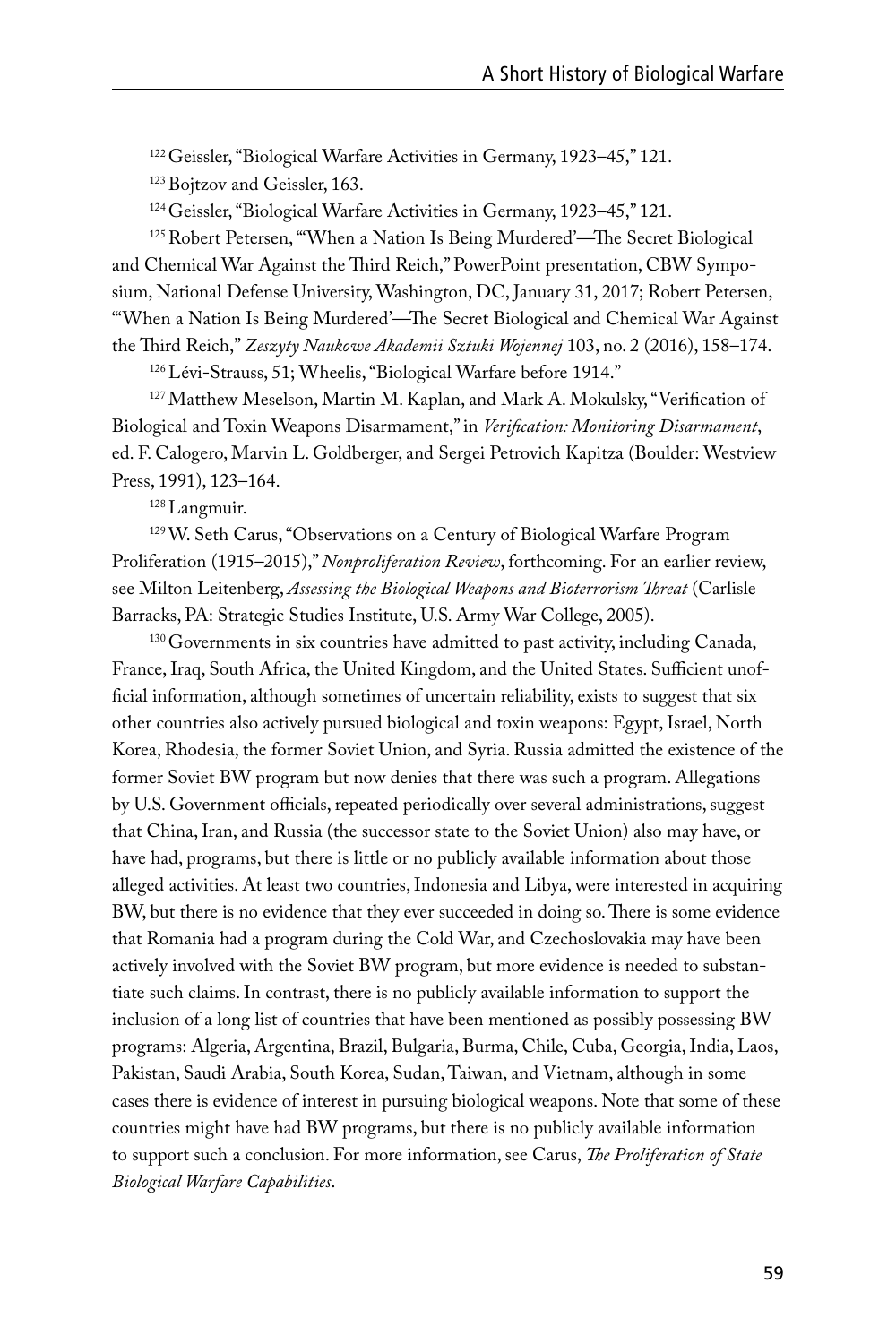[122] Geissler, "Biological Warfare Activities in Germany, 1923–45," 121.

[123] Bojtzov and Geissler, 163.

[124] Geissler, "Biological Warfare Activities in Germany, 1923–45," 121.

[125] Robert Petersen, "'When a Nation Is Being Murdered'—The Secret Biological and Chemical War Against the Third Reich," PowerPoint presentation, CBW Symposium, National Defense University, Washington, DC, January 31, 2017; Robert Petersen, "'When a Nation Is Being Murdered'—The Secret Biological and Chemical War Against the Third Reich," *Zeszyty Naukowe Akademii Sztuki Wojennej* 103, no. 2 (2016), 158–174.

[126] Lévi-Strauss, 51; Wheelis, "Biological Warfare before 1914."

[127] Matthew Meselson, Martin M. Kaplan, and Mark A. Mokulsky, "Verification of Biological and Toxin Weapons Disarmament," in *Verification: Monitoring Disarmament*, ed. F. Calogero, Marvin L. Goldberger, and Sergei Petrovich Kapitza (Boulder: Westview Press, 1991), 123–164.

[128] Langmuir.

[129] W. Seth Carus, "Observations on a Century of Biological Warfare Program Proliferation (1915–2015)," *Nonproliferation Review*, forthcoming. For an earlier review, see Milton Leitenberg, *Assessing the Biological Weapons and Bioterrorism Threat* (Carlisle Barracks, PA: Strategic Studies Institute, U.S. Army War College, 2005).

[130] Governments in six countries have admitted to past activity, including Canada, France, Iraq, South Africa, the United Kingdom, and the United States. Sufficient unofficial information, although sometimes of uncertain reliability, exists to suggest that six other countries also actively pursued biological and toxin weapons: Egypt, Israel, North Korea, Rhodesia, the former Soviet Union, and Syria. Russia admitted the existence of the former Soviet BW program but now denies that there was such a program. Allegations by U.S. Government officials, repeated periodically over several administrations, suggest that China, Iran, and Russia (the successor state to the Soviet Union) also may have, or have had, programs, but there is little or no publicly available information about those alleged activities. At least two countries, Indonesia and Libya, were interested in acquiring BW, but there is no evidence that they ever succeeded in doing so. There is some evidence that Romania had a program during the Cold War, and Czechoslovakia may have been actively involved with the Soviet BW program, but more evidence is needed to substantiate such claims. In contrast, there is no publicly available information to support the inclusion of a long list of countries that have been mentioned as possibly possessing BW programs: Algeria, Argentina, Brazil, Bulgaria, Burma, Chile, Cuba, Georgia, India, Laos, Pakistan, Saudi Arabia, South Korea, Sudan, Taiwan, and Vietnam, although in some cases there is evidence of interest in pursuing biological weapons. Note that some of these countries might have had BW programs, but there is no publicly available information to support such a conclusion. For more information, see Carus, *The Proliferation of State Biological Warfare Capabilities*.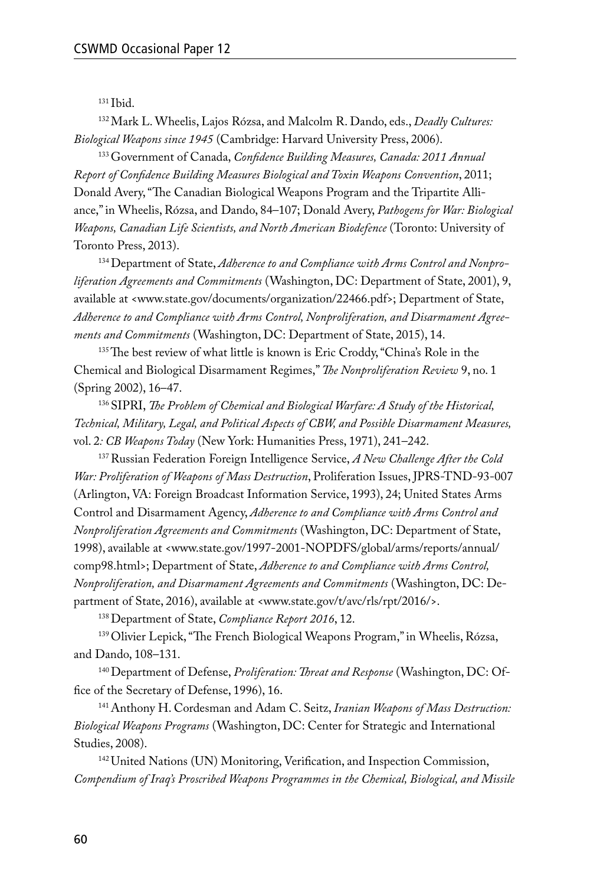[131] Ibid.

[132] Mark L. Wheelis, Lajos Rózsa, and Malcolm R. Dando, eds., *Deadly Cultures: Biological Weapons since 1945* (Cambridge: Harvard University Press, 2006).

[133] Government of Canada, *Confidence Building Measures, Canada: 2011 Annual Report of Confidence Building Measures Biological and Toxin Weapons Convention*, 2011; Donald Avery, "The Canadian Biological Weapons Program and the Tripartite Alliance," in Wheelis, Rózsa, and Dando, 84–107; Donald Avery, *Pathogens for War: Biological Weapons, Canadian Life Scientists, and North American Biodefence* (Toronto: University of Toronto Press, 2013).

[134] Department of State, *Adherence to and Compliance with Arms Control and Nonproliferation Agreements and Commitments* (Washington, DC: Department of State, 2001), 9, available at <www.state.gov/documents/organization/22466.pdf>; Department of State, *Adherence to and Compliance with Arms Control, Nonproliferation, and Disarmament Agreements and Commitments* (Washington, DC: Department of State, 2015), 14.

[135] The best review of what little is known is Eric Croddy, "China's Role in the Chemical and Biological Disarmament Regimes," *The Nonproliferation Review* 9, no. 1 (Spring 2002), 16–47.

[136] SIPRI, *The Problem of Chemical and Biological Warfare: A Study of the Historical, Technical, Military, Legal, and Political Aspects of CBW, and Possible Disarmament Measures,* vol. 2*: CB Weapons Today* (New York: Humanities Press, 1971), 241–242.

[137] Russian Federation Foreign Intelligence Service, *A New Challenge After the Cold War: Proliferation of Weapons of Mass Destruction*, Proliferation Issues, JPRS-TND-93-007 (Arlington, VA: Foreign Broadcast Information Service, 1993), 24; United States Arms Control and Disarmament Agency, *Adherence to and Compliance with Arms Control and Nonproliferation Agreements and Commitments* (Washington, DC: Department of State, 1998), available at <www.state.gov/1997-2001-NOPDFS/global/arms/reports/annual/comp98.html>; Department of State, *Adherence to and Compliance with Arms Control, Nonproliferation, and Disarmament Agreements and Commitments* (Washington, DC: Department of State, 2016), available at <www.state.gov/t/avc/rls/rpt/2016/>.

[138] Department of State, *Compliance Report 2016*, 12.

[139] Olivier Lepick, "The French Biological Weapons Program," in Wheelis, Rózsa, and Dando, 108–131.

[140] Department of Defense, *Proliferation: Threat and Response* (Washington, DC: Office of the Secretary of Defense, 1996), 16.

[141] Anthony H. Cordesman and Adam C. Seitz, *Iranian Weapons of Mass Destruction: Biological Weapons Programs* (Washington, DC: Center for Strategic and International Studies, 2008).

[142] United Nations (UN) Monitoring, Verification, and Inspection Commission, *Compendium of Iraq's Proscribed Weapons Programmes in the Chemical, Biological, and Missile*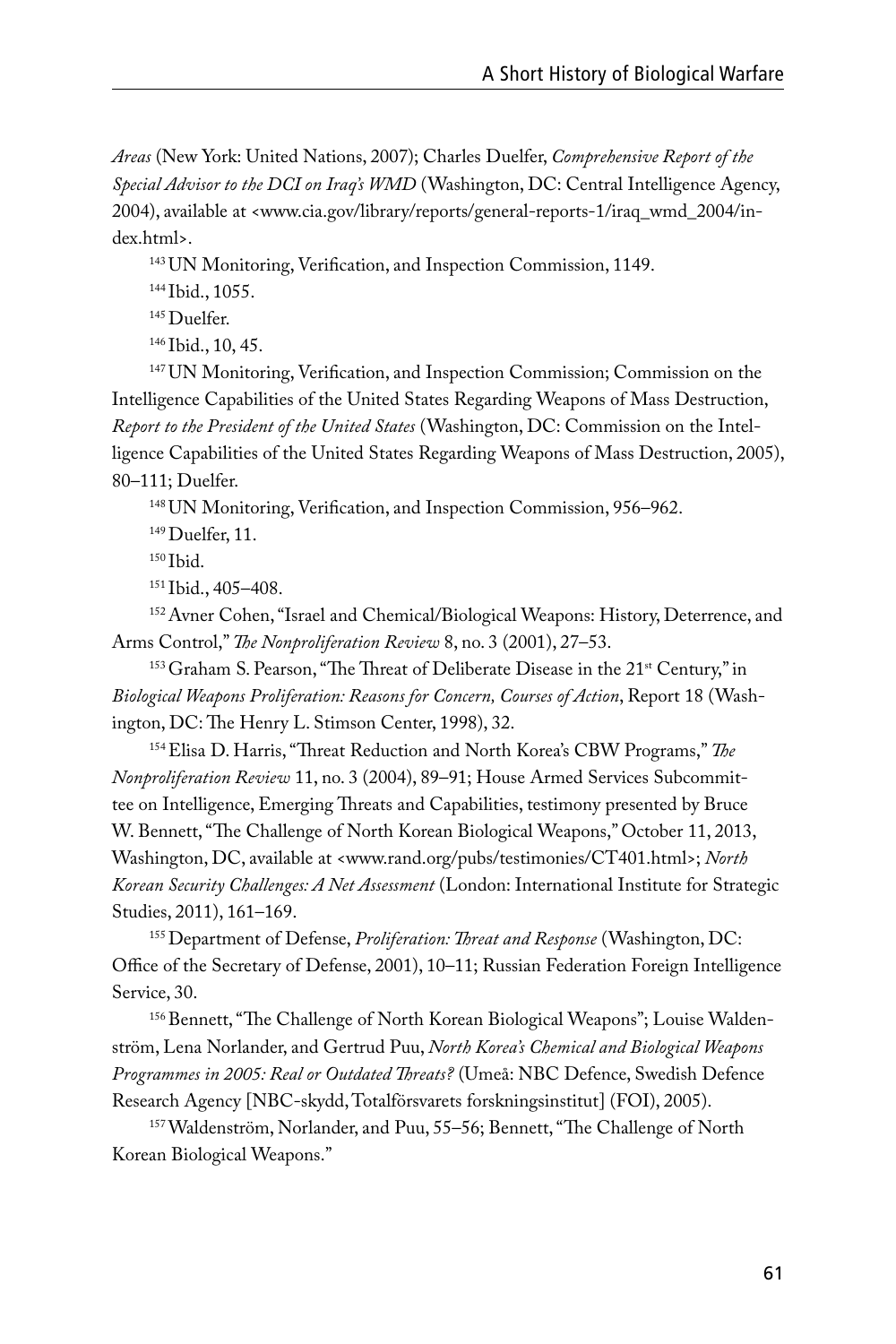*Areas* (New York: United Nations, 2007); Charles Duelfer, *Comprehensive Report of the Special Advisor to the DCI on Iraq's WMD* (Washington, DC: Central Intelligence Agency, 2004), available at <www.cia.gov/library/reports/general-reports-1/iraq_wmd_2004/index.html>.

[143] UN Monitoring, Verification, and Inspection Commission, 1149.

[144] Ibid., 1055.

[145] Duelfer.

[146] Ibid., 10, 45.

[147] UN Monitoring, Verification, and Inspection Commission; Commission on the Intelligence Capabilities of the United States Regarding Weapons of Mass Destruction, *Report to the President of the United States* (Washington, DC: Commission on the Intelligence Capabilities of the United States Regarding Weapons of Mass Destruction, 2005), 80–111; Duelfer.

[148] UN Monitoring, Verification, and Inspection Commission, 956–962.

[149] Duelfer, 11.

[150] Ibid.

[151] Ibid., 405–408.

[152] Avner Cohen, "Israel and Chemical/Biological Weapons: History, Deterrence, and Arms Control," *The Nonproliferation Review* 8, no. 3 (2001), 27–53.

[153] Graham S. Pearson, "The Threat of Deliberate Disease in the 21st Century," in *Biological Weapons Proliferation: Reasons for Concern, Courses of Action*, Report 18 (Washington, DC: The Henry L. Stimson Center, 1998), 32.

[154] Elisa D. Harris, "Threat Reduction and North Korea's CBW Programs," *The Nonproliferation Review* 11, no. 3 (2004), 89–91; House Armed Services Subcommittee on Intelligence, Emerging Threats and Capabilities, testimony presented by Bruce W. Bennett, "The Challenge of North Korean Biological Weapons," October 11, 2013, Washington, DC, available at <www.rand.org/pubs/testimonies/CT401.html>; *North Korean Security Challenges: A Net Assessment* (London: International Institute for Strategic Studies, 2011), 161–169.

[155] Department of Defense, *Proliferation: Threat and Response* (Washington, DC: Office of the Secretary of Defense, 2001), 10–11; Russian Federation Foreign Intelligence Service, 30.

[156] Bennett, "The Challenge of North Korean Biological Weapons"; Louise Waldenström, Lena Norlander, and Gertrud Puu, *North Korea's Chemical and Biological Weapons Programmes in 2005: Real or Outdated Threats?* (Umeå: NBC Defence, Swedish Defence Research Agency [NBC-skydd, Totalförsvarets forskningsinstitut] (FOI), 2005).

[157] Waldenström, Norlander, and Puu, 55–56; Bennett, "The Challenge of North Korean Biological Weapons."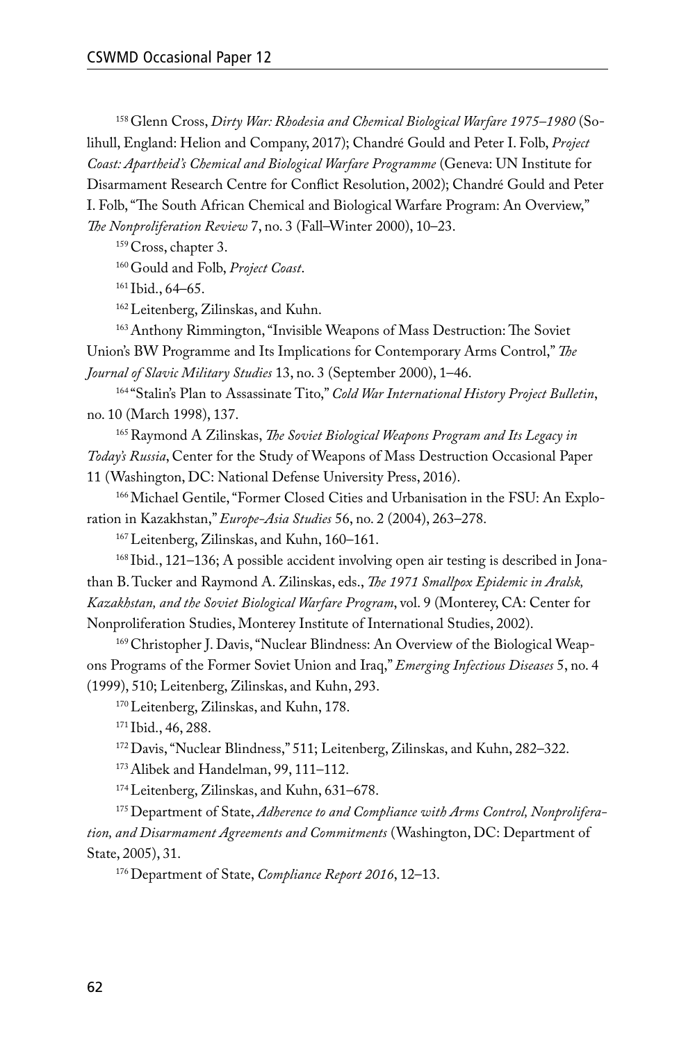[158] Glenn Cross, *Dirty War: Rhodesia and Chemical Biological Warfare 1975–1980* (Solihull, England: Helion and Company, 2017); Chandré Gould and Peter I. Folb, *Project Coast: Apartheid's Chemical and Biological Warfare Programme* (Geneva: UN Institute for Disarmament Research Centre for Conflict Resolution, 2002); Chandré Gould and Peter I. Folb, "The South African Chemical and Biological Warfare Program: An Overview," *The Nonproliferation Review* 7, no. 3 (Fall–Winter 2000), 10–23.

[159] Cross, chapter 3.

[160] Gould and Folb, *Project Coast*.

[161] Ibid., 64–65.

[162] Leitenberg, Zilinskas, and Kuhn.

[163] Anthony Rimmington, "Invisible Weapons of Mass Destruction: The Soviet Union's BW Programme and Its Implications for Contemporary Arms Control," *The Journal of Slavic Military Studies* 13, no. 3 (September 2000), 1–46.

[164] "Stalin's Plan to Assassinate Tito," *Cold War International History Project Bulletin*, no. 10 (March 1998), 137.

[165] Raymond A Zilinskas, *The Soviet Biological Weapons Program and Its Legacy in Today's Russia*, Center for the Study of Weapons of Mass Destruction Occasional Paper 11 (Washington, DC: National Defense University Press, 2016).

[166] Michael Gentile, "Former Closed Cities and Urbanisation in the FSU: An Exploration in Kazakhstan," *Europe-Asia Studies* 56, no. 2 (2004), 263–278.

[167] Leitenberg, Zilinskas, and Kuhn, 160–161.

[168] Ibid., 121–136; A possible accident involving open air testing is described in Jonathan B. Tucker and Raymond A. Zilinskas, eds., *The 1971 Smallpox Epidemic in Aralsk, Kazakhstan, and the Soviet Biological Warfare Program*, vol. 9 (Monterey, CA: Center for Nonproliferation Studies, Monterey Institute of International Studies, 2002).

[169] Christopher J. Davis, "Nuclear Blindness: An Overview of the Biological Weapons Programs of the Former Soviet Union and Iraq," *Emerging Infectious Diseases* 5, no. 4 (1999), 510; Leitenberg, Zilinskas, and Kuhn, 293.

[170] Leitenberg, Zilinskas, and Kuhn, 178.

[171] Ibid., 46, 288.

[172] Davis, "Nuclear Blindness," 511; Leitenberg, Zilinskas, and Kuhn, 282–322.

[173] Alibek and Handelman, 99, 111–112.

[174] Leitenberg, Zilinskas, and Kuhn, 631–678.

[175] Department of State, *Adherence to and Compliance with Arms Control, Nonproliferation, and Disarmament Agreements and Commitments* (Washington, DC: Department of State, 2005), 31.

[176] Department of State, *Compliance Report 2016*, 12–13.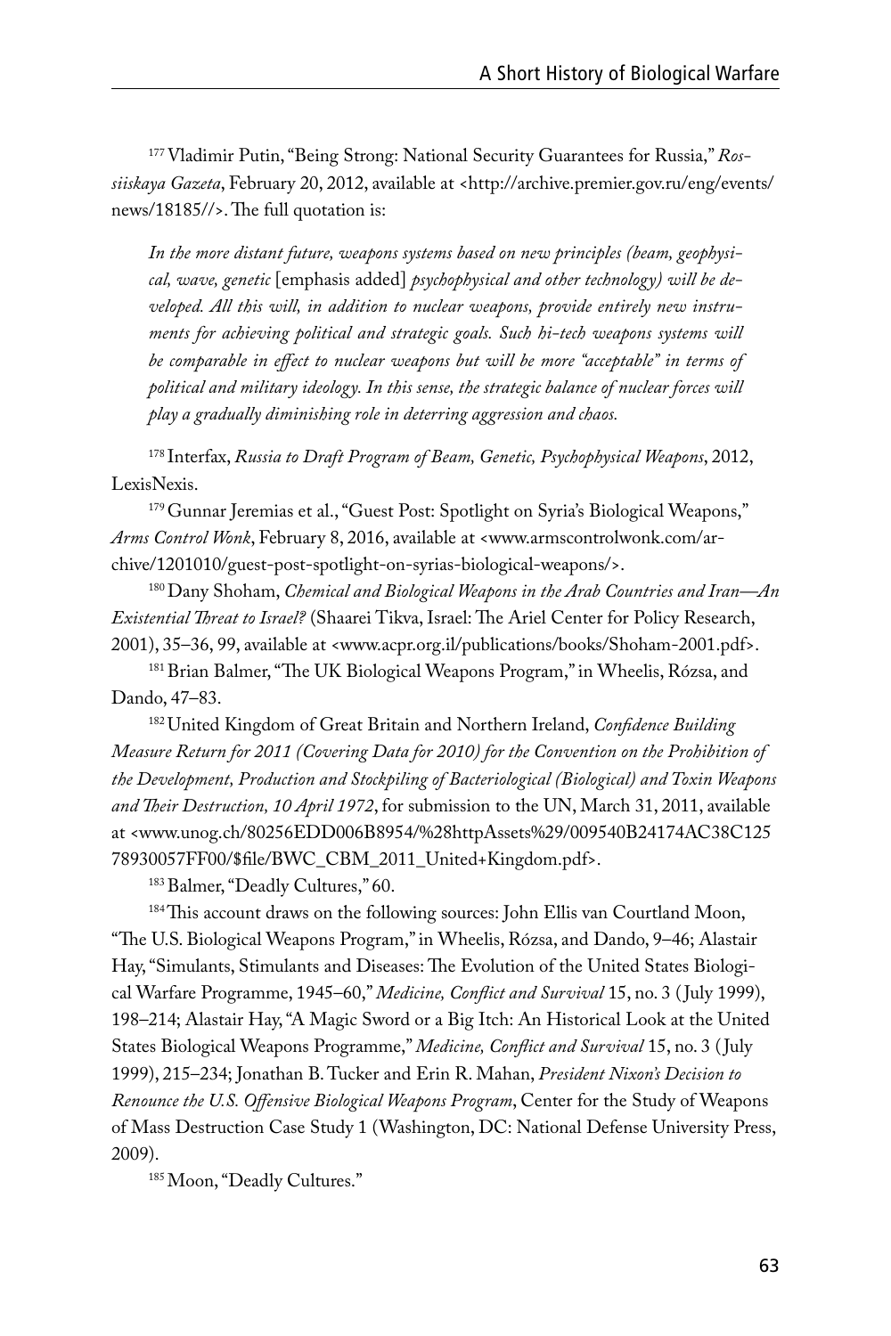[177] Vladimir Putin, "Being Strong: National Security Guarantees for Russia," *Rossiiskaya Gazeta*, February 20, 2012, available at <http://archive.premier.gov.ru/eng/events/news/18185//>. The full quotation is:

> *In the more distant future, weapons systems based on new principles (beam, geophysical, wave, genetic* [emphasis added] *psychophysical and other technology) will be developed. All this will, in addition to nuclear weapons, provide entirely new instruments for achieving political and strategic goals. Such hi-tech weapons systems will be comparable in effect to nuclear weapons but will be more "acceptable" in terms of political and military ideology. In this sense, the strategic balance of nuclear forces will play a gradually diminishing role in deterring aggression and chaos.*

[178] Interfax, *Russia to Draft Program of Beam, Genetic, Psychophysical Weapons*, 2012, LexisNexis.

[179] Gunnar Jeremias et al., "Guest Post: Spotlight on Syria's Biological Weapons," *Arms Control Wonk*, February 8, 2016, available at <www.armscontrolwonk.com/archive/1201010/guest-post-spotlight-on-syrias-biological-weapons/>.

[180] Dany Shoham, *Chemical and Biological Weapons in the Arab Countries and Iran—An Existential Threat to Israel?* (Shaarei Tikva, Israel: The Ariel Center for Policy Research, 2001), 35–36, 99, available at <www.acpr.org.il/publications/books/Shoham-2001.pdf>.

[181] Brian Balmer, "The UK Biological Weapons Program," in Wheelis, Rózsa, and Dando, 47–83.

[182] United Kingdom of Great Britain and Northern Ireland, *Confidence Building Measure Return for 2011 (Covering Data for 2010) for the Convention on the Prohibition of the Development, Production and Stockpiling of Bacteriological (Biological) and Toxin Weapons and Their Destruction, 10 April 1972*, for submission to the UN, March 31, 2011, available at <www.unog.ch/80256EDD006B8954/%28httpAssets%29/009540B24174AC38C12578930057FF00/$file/BWC_CBM_2011_United+Kingdom.pdf>.

[183] Balmer, "Deadly Cultures," 60.

[184] This account draws on the following sources: John Ellis van Courtland Moon, "The U.S. Biological Weapons Program," in Wheelis, Rózsa, and Dando, 9–46; Alastair Hay, "Simulants, Stimulants and Diseases: The Evolution of the United States Biological Warfare Programme, 1945–60," *Medicine, Conflict and Survival* 15, no. 3 (July 1999), 198–214; Alastair Hay, "A Magic Sword or a Big Itch: An Historical Look at the United States Biological Weapons Programme," *Medicine, Conflict and Survival* 15, no. 3 (July 1999), 215–234; Jonathan B. Tucker and Erin R. Mahan, *President Nixon's Decision to Renounce the U.S. Offensive Biological Weapons Program*, Center for the Study of Weapons of Mass Destruction Case Study 1 (Washington, DC: National Defense University Press, 2009).

[185] Moon, "Deadly Cultures."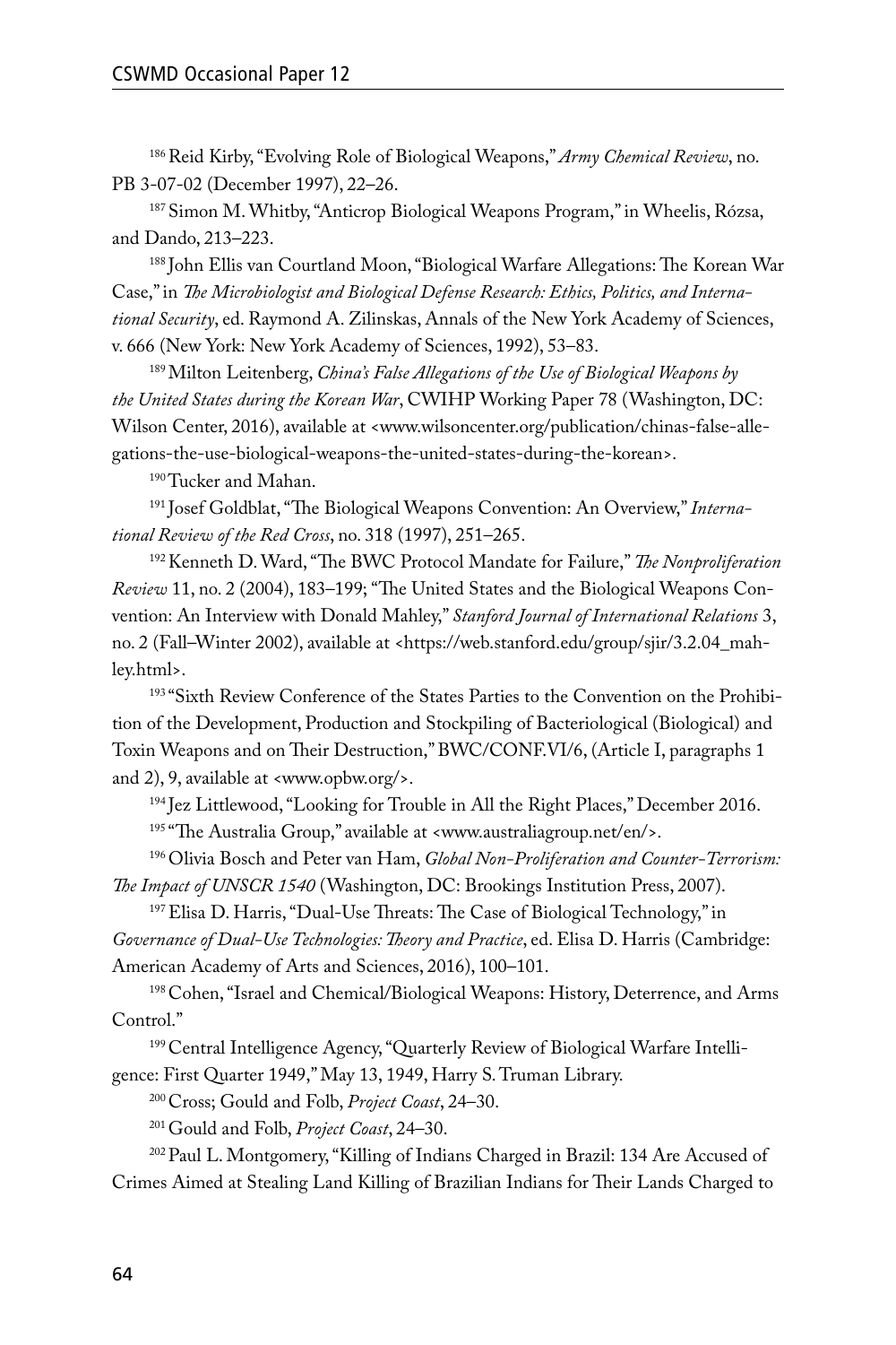[186] Reid Kirby, "Evolving Role of Biological Weapons," *Army Chemical Review*, no. PB 3-07-02 (December 1997), 22–26.

[187] Simon M. Whitby, "Anticrop Biological Weapons Program," in Wheelis, Rózsa, and Dando, 213–223.

[188] John Ellis van Courtland Moon, "Biological Warfare Allegations: The Korean War Case," in *The Microbiologist and Biological Defense Research: Ethics, Politics, and International Security*, ed. Raymond A. Zilinskas, Annals of the New York Academy of Sciences, v. 666 (New York: New York Academy of Sciences, 1992), 53–83.

[189] Milton Leitenberg, *China's False Allegations of the Use of Biological Weapons by the United States during the Korean War*, CWIHP Working Paper 78 (Washington, DC: Wilson Center, 2016), available at <www.wilsoncenter.org/publication/chinas-false-allegations-the-use-biological-weapons-the-united-states-during-the-korean>.

[190] Tucker and Mahan.

[191] Josef Goldblat, "The Biological Weapons Convention: An Overview," *International Review of the Red Cross*, no. 318 (1997), 251–265.

[192] Kenneth D. Ward, "The BWC Protocol Mandate for Failure," *The Nonproliferation Review* 11, no. 2 (2004), 183–199; "The United States and the Biological Weapons Convention: An Interview with Donald Mahley," *Stanford Journal of International Relations* 3, no. 2 (Fall–Winter 2002), available at <https://web.stanford.edu/group/sjir/3.2.04_mahley.html>.

[193] "Sixth Review Conference of the States Parties to the Convention on the Prohibition of the Development, Production and Stockpiling of Bacteriological (Biological) and Toxin Weapons and on Their Destruction," BWC/CONF.VI/6, (Article I, paragraphs 1 and 2), 9, available at <www.opbw.org/>.

[194] Jez Littlewood, "Looking for Trouble in All the Right Places," December 2016.

[195] "The Australia Group," available at <www.australiagroup.net/en/>.

[196] Olivia Bosch and Peter van Ham, *Global Non-Proliferation and Counter-Terrorism: The Impact of UNSCR 1540* (Washington, DC: Brookings Institution Press, 2007).

[197] Elisa D. Harris, "Dual-Use Threats: The Case of Biological Technology," in *Governance of Dual-Use Technologies: Theory and Practice*, ed. Elisa D. Harris (Cambridge: American Academy of Arts and Sciences, 2016), 100–101.

[198] Cohen, "Israel and Chemical/Biological Weapons: History, Deterrence, and Arms Control."

[199] Central Intelligence Agency, "Quarterly Review of Biological Warfare Intelligence: First Quarter 1949," May 13, 1949, Harry S. Truman Library.

[200] Cross; Gould and Folb, *Project Coast*, 24–30.

[201] Gould and Folb, *Project Coast*, 24–30.

[202] Paul L. Montgomery, "Killing of Indians Charged in Brazil: 134 Are Accused of Crimes Aimed at Stealing Land Killing of Brazilian Indians for Their Lands Charged to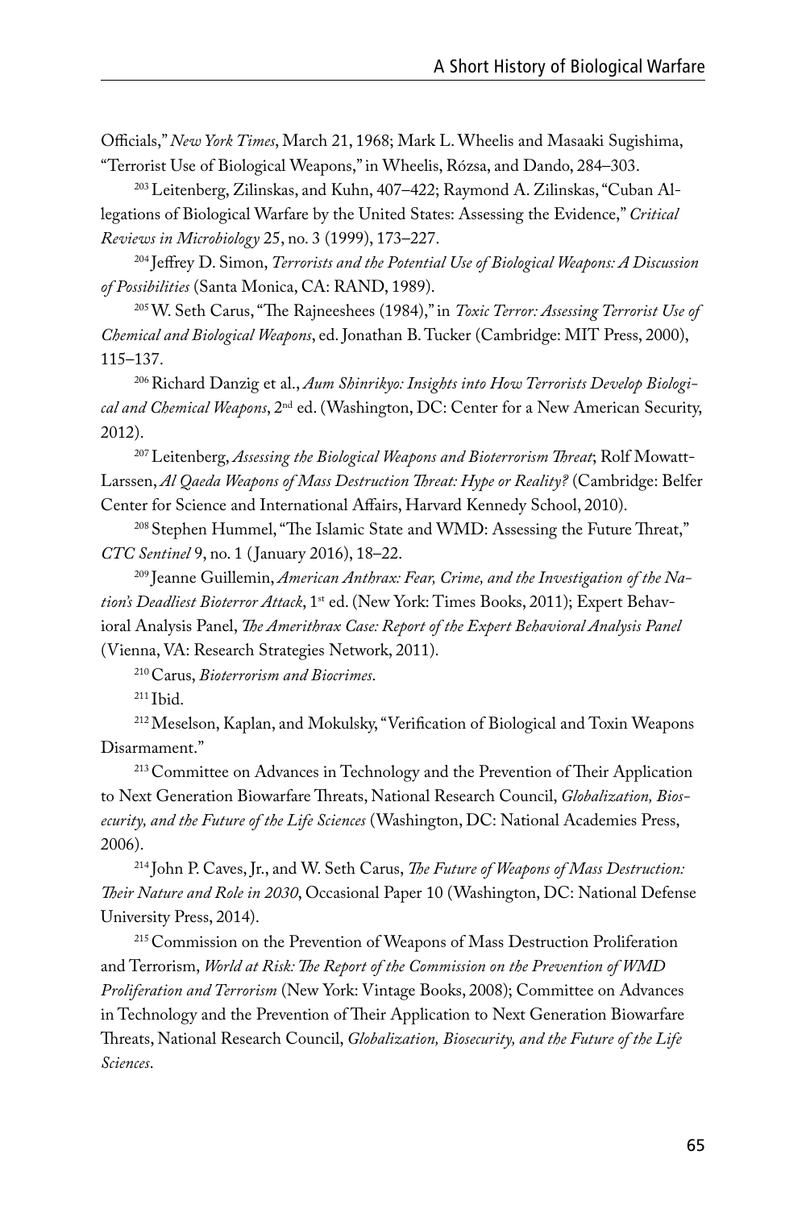Officials," *New York Times*, March 21, 1968; Mark L. Wheelis and Masaaki Sugishima, "Terrorist Use of Biological Weapons," in Wheelis, Rózsa, and Dando, 284–303.

[203] Leitenberg, Zilinskas, and Kuhn, 407–422; Raymond A. Zilinskas, "Cuban Allegations of Biological Warfare by the United States: Assessing the Evidence," *Critical Reviews in Microbiology* 25, no. 3 (1999), 173–227.

[204] Jeffrey D. Simon, *Terrorists and the Potential Use of Biological Weapons: A Discussion of Possibilities* (Santa Monica, CA: RAND, 1989).

[205] W. Seth Carus, "The Rajneeshees (1984)," in *Toxic Terror: Assessing Terrorist Use of Chemical and Biological Weapons*, ed. Jonathan B. Tucker (Cambridge: MIT Press, 2000), 115–137.

[206] Richard Danzig et al., *Aum Shinrikyo: Insights into How Terrorists Develop Biological and Chemical Weapons*, 2nd ed. (Washington, DC: Center for a New American Security, 2012).

[207] Leitenberg, *Assessing the Biological Weapons and Bioterrorism Threat*; Rolf Mowatt-Larssen, *Al Qaeda Weapons of Mass Destruction Threat: Hype or Reality?* (Cambridge: Belfer Center for Science and International Affairs, Harvard Kennedy School, 2010).

[208] Stephen Hummel, "The Islamic State and WMD: Assessing the Future Threat," *CTC Sentinel* 9, no. 1 (January 2016), 18–22.

[209] Jeanne Guillemin, *American Anthrax: Fear, Crime, and the Investigation of the Nation's Deadliest Bioterror Attack*, 1st ed. (New York: Times Books, 2011); Expert Behavioral Analysis Panel, *The Amerithrax Case: Report of the Expert Behavioral Analysis Panel* (Vienna, VA: Research Strategies Network, 2011).

[210] Carus, *Bioterrorism and Biocrimes*.

[211] Ibid.

[212] Meselson, Kaplan, and Mokulsky, "Verification of Biological and Toxin Weapons Disarmament."

[213] Committee on Advances in Technology and the Prevention of Their Application to Next Generation Biowarfare Threats, National Research Council, *Globalization, Biosecurity, and the Future of the Life Sciences* (Washington, DC: National Academies Press, 2006).

[214] John P. Caves, Jr., and W. Seth Carus, *The Future of Weapons of Mass Destruction: Their Nature and Role in 2030*, Occasional Paper 10 (Washington, DC: National Defense University Press, 2014).

[215] Commission on the Prevention of Weapons of Mass Destruction Proliferation and Terrorism, *World at Risk: The Report of the Commission on the Prevention of WMD Proliferation and Terrorism* (New York: Vintage Books, 2008); Committee on Advances in Technology and the Prevention of Their Application to Next Generation Biowarfare Threats, National Research Council, *Globalization, Biosecurity, and the Future of the Life Sciences*.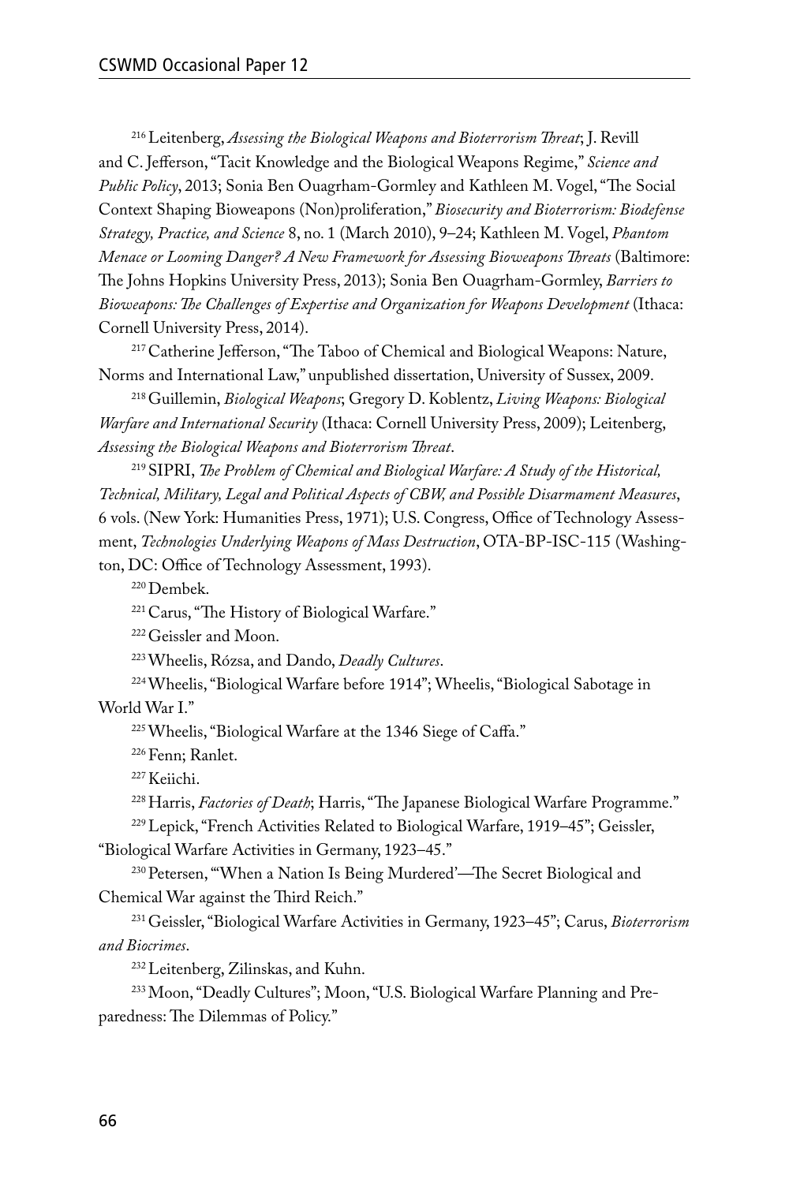[216] Leitenberg, *Assessing the Biological Weapons and Bioterrorism Threat*; J. Revill and C. Jefferson, "Tacit Knowledge and the Biological Weapons Regime," *Science and Public Policy*, 2013; Sonia Ben Ouagrham-Gormley and Kathleen M. Vogel, "The Social Context Shaping Bioweapons (Non)proliferation," *Biosecurity and Bioterrorism: Biodefense Strategy, Practice, and Science* 8, no. 1 (March 2010), 9–24; Kathleen M. Vogel, *Phantom Menace or Looming Danger? A New Framework for Assessing Bioweapons Threats* (Baltimore: The Johns Hopkins University Press, 2013); Sonia Ben Ouagrham-Gormley, *Barriers to Bioweapons: The Challenges of Expertise and Organization for Weapons Development* (Ithaca: Cornell University Press, 2014).

[217] Catherine Jefferson, "The Taboo of Chemical and Biological Weapons: Nature, Norms and International Law," unpublished dissertation, University of Sussex, 2009.

[218] Guillemin, *Biological Weapons*; Gregory D. Koblentz, *Living Weapons: Biological Warfare and International Security* (Ithaca: Cornell University Press, 2009); Leitenberg, *Assessing the Biological Weapons and Bioterrorism Threat*.

[219] SIPRI, *The Problem of Chemical and Biological Warfare: A Study of the Historical, Technical, Military, Legal and Political Aspects of CBW, and Possible Disarmament Measures*, 6 vols. (New York: Humanities Press, 1971); U.S. Congress, Office of Technology Assessment, *Technologies Underlying Weapons of Mass Destruction*, OTA-BP-ISC-115 (Washington, DC: Office of Technology Assessment, 1993).

[220] Dembek.

[221] Carus, "The History of Biological Warfare."

[222] Geissler and Moon.

[223] Wheelis, Rózsa, and Dando, *Deadly Cultures*.

[224] Wheelis, "Biological Warfare before 1914"; Wheelis, "Biological Sabotage in World War I."

[225] Wheelis, "Biological Warfare at the 1346 Siege of Caffa."

[226] Fenn; Ranlet.

[227] Keiichi.

[228] Harris, *Factories of Death*; Harris, "The Japanese Biological Warfare Programme."

[229] Lepick, "French Activities Related to Biological Warfare, 1919–45"; Geissler, "Biological Warfare Activities in Germany, 1923–45."

[230] Petersen, "'When a Nation Is Being Murdered'—The Secret Biological and Chemical War against the Third Reich."

[231] Geissler, "Biological Warfare Activities in Germany, 1923–45"; Carus, *Bioterrorism and Biocrimes*.

[232] Leitenberg, Zilinskas, and Kuhn.

[233] Moon, "Deadly Cultures"; Moon, "U.S. Biological Warfare Planning and Preparedness: The Dilemmas of Policy."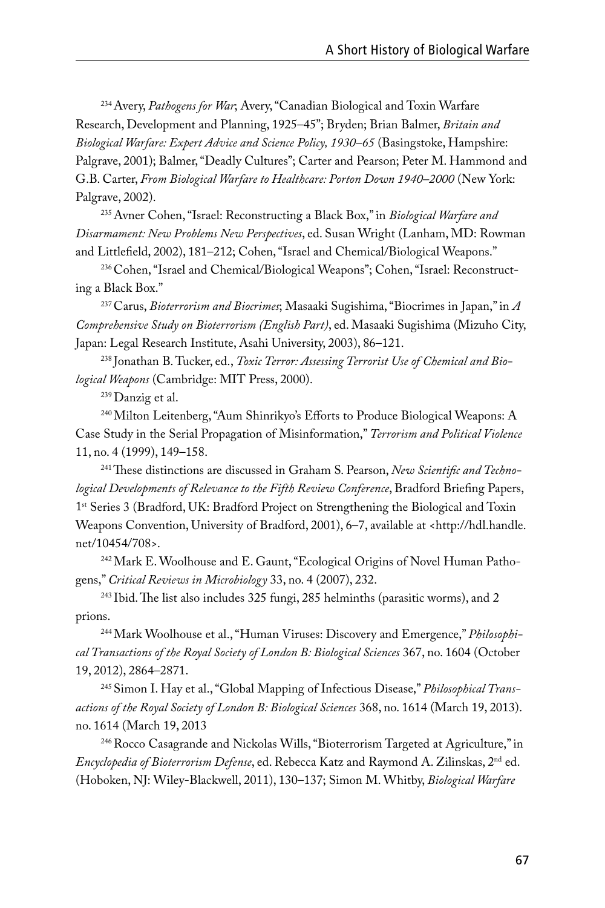[234] Avery, *Pathogens for War*; Avery, "Canadian Biological and Toxin Warfare Research, Development and Planning, 1925–45"; Bryden; Brian Balmer, *Britain and Biological Warfare: Expert Advice and Science Policy, 1930–65* (Basingstoke, Hampshire: Palgrave, 2001); Balmer, "Deadly Cultures"; Carter and Pearson; Peter M. Hammond and G.B. Carter, *From Biological Warfare to Healthcare: Porton Down 1940–2000* (New York: Palgrave, 2002).

[235] Avner Cohen, "Israel: Reconstructing a Black Box," in *Biological Warfare and Disarmament: New Problems New Perspectives*, ed. Susan Wright (Lanham, MD: Rowman and Littlefield, 2002), 181–212; Cohen, "Israel and Chemical/Biological Weapons."

[236] Cohen, "Israel and Chemical/Biological Weapons"; Cohen, "Israel: Reconstructing a Black Box."

[237] Carus, *Bioterrorism and Biocrimes*; Masaaki Sugishima, "Biocrimes in Japan," in *A Comprehensive Study on Bioterrorism (English Part)*, ed. Masaaki Sugishima (Mizuho City, Japan: Legal Research Institute, Asahi University, 2003), 86–121.

[238] Jonathan B. Tucker, ed., *Toxic Terror: Assessing Terrorist Use of Chemical and Biological Weapons* (Cambridge: MIT Press, 2000).

[239] Danzig et al.

[240] Milton Leitenberg, "Aum Shinrikyo's Efforts to Produce Biological Weapons: A Case Study in the Serial Propagation of Misinformation," *Terrorism and Political Violence* 11, no. 4 (1999), 149–158.

[241] These distinctions are discussed in Graham S. Pearson, *New Scientific and Technological Developments of Relevance to the Fifth Review Conference*, Bradford Briefing Papers, 1st Series 3 (Bradford, UK: Bradford Project on Strengthening the Biological and Toxin Weapons Convention, University of Bradford, 2001), 6–7, available at <http://hdl.handle.net/10454/708>.

[242] Mark E. Woolhouse and E. Gaunt, "Ecological Origins of Novel Human Pathogens," *Critical Reviews in Microbiology* 33, no. 4 (2007), 232.

[243] Ibid. The list also includes 325 fungi, 285 helminths (parasitic worms), and 2 prions.

[244] Mark Woolhouse et al., "Human Viruses: Discovery and Emergence," *Philosophical Transactions of the Royal Society of London B: Biological Sciences* 367, no. 1604 (October 19, 2012), 2864–2871.

[245] Simon I. Hay et al., "Global Mapping of Infectious Disease," *Philosophical Transactions of the Royal Society of London B: Biological Sciences* 368, no. 1614 (March 19, 2013). no. 1614 (March 19, 2013

[246] Rocco Casagrande and Nickolas Wills, "Bioterrorism Targeted at Agriculture," in *Encyclopedia of Bioterrorism Defense*, ed. Rebecca Katz and Raymond A. Zilinskas, 2nd ed. (Hoboken, NJ: Wiley-Blackwell, 2011), 130–137; Simon M. Whitby, *Biological Warfare*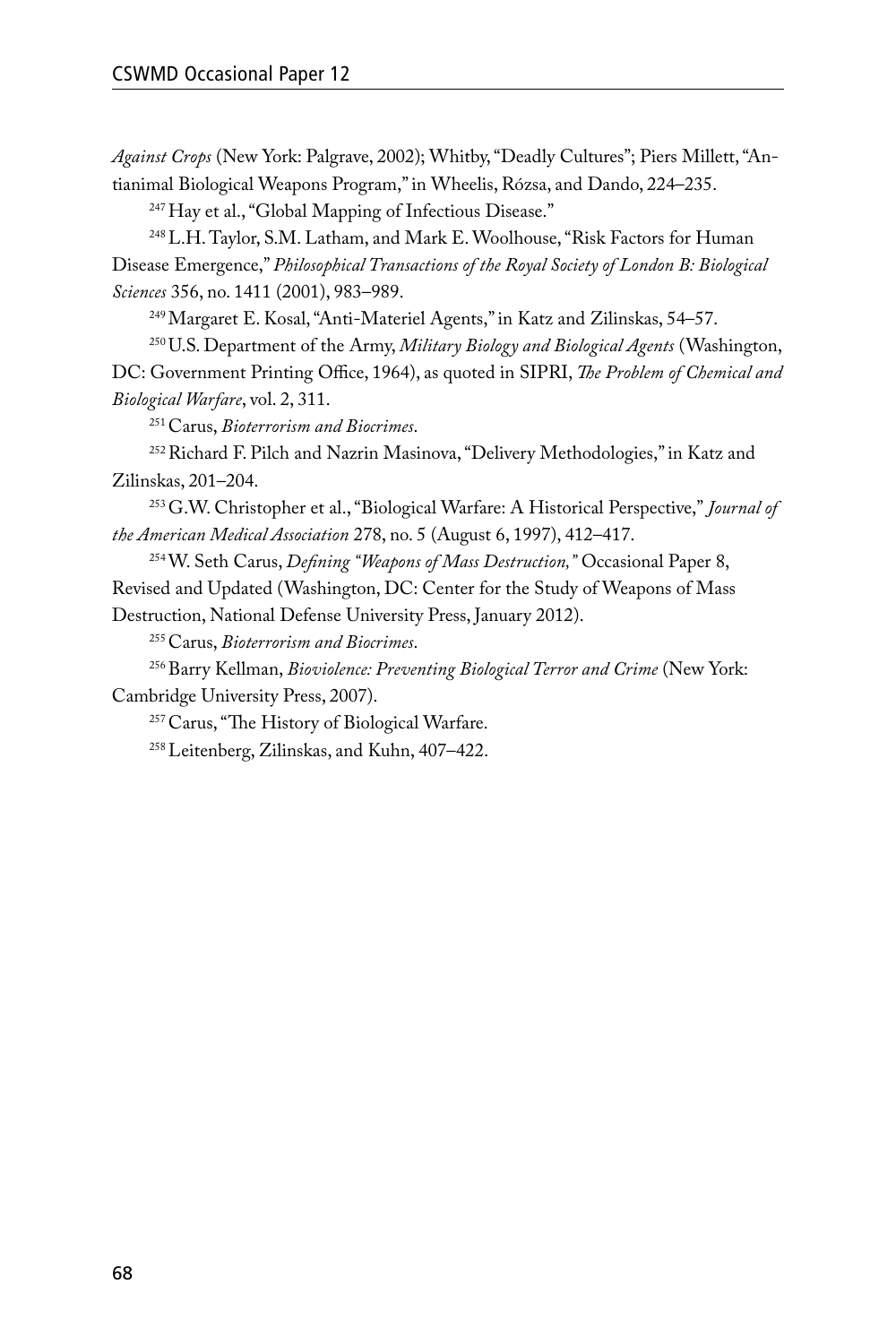*Against Crops* (New York: Palgrave, 2002); Whitby, "Deadly Cultures"; Piers Millett, "Antianimal Biological Weapons Program," in Wheelis, Rózsa, and Dando, 224–235.

[247] Hay et al., "Global Mapping of Infectious Disease."

[248] L.H. Taylor, S.M. Latham, and Mark E. Woolhouse, "Risk Factors for Human Disease Emergence," *Philosophical Transactions of the Royal Society of London B: Biological Sciences* 356, no. 1411 (2001), 983–989.

[249] Margaret E. Kosal, "Anti-Materiel Agents," in Katz and Zilinskas, 54–57.

[250] U.S. Department of the Army, *Military Biology and Biological Agents* (Washington, DC: Government Printing Office, 1964), as quoted in SIPRI, *The Problem of Chemical and Biological Warfare*, vol. 2, 311.

[251] Carus, *Bioterrorism and Biocrimes*.

[252] Richard F. Pilch and Nazrin Masinova, "Delivery Methodologies," in Katz and Zilinskas, 201–204.

[253] G.W. Christopher et al., "Biological Warfare: A Historical Perspective," *Journal of the American Medical Association* 278, no. 5 (August 6, 1997), 412–417.

[254] W. Seth Carus, *Defining "Weapons of Mass Destruction,"* Occasional Paper 8, Revised and Updated (Washington, DC: Center for the Study of Weapons of Mass Destruction, National Defense University Press, January 2012).

[255] Carus, *Bioterrorism and Biocrimes*.

[256] Barry Kellman, *Bioviolence: Preventing Biological Terror and Crime* (New York: Cambridge University Press, 2007).

[257] Carus, "The History of Biological Warfare.

[258] Leitenberg, Zilinskas, and Kuhn, 407–422.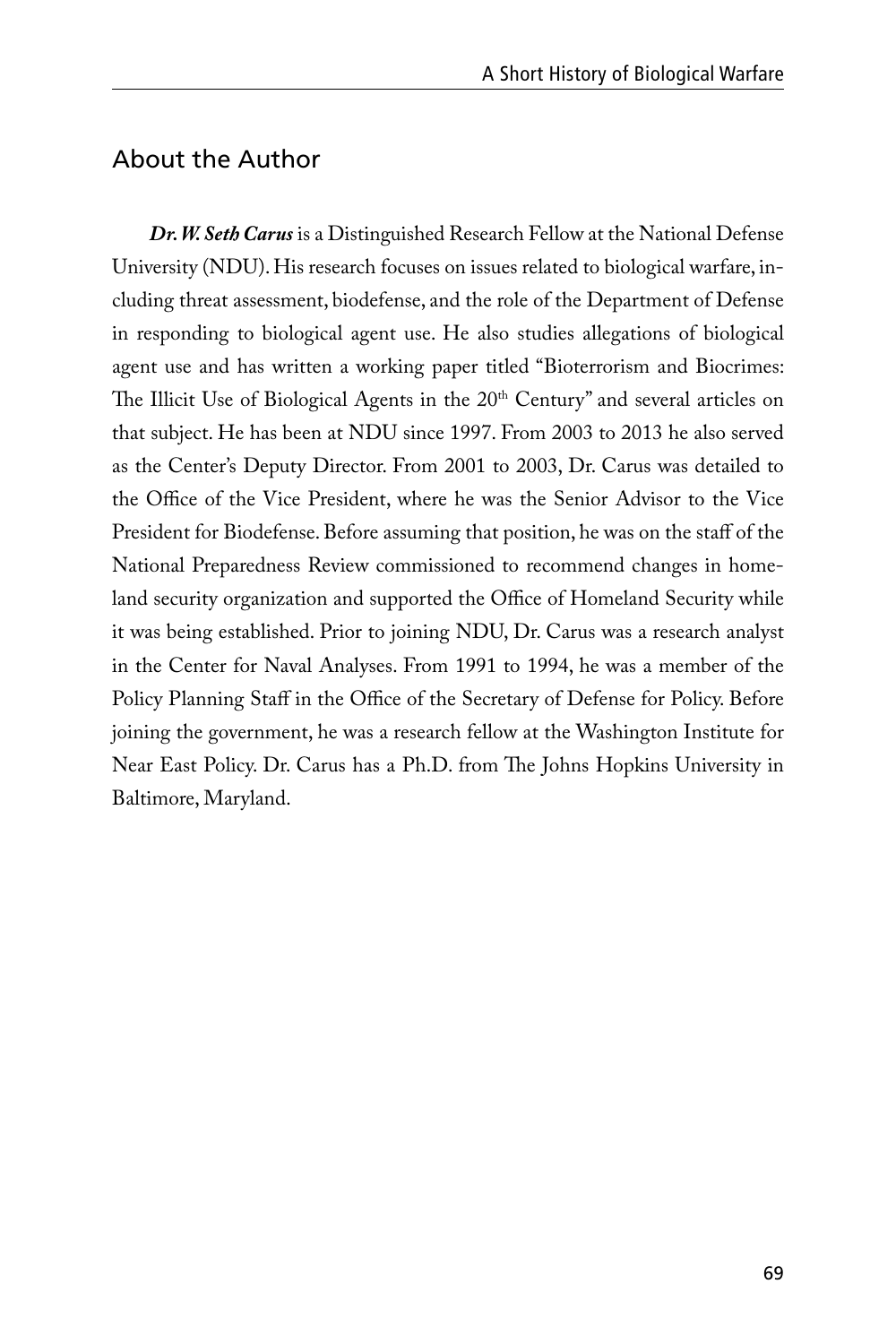## About the Author

***Dr. W. Seth Carus*** is a Distinguished Research Fellow at the National Defense University (NDU). His research focuses on issues related to biological warfare, including threat assessment, biodefense, and the role of the Department of Defense in responding to biological agent use. He also studies allegations of biological agent use and has written a working paper titled "Bioterrorism and Biocrimes: The Illicit Use of Biological Agents in the 20th Century" and several articles on that subject. He has been at NDU since 1997. From 2003 to 2013 he also served as the Center's Deputy Director. From 2001 to 2003, Dr. Carus was detailed to the Office of the Vice President, where he was the Senior Advisor to the Vice President for Biodefense. Before assuming that position, he was on the staff of the National Preparedness Review commissioned to recommend changes in homeland security organization and supported the Office of Homeland Security while it was being established. Prior to joining NDU, Dr. Carus was a research analyst in the Center for Naval Analyses. From 1991 to 1994, he was a member of the Policy Planning Staff in the Office of the Secretary of Defense for Policy. Before joining the government, he was a research fellow at the Washington Institute for Near East Policy. Dr. Carus has a Ph.D. from The Johns Hopkins University in Baltimore, Maryland.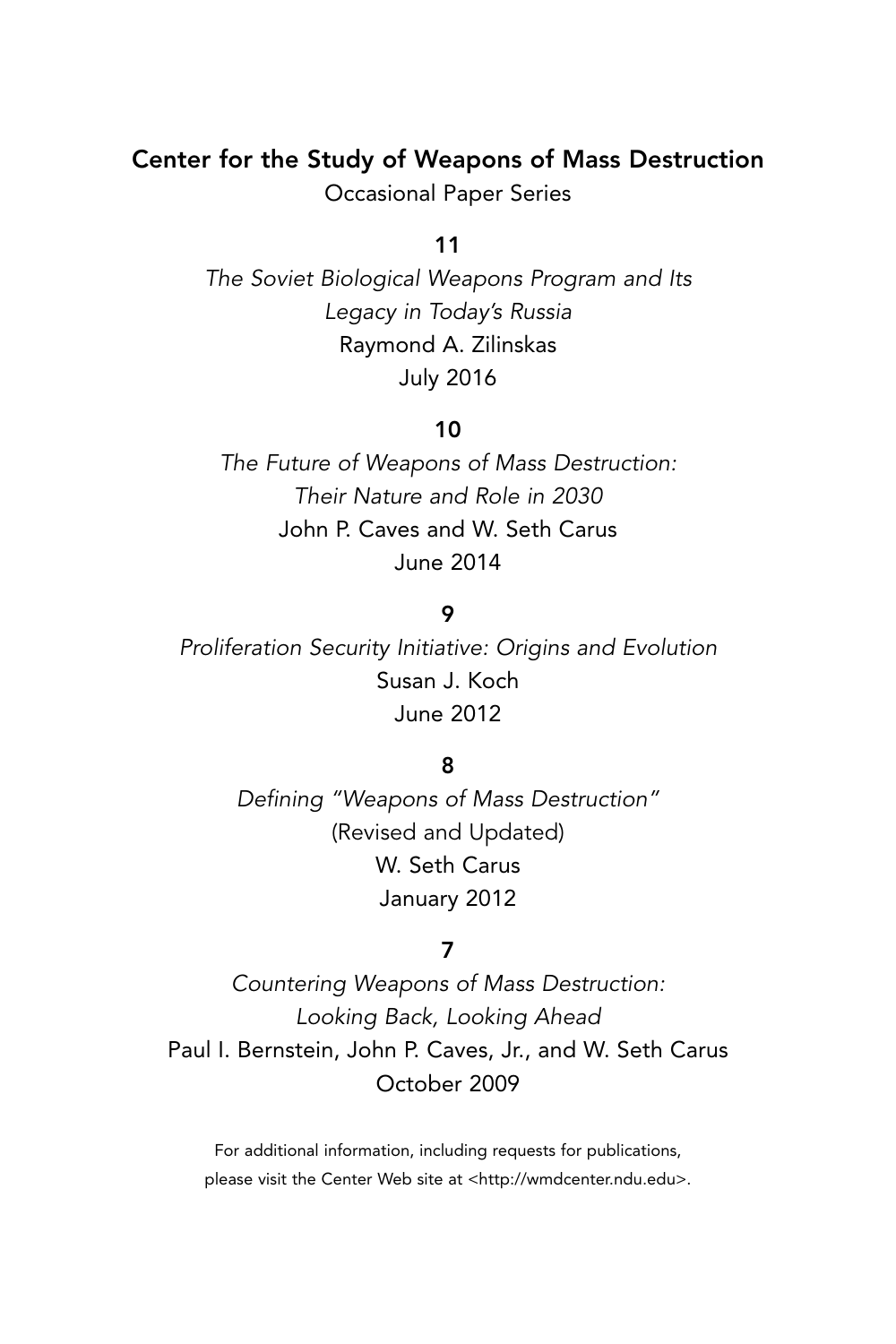## Center for the Study of Weapons of Mass Destruction

Occasional Paper Series

**11**

*The Soviet Biological Weapons Program and Its Legacy in Today's Russia*
Raymond A. Zilinskas
July 2016

**10**

*The Future of Weapons of Mass Destruction: Their Nature and Role in 2030*
John P. Caves and W. Seth Carus
June 2014

**9**

*Proliferation Security Initiative: Origins and Evolution*
Susan J. Koch
June 2012

**8**

*Defining "Weapons of Mass Destruction"*
(Revised and Updated)
W. Seth Carus
January 2012

**7**

*Countering Weapons of Mass Destruction: Looking Back, Looking Ahead*
Paul I. Bernstein, John P. Caves, Jr., and W. Seth Carus
October 2009

For additional information, including requests for publications, please visit the Center Web site at <http://wmdcenter.ndu.edu>.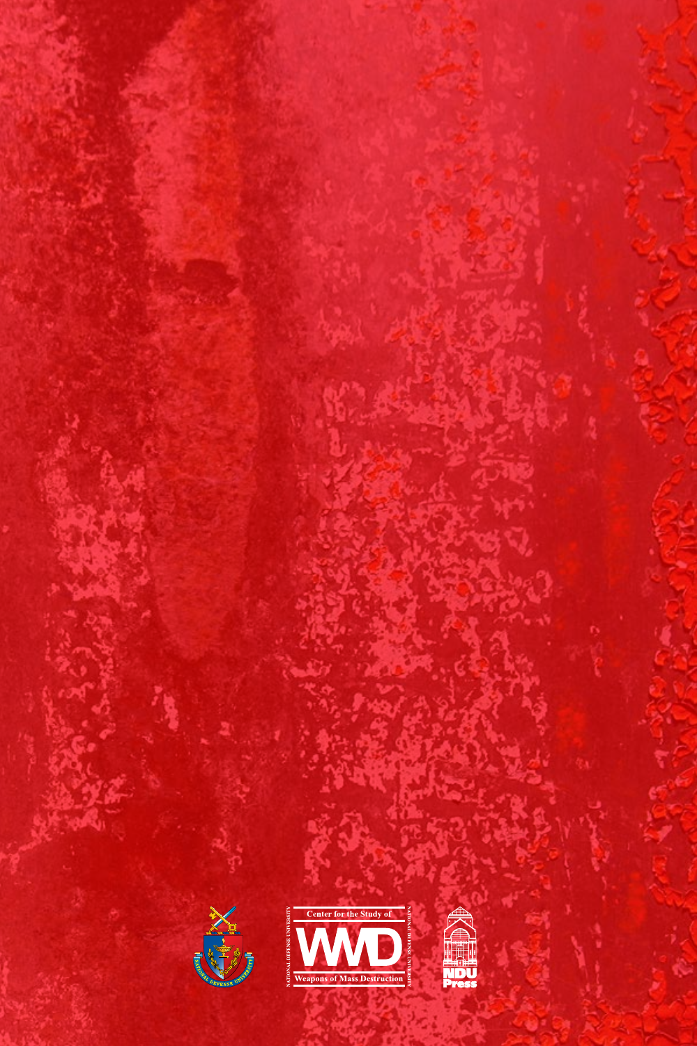Center for the Study of

WMD

Weapons of Mass Destruction

NATIONAL DEFENSE UNIVERSITY

NDU Press